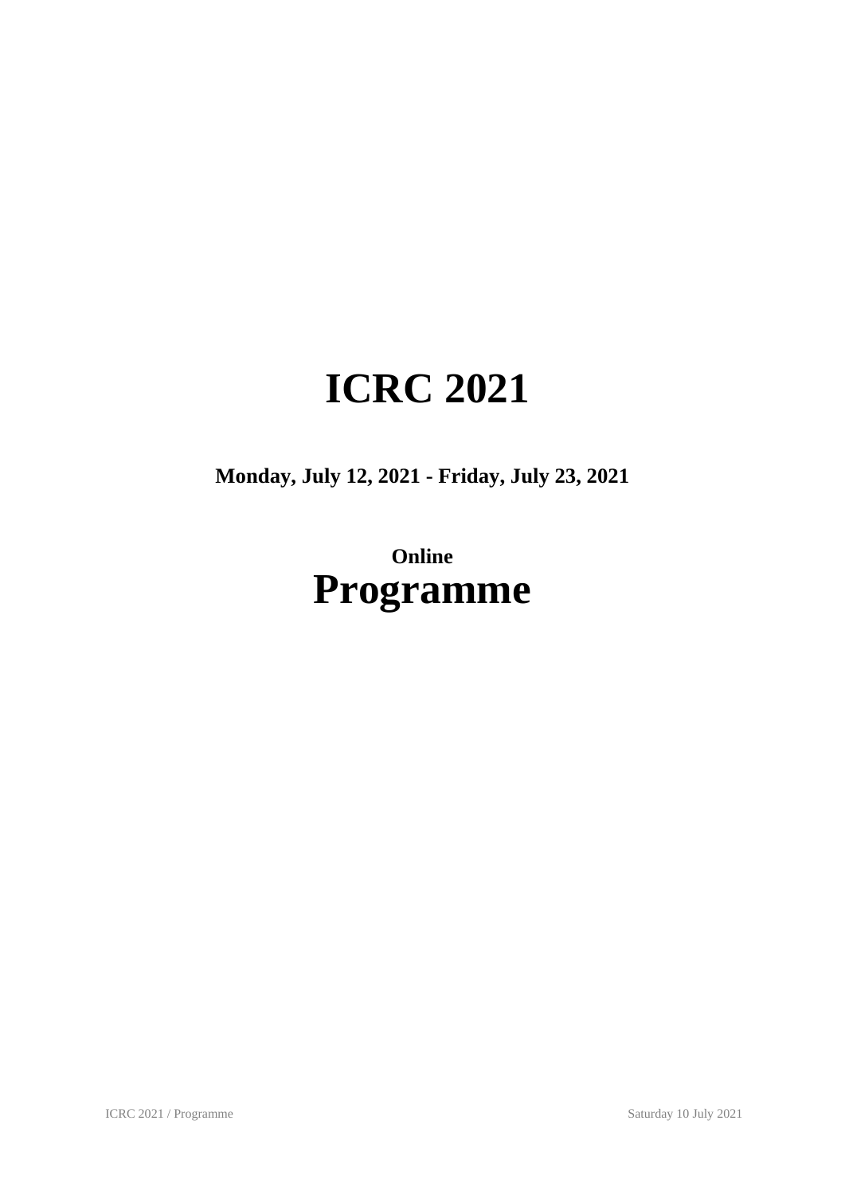# ICRC 2021

**Monday, July 12, 2021 - Friday, July 23, 2021**

**Online**

# Programme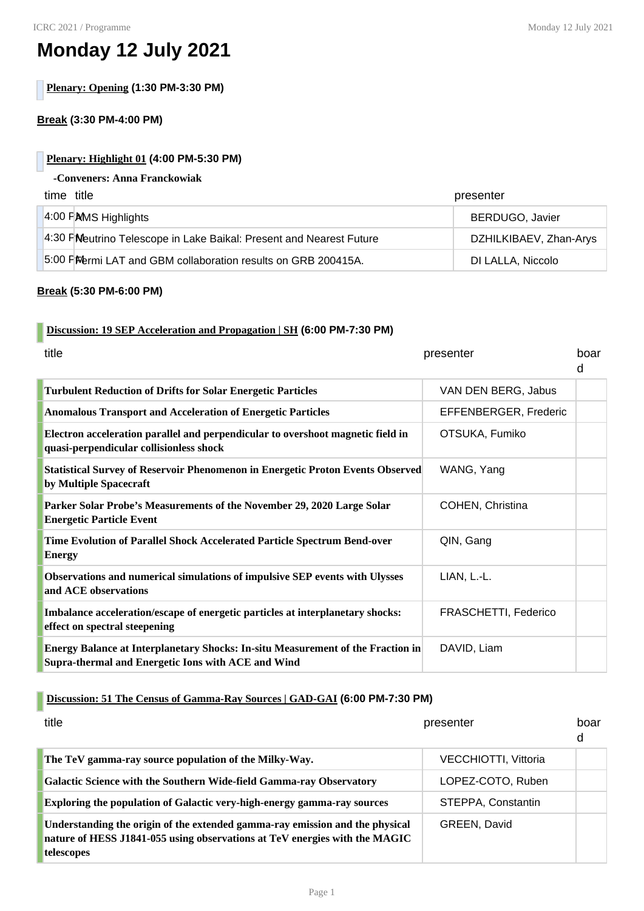# Monday 12 July 2021

**Plenary: Opening** (1:30 PM-3:30 PM)

**Break** (3:30 PM-4:00 PM)

**Plenary: Highlight 01** (4:00 PM-5:30 PM)

**-Conveners: Anna Franckowiak**

| time | title | presenter |
|---|---|---|
| 4:00 PM | AMS Highlights | BERDUGO, Javier |
| 4:30 PM | Neutrino Telescope in Lake Baikal: Present and Nearest Future | DZHILKIBAEV, Zhan-Arys |
| 5:00 PM | Fermi LAT and GBM collaboration results on GRB 200415A. | DI LALLA, Niccolo |

**Break** (5:30 PM-6:00 PM)

**Discussion: 19 SEP Acceleration and Propagation | SH** (6:00 PM-7:30 PM)

| title | presenter | board |
|---|---|---|
| **Turbulent Reduction of Drifts for Solar Energetic Particles** | VAN DEN BERG, Jabus | |
| **Anomalous Transport and Acceleration of Energetic Particles** | EFFENBERGER, Frederic | |
| **Electron acceleration parallel and perpendicular to overshoot magnetic field in quasi-perpendicular collisionless shock** | OTSUKA, Fumiko | |
| **Statistical Survey of Reservoir Phenomenon in Energetic Proton Events Observed by Multiple Spacecraft** | WANG, Yang | |
| **Parker Solar Probe's Measurements of the November 29, 2020 Large Solar Energetic Particle Event** | COHEN, Christina | |
| **Time Evolution of Parallel Shock Accelerated Particle Spectrum Bend-over Energy** | QIN, Gang | |
| **Observations and numerical simulations of impulsive SEP events with Ulysses and ACE observations** | LIAN, L.-L. | |
| **Imbalance acceleration/escape of energetic particles at interplanetary shocks: effect on spectral steepening** | FRASCHETTI, Federico | |
| **Energy Balance at Interplanetary Shocks: In-situ Measurement of the Fraction in Supra-thermal and Energetic Ions with ACE and Wind** | DAVID, Liam | |

**Discussion: 51 The Census of Gamma-Ray Sources | GAD-GAI** (6:00 PM-7:30 PM)

| title | presenter | board |
|---|---|---|
| **The TeV gamma-ray source population of the Milky-Way.** | VECCHIOTTI, Vittoria | |
| **Galactic Science with the Southern Wide-field Gamma-ray Observatory** | LOPEZ-COTO, Ruben | |
| **Exploring the population of Galactic very-high-energy gamma-ray sources** | STEPPA, Constantin | |
| **Understanding the origin of the extended gamma-ray emission and the physical nature of HESS J1841-055 using observations at TeV energies with the MAGIC telescopes** | GREEN, David | |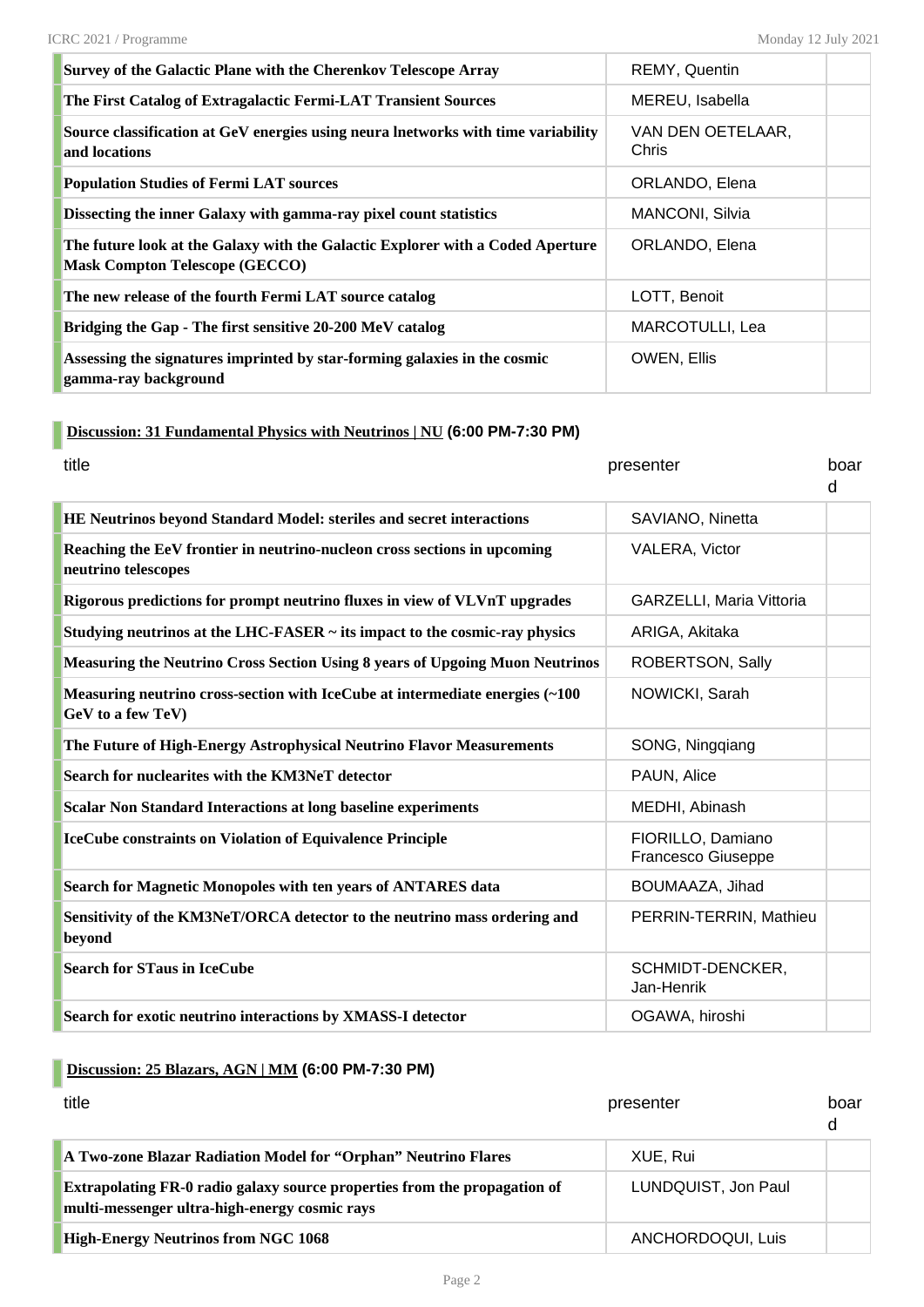| | | |
|---|---|---|
| **Survey of the Galactic Plane with the Cherenkov Telescope Array** | REMY, Quentin | |
| **The First Catalog of Extragalactic Fermi-LAT Transient Sources** | MEREU, Isabella | |
| **Source classification at GeV energies using neura lnetworks with time variability and locations** | VAN DEN OETELAAR, Chris | |
| **Population Studies of Fermi LAT sources** | ORLANDO, Elena | |
| **Dissecting the inner Galaxy with gamma-ray pixel count statistics** | MANCONI, Silvia | |
| **The future look at the Galaxy with the Galactic Explorer with a Coded Aperture Mask Compton Telescope (GECCO)** | ORLANDO, Elena | |
| **The new release of the fourth Fermi LAT source catalog** | LOTT, Benoit | |
| **Bridging the Gap - The first sensitive 20-200 MeV catalog** | MARCOTULLI, Lea | |
| **Assessing the signatures imprinted by star-forming galaxies in the cosmic gamma-ray background** | OWEN, Ellis | |

### Discussion: 31 Fundamental Physics with Neutrinos | NU (6:00 PM-7:30 PM)

| title | presenter | board |
|---|---|---|
| **HE Neutrinos beyond Standard Model: steriles and secret interactions** | SAVIANO, Ninetta | |
| **Reaching the EeV frontier in neutrino-nucleon cross sections in upcoming neutrino telescopes** | VALERA, Victor | |
| **Rigorous predictions for prompt neutrino fluxes in view of VLVnT upgrades** | GARZELLI, Maria Vittoria | |
| **Studying neutrinos at the LHC-FASER ~ its impact to the cosmic-ray physics** | ARIGA, Akitaka | |
| **Measuring the Neutrino Cross Section Using 8 years of Upgoing Muon Neutrinos** | ROBERTSON, Sally | |
| **Measuring neutrino cross-section with IceCube at intermediate energies (~100 GeV to a few TeV)** | NOWICKI, Sarah | |
| **The Future of High-Energy Astrophysical Neutrino Flavor Measurements** | SONG, Ningqiang | |
| **Search for nuclearites with the KM3NeT detector** | PAUN, Alice | |
| **Scalar Non Standard Interactions at long baseline experiments** | MEDHI, Abinash | |
| **IceCube constraints on Violation of Equivalence Principle** | FIORILLO, Damiano Francesco Giuseppe | |
| **Search for Magnetic Monopoles with ten years of ANTARES data** | BOUMAAZA, Jihad | |
| **Sensitivity of the KM3NeT/ORCA detector to the neutrino mass ordering and beyond** | PERRIN-TERRIN, Mathieu | |
| **Search for STaus in IceCube** | SCHMIDT-DENCKER, Jan-Henrik | |
| **Search for exotic neutrino interactions by XMASS-I detector** | OGAWA, hiroshi | |

### Discussion: 25 Blazars, AGN | MM (6:00 PM-7:30 PM)

| title | presenter | board |
|---|---|---|
| **A Two-zone Blazar Radiation Model for "Orphan" Neutrino Flares** | XUE, Rui | |
| **Extrapolating FR-0 radio galaxy source properties from the propagation of multi-messenger ultra-high-energy cosmic rays** | LUNDQUIST, Jon Paul | |
| **High-Energy Neutrinos from NGC 1068** | ANCHORDOQUI, Luis | |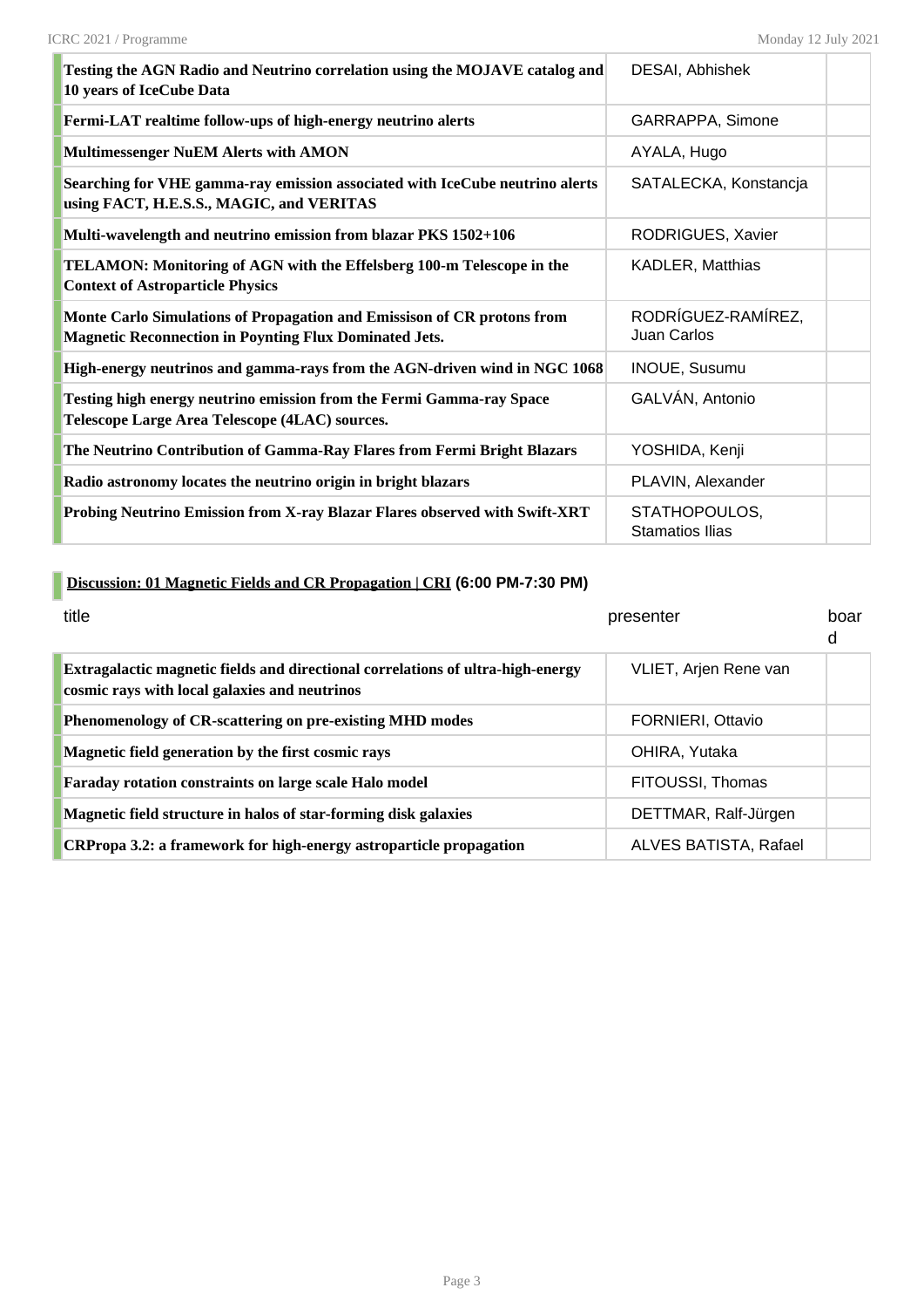| | | |
|---|---|---|
| **Testing the AGN Radio and Neutrino correlation using the MOJAVE catalog and 10 years of IceCube Data** | DESAI, Abhishek | |
| **Fermi-LAT realtime follow-ups of high-energy neutrino alerts** | GARRAPPA, Simone | |
| **Multimessenger NuEM Alerts with AMON** | AYALA, Hugo | |
| **Searching for VHE gamma-ray emission associated with IceCube neutrino alerts using FACT, H.E.S.S., MAGIC, and VERITAS** | SATALECKA, Konstancja | |
| **Multi-wavelength and neutrino emission from blazar PKS 1502+106** | RODRIGUES, Xavier | |
| **TELAMON: Monitoring of AGN with the Effelsberg 100-m Telescope in the Context of Astroparticle Physics** | KADLER, Matthias | |
| **Monte Carlo Simulations of Propagation and Emissison of CR protons from Magnetic Reconnection in Poynting Flux Dominated Jets.** | RODRÍGUEZ-RAMÍREZ, Juan Carlos | |
| **High-energy neutrinos and gamma-rays from the AGN-driven wind in NGC 1068** | INOUE, Susumu | |
| **Testing high energy neutrino emission from the Fermi Gamma-ray Space Telescope Large Area Telescope (4LAC) sources.** | GALVÁN, Antonio | |
| **The Neutrino Contribution of Gamma-Ray Flares from Fermi Bright Blazars** | YOSHIDA, Kenji | |
| **Radio astronomy locates the neutrino origin in bright blazars** | PLAVIN, Alexander | |
| **Probing Neutrino Emission from X-ray Blazar Flares observed with Swift-XRT** | STATHOPOULOS, Stamatios Ilias | |

## Discussion: 01 Magnetic Fields and CR Propagation | CRI (6:00 PM-7:30 PM)

| title | presenter | board |
|---|---|---|
| **Extragalactic magnetic fields and directional correlations of ultra-high-energy cosmic rays with local galaxies and neutrinos** | VLIET, Arjen Rene van | |
| **Phenomenology of CR-scattering on pre-existing MHD modes** | FORNIERI, Ottavio | |
| **Magnetic field generation by the first cosmic rays** | OHIRA, Yutaka | |
| **Faraday rotation constraints on large scale Halo model** | FITOUSSI, Thomas | |
| **Magnetic field structure in halos of star-forming disk galaxies** | DETTMAR, Ralf-Jürgen | |
| **CRPropa 3.2: a framework for high-energy astroparticle propagation** | ALVES BATISTA, Rafael | |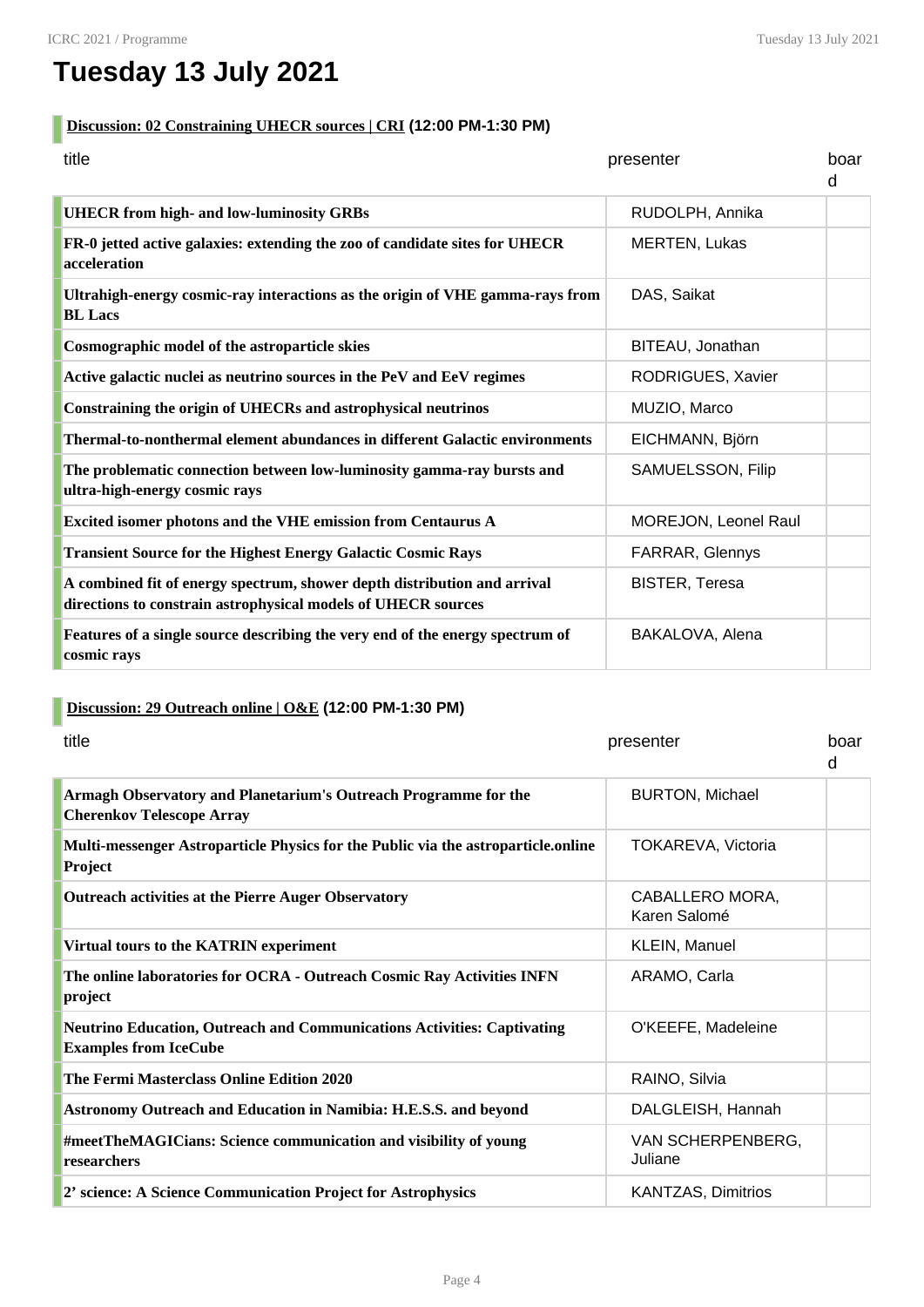# Tuesday 13 July 2021

## Discussion: 02 Constraining UHECR sources | CRI (12:00 PM-1:30 PM)

| title | presenter | board |
|---|---|---|
| **UHECR from high- and low-luminosity GRBs** | RUDOLPH, Annika | |
| **FR-0 jetted active galaxies: extending the zoo of candidate sites for UHECR acceleration** | MERTEN, Lukas | |
| **Ultrahigh-energy cosmic-ray interactions as the origin of VHE gamma-rays from BL Lacs** | DAS, Saikat | |
| **Cosmographic model of the astroparticle skies** | BITEAU, Jonathan | |
| **Active galactic nuclei as neutrino sources in the PeV and EeV regimes** | RODRIGUES, Xavier | |
| **Constraining the origin of UHECRs and astrophysical neutrinos** | MUZIO, Marco | |
| **Thermal-to-nonthermal element abundances in different Galactic environments** | EICHMANN, Björn | |
| **The problematic connection between low-luminosity gamma-ray bursts and ultra-high-energy cosmic rays** | SAMUELSSON, Filip | |
| **Excited isomer photons and the VHE emission from Centaurus A** | MOREJON, Leonel Raul | |
| **Transient Source for the Highest Energy Galactic Cosmic Rays** | FARRAR, Glennys | |
| **A combined fit of energy spectrum, shower depth distribution and arrival directions to constrain astrophysical models of UHECR sources** | BISTER, Teresa | |
| **Features of a single source describing the very end of the energy spectrum of cosmic rays** | BAKALOVA, Alena | |

## Discussion: 29 Outreach online | O&E (12:00 PM-1:30 PM)

| title | presenter | board |
|---|---|---|
| **Armagh Observatory and Planetarium's Outreach Programme for the Cherenkov Telescope Array** | BURTON, Michael | |
| **Multi-messenger Astroparticle Physics for the Public via the astroparticle.online Project** | TOKAREVA, Victoria | |
| **Outreach activities at the Pierre Auger Observatory** | CABALLERO MORA, Karen Salomé | |
| **Virtual tours to the KATRIN experiment** | KLEIN, Manuel | |
| **The online laboratories for OCRA - Outreach Cosmic Ray Activities INFN project** | ARAMO, Carla | |
| **Neutrino Education, Outreach and Communications Activities: Captivating Examples from IceCube** | O'KEEFE, Madeleine | |
| **The Fermi Masterclass Online Edition 2020** | RAINO, Silvia | |
| **Astronomy Outreach and Education in Namibia: H.E.S.S. and beyond** | DALGLEISH, Hannah | |
| **#meetTheMAGICians: Science communication and visibility of young researchers** | VAN SCHERPENBERG, Juliane | |
| **2' science: A Science Communication Project for Astrophysics** | KANTZAS, Dimitrios | |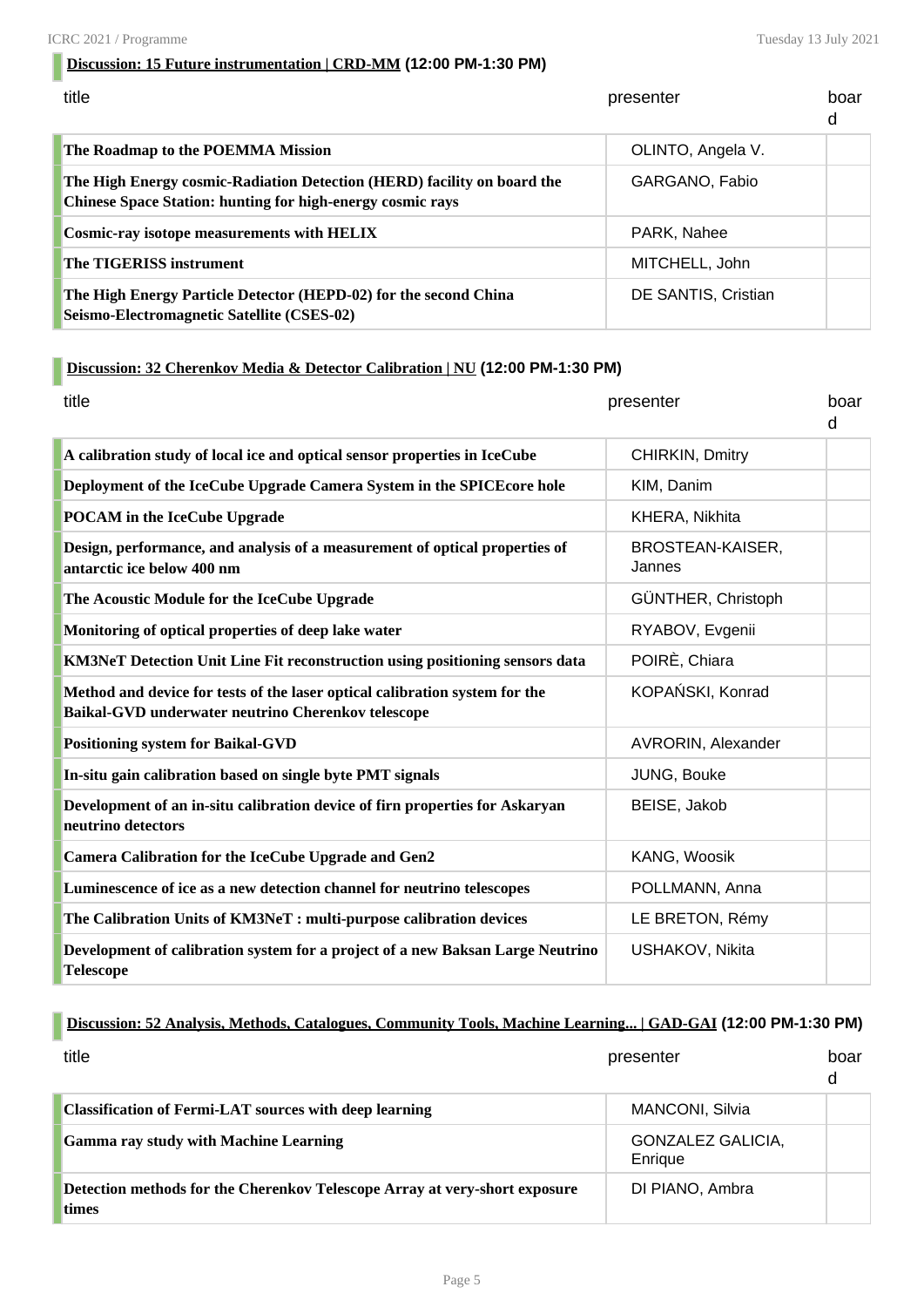### Discussion: 15 Future instrumentation | CRD-MM (12:00 PM-1:30 PM)

| title | presenter | board |
|---|---|---|
| **The Roadmap to the POEMMA Mission** | OLINTO, Angela V. | |
| **The High Energy cosmic-Radiation Detection (HERD) facility on board the Chinese Space Station: hunting for high-energy cosmic rays** | GARGANO, Fabio | |
| **Cosmic-ray isotope measurements with HELIX** | PARK, Nahee | |
| **The TIGERISS instrument** | MITCHELL, John | |
| **The High Energy Particle Detector (HEPD-02) for the second China Seismo-Electromagnetic Satellite (CSES-02)** | DE SANTIS, Cristian | |

### Discussion: 32 Cherenkov Media & Detector Calibration | NU (12:00 PM-1:30 PM)

| title | presenter | board |
|---|---|---|
| **A calibration study of local ice and optical sensor properties in IceCube** | CHIRKIN, Dmitry | |
| **Deployment of the IceCube Upgrade Camera System in the SPICEcore hole** | KIM, Danim | |
| **POCAM in the IceCube Upgrade** | KHERA, Nikhita | |
| **Design, performance, and analysis of a measurement of optical properties of antarctic ice below 400 nm** | BROSTEAN-KAISER, Jannes | |
| **The Acoustic Module for the IceCube Upgrade** | GÜNTHER, Christoph | |
| **Monitoring of optical properties of deep lake water** | RYABOV, Evgenii | |
| **KM3NeT Detection Unit Line Fit reconstruction using positioning sensors data** | POIRÈ, Chiara | |
| **Method and device for tests of the laser optical calibration system for the Baikal-GVD underwater neutrino Cherenkov telescope** | KOPAŃSKI, Konrad | |
| **Positioning system for Baikal-GVD** | AVRORIN, Alexander | |
| **In-situ gain calibration based on single byte PMT signals** | JUNG, Bouke | |
| **Development of an in-situ calibration device of firn properties for Askaryan neutrino detectors** | BEISE, Jakob | |
| **Camera Calibration for the IceCube Upgrade and Gen2** | KANG, Woosik | |
| **Luminescence of ice as a new detection channel for neutrino telescopes** | POLLMANN, Anna | |
| **The Calibration Units of KM3NeT : multi-purpose calibration devices** | LE BRETON, Rémy | |
| **Development of calibration system for a project of a new Baksan Large Neutrino Telescope** | USHAKOV, Nikita | |

### Discussion: 52 Analysis, Methods, Catalogues, Community Tools, Machine Learning... | GAD-GAI (12:00 PM-1:30 PM)

| title | presenter | board |
|---|---|---|
| **Classification of Fermi-LAT sources with deep learning** | MANCONI, Silvia | |
| **Gamma ray study with Machine Learning** | GONZALEZ GALICIA, Enrique | |
| **Detection methods for the Cherenkov Telescope Array at very-short exposure times** | DI PIANO, Ambra | |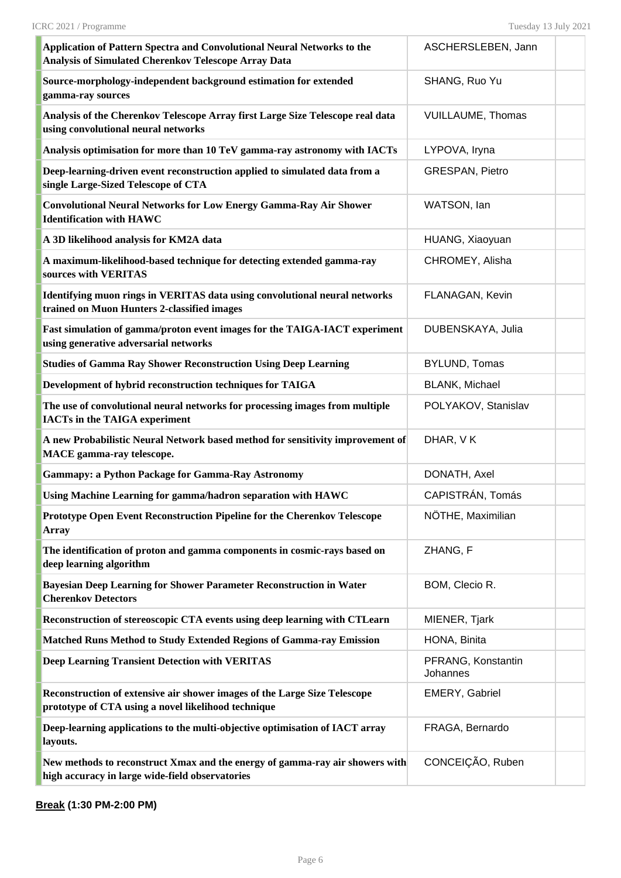| | | |
|---|---|---|
| **Application of Pattern Spectra and Convolutional Neural Networks to the Analysis of Simulated Cherenkov Telescope Array Data** | ASCHERSLEBEN, Jann | |
| **Source-morphology-independent background estimation for extended gamma-ray sources** | SHANG, Ruo Yu | |
| **Analysis of the Cherenkov Telescope Array first Large Size Telescope real data using convolutional neural networks** | VUILLAUME, Thomas | |
| **Analysis optimisation for more than 10 TeV gamma-ray astronomy with IACTs** | LYPOVA, Iryna | |
| **Deep-learning-driven event reconstruction applied to simulated data from a single Large-Sized Telescope of CTA** | GRESPAN, Pietro | |
| **Convolutional Neural Networks for Low Energy Gamma-Ray Air Shower Identification with HAWC** | WATSON, Ian | |
| **A 3D likelihood analysis for KM2A data** | HUANG, Xiaoyuan | |
| **A maximum-likelihood-based technique for detecting extended gamma-ray sources with VERITAS** | CHROMEY, Alisha | |
| **Identifying muon rings in VERITAS data using convolutional neural networks trained on Muon Hunters 2-classified images** | FLANAGAN, Kevin | |
| **Fast simulation of gamma/proton event images for the TAIGA-IACT experiment using generative adversarial networks** | DUBENSKAYA, Julia | |
| **Studies of Gamma Ray Shower Reconstruction Using Deep Learning** | BYLUND, Tomas | |
| **Development of hybrid reconstruction techniques for TAIGA** | BLANK, Michael | |
| **The use of convolutional neural networks for processing images from multiple IACTs in the TAIGA experiment** | POLYAKOV, Stanislav | |
| **A new Probabilistic Neural Network based method for sensitivity improvement of MACE gamma-ray telescope.** | DHAR, V K | |
| **Gammapy: a Python Package for Gamma-Ray Astronomy** | DONATH, Axel | |
| **Using Machine Learning for gamma/hadron separation with HAWC** | CAPISTRÁN, Tomás | |
| **Prototype Open Event Reconstruction Pipeline for the Cherenkov Telescope Array** | NÖTHE, Maximilian | |
| **The identification of proton and gamma components in cosmic-rays based on deep learning algorithm** | ZHANG, F | |
| **Bayesian Deep Learning for Shower Parameter Reconstruction in Water Cherenkov Detectors** | BOM, Clecio R. | |
| **Reconstruction of stereoscopic CTA events using deep learning with CTLearn** | MIENER, Tjark | |
| **Matched Runs Method to Study Extended Regions of Gamma-ray Emission** | HONA, Binita | |
| **Deep Learning Transient Detection with VERITAS** | PFRANG, Konstantin Johannes | |
| **Reconstruction of extensive air shower images of the Large Size Telescope prototype of CTA using a novel likelihood technique** | EMERY, Gabriel | |
| **Deep-learning applications to the multi-objective optimisation of IACT array layouts.** | FRAGA, Bernardo | |
| **New methods to reconstruct Xmax and the energy of gamma-ray air showers with high accuracy in large wide-field observatories** | CONCEIÇÃO, Ruben | |

**Break (1:30 PM-2:00 PM)**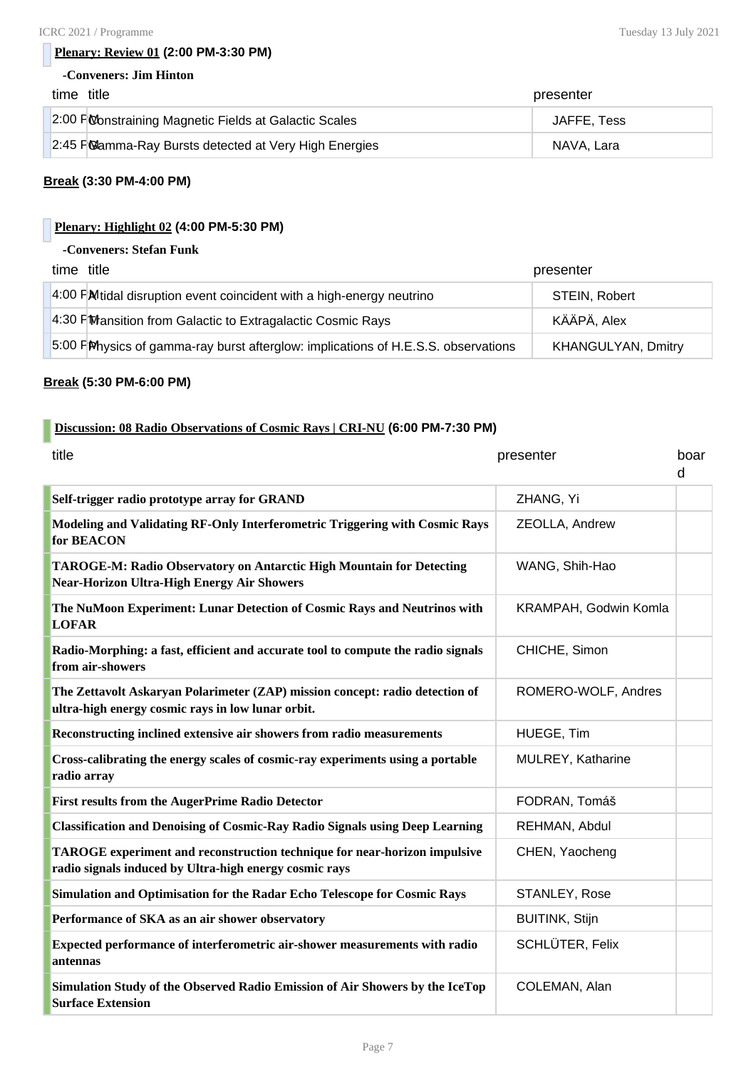**Plenary: Review 01** **(2:00 PM-3:30 PM)**

**-Conveners: Jim Hinton**

| time | title | presenter |
|---|---|---|
| 2:00 PM | Constraining Magnetic Fields at Galactic Scales | JAFFE, Tess |
| 2:45 PM | Gamma-Ray Bursts detected at Very High Energies | NAVA, Lara |

**Break** **(3:30 PM-4:00 PM)**

**Plenary: Highlight 02** **(4:00 PM-5:30 PM)**

**-Conveners: Stefan Funk**

| time | title | presenter |
|---|---|---|
| 4:00 PM | A tidal disruption event coincident with a high-energy neutrino | STEIN, Robert |
| 4:30 PM | Transition from Galactic to Extragalactic Cosmic Rays | KÄÄPÄ, Alex |
| 5:00 PM | Physics of gamma-ray burst afterglow: implications of H.E.S.S. observations | KHANGULYAN, Dmitry |

**Break** **(5:30 PM-6:00 PM)**

**Discussion: 08 Radio Observations of Cosmic Rays | CRI-NU** **(6:00 PM-7:30 PM)**

| title | presenter | board |
|---|---|---|
| **Self-trigger radio prototype array for GRAND** | ZHANG, Yi | |
| **Modeling and Validating RF-Only Interferometric Triggering with Cosmic Rays for BEACON** | ZEOLLA, Andrew | |
| **TAROGE-M: Radio Observatory on Antarctic High Mountain for Detecting Near-Horizon Ultra-High Energy Air Showers** | WANG, Shih-Hao | |
| **The NuMoon Experiment: Lunar Detection of Cosmic Rays and Neutrinos with LOFAR** | KRAMPAH, Godwin Komla | |
| **Radio-Morphing: a fast, efficient and accurate tool to compute the radio signals from air-showers** | CHICHE, Simon | |
| **The Zettavolt Askaryan Polarimeter (ZAP) mission concept: radio detection of ultra-high energy cosmic rays in low lunar orbit.** | ROMERO-WOLF, Andres | |
| **Reconstructing inclined extensive air showers from radio measurements** | HUEGE, Tim | |
| **Cross-calibrating the energy scales of cosmic-ray experiments using a portable radio array** | MULREY, Katharine | |
| **First results from the AugerPrime Radio Detector** | FODRAN, Tomáš | |
| **Classification and Denoising of Cosmic-Ray Radio Signals using Deep Learning** | REHMAN, Abdul | |
| **TAROGE experiment and reconstruction technique for near-horizon impulsive radio signals induced by Ultra-high energy cosmic rays** | CHEN, Yaocheng | |
| **Simulation and Optimisation for the Radar Echo Telescope for Cosmic Rays** | STANLEY, Rose | |
| **Performance of SKA as an air shower observatory** | BUITINK, Stijn | |
| **Expected performance of interferometric air-shower measurements with radio antennas** | SCHLÜTER, Felix | |
| **Simulation Study of the Observed Radio Emission of Air Showers by the IceTop Surface Extension** | COLEMAN, Alan | |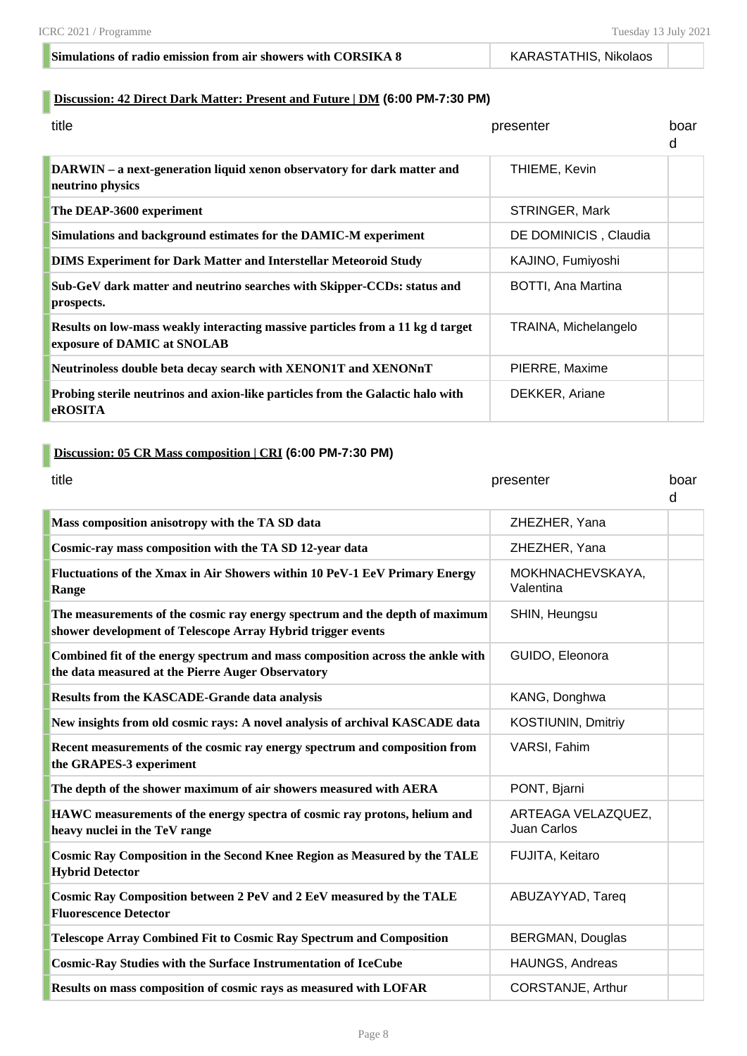| | | |
|---|---|---|
| **Simulations of radio emission from air showers with CORSIKA 8** | KARASTATHIS, Nikolaos | |

### Discussion: 42 Direct Dark Matter: Present and Future | DM (6:00 PM-7:30 PM)

| title | presenter | board |
|---|---|---|
| **DARWIN – a next-generation liquid xenon observatory for dark matter and neutrino physics** | THIEME, Kevin | |
| **The DEAP-3600 experiment** | STRINGER, Mark | |
| **Simulations and background estimates for the DAMIC-M experiment** | DE DOMINICIS , Claudia | |
| **DIMS Experiment for Dark Matter and Interstellar Meteoroid Study** | KAJINO, Fumiyoshi | |
| **Sub-GeV dark matter and neutrino searches with Skipper-CCDs: status and prospects.** | BOTTI, Ana Martina | |
| **Results on low-mass weakly interacting massive particles from a 11 kg d target exposure of DAMIC at SNOLAB** | TRAINA, Michelangelo | |
| **Neutrinoless double beta decay search with XENON1T and XENONnT** | PIERRE, Maxime | |
| **Probing sterile neutrinos and axion-like particles from the Galactic halo with eROSITA** | DEKKER, Ariane | |

### Discussion: 05 CR Mass composition | CRI (6:00 PM-7:30 PM)

| title | presenter | board |
|---|---|---|
| **Mass composition anisotropy with the TA SD data** | ZHEZHER, Yana | |
| **Cosmic-ray mass composition with the TA SD 12-year data** | ZHEZHER, Yana | |
| **Fluctuations of the Xmax in Air Showers within 10 PeV-1 EeV Primary Energy Range** | MOKHNACHEVSKAYA, Valentina | |
| **The measurements of the cosmic ray energy spectrum and the depth of maximum shower development of Telescope Array Hybrid trigger events** | SHIN, Heungsu | |
| **Combined fit of the energy spectrum and mass composition across the ankle with the data measured at the Pierre Auger Observatory** | GUIDO, Eleonora | |
| **Results from the KASCADE-Grande data analysis** | KANG, Donghwa | |
| **New insights from old cosmic rays: A novel analysis of archival KASCADE data** | KOSTIUNIN, Dmitriy | |
| **Recent measurements of the cosmic ray energy spectrum and composition from the GRAPES-3 experiment** | VARSI, Fahim | |
| **The depth of the shower maximum of air showers measured with AERA** | PONT, Bjarni | |
| **HAWC measurements of the energy spectra of cosmic ray protons, helium and heavy nuclei in the TeV range** | ARTEAGA VELAZQUEZ, Juan Carlos | |
| **Cosmic Ray Composition in the Second Knee Region as Measured by the TALE Hybrid Detector** | FUJITA, Keitaro | |
| **Cosmic Ray Composition between 2 PeV and 2 EeV measured by the TALE Fluorescence Detector** | ABUZAYYAD, Tareq | |
| **Telescope Array Combined Fit to Cosmic Ray Spectrum and Composition** | BERGMAN, Douglas | |
| **Cosmic-Ray Studies with the Surface Instrumentation of IceCube** | HAUNGS, Andreas | |
| **Results on mass composition of cosmic rays as measured with LOFAR** | CORSTANJE, Arthur | |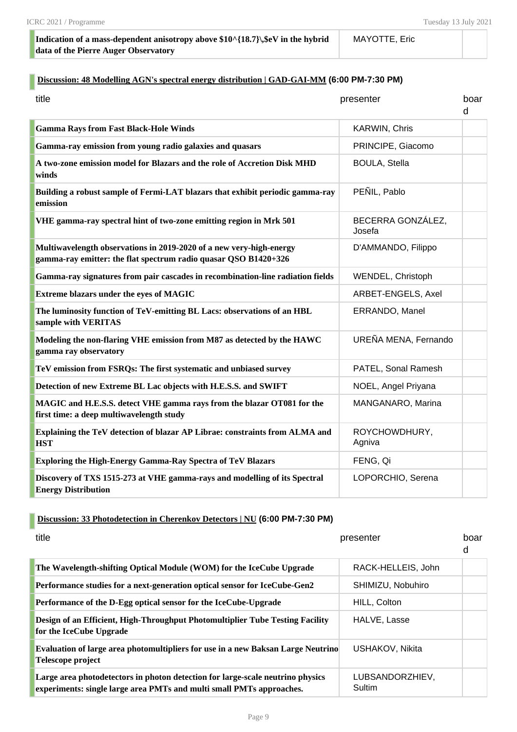| | | |
|---|---|---|
| Indication of a mass-dependent anisotropy above $10^{18.7}\,$eV in the hybrid data of the Pierre Auger Observatory | MAYOTTE, Eric | |

### Discussion: 48 Modelling AGN's spectral energy distribution | GAD-GAI-MM (6:00 PM-7:30 PM)

| title | presenter | board |
|---|---|---|
| **Gamma Rays from Fast Black-Hole Winds** | KARWIN, Chris | |
| **Gamma-ray emission from young radio galaxies and quasars** | PRINCIPE, Giacomo | |
| **A two-zone emission model for Blazars and the role of Accretion Disk MHD winds** | BOULA, Stella | |
| **Building a robust sample of Fermi-LAT blazars that exhibit periodic gamma-ray emission** | PEÑIL, Pablo | |
| **VHE gamma-ray spectral hint of two-zone emitting region in Mrk 501** | BECERRA GONZÁLEZ, Josefa | |
| **Multiwavelength observations in 2019-2020 of a new very-high-energy gamma-ray emitter: the flat spectrum radio quasar QSO B1420+326** | D'AMMANDO, Filippo | |
| **Gamma-ray signatures from pair cascades in recombination-line radiation fields** | WENDEL, Christoph | |
| **Extreme blazars under the eyes of MAGIC** | ARBET-ENGELS, Axel | |
| **The luminosity function of TeV-emitting BL Lacs: observations of an HBL sample with VERITAS** | ERRANDO, Manel | |
| **Modeling the non-flaring VHE emission from M87 as detected by the HAWC gamma ray observatory** | UREÑA MENA, Fernando | |
| **TeV emission from FSRQs: The first systematic and unbiased survey** | PATEL, Sonal Ramesh | |
| **Detection of new Extreme BL Lac objects with H.E.S.S. and SWIFT** | NOEL, Angel Priyana | |
| **MAGIC and H.E.S.S. detect VHE gamma rays from the blazar OT081 for the first time: a deep multiwavelength study** | MANGANARO, Marina | |
| **Explaining the TeV detection of blazar AP Librae: constraints from ALMA and HST** | ROYCHOWDHURY, Agniva | |
| **Exploring the High-Energy Gamma-Ray Spectra of TeV Blazars** | FENG, Qi | |
| **Discovery of TXS 1515-273 at VHE gamma-rays and modelling of its Spectral Energy Distribution** | LOPORCHIO, Serena | |

### Discussion: 33 Photodetection in Cherenkov Detectors | NU (6:00 PM-7:30 PM)

| title | presenter | board |
|---|---|---|
| **The Wavelength-shifting Optical Module (WOM) for the IceCube Upgrade** | RACK-HELLEIS, John | |
| **Performance studies for a next-generation optical sensor for IceCube-Gen2** | SHIMIZU, Nobuhiro | |
| **Performance of the D-Egg optical sensor for the IceCube-Upgrade** | HILL, Colton | |
| **Design of an Efficient, High-Throughput Photomultiplier Tube Testing Facility for the IceCube Upgrade** | HALVE, Lasse | |
| **Evaluation of large area photomultipliers for use in a new Baksan Large Neutrino Telescope project** | USHAKOV, Nikita | |
| **Large area photodetectors in photon detection for large-scale neutrino physics experiments: single large area PMTs and multi small PMTs approaches.** | LUBSANDORZHIEV, Sultim | |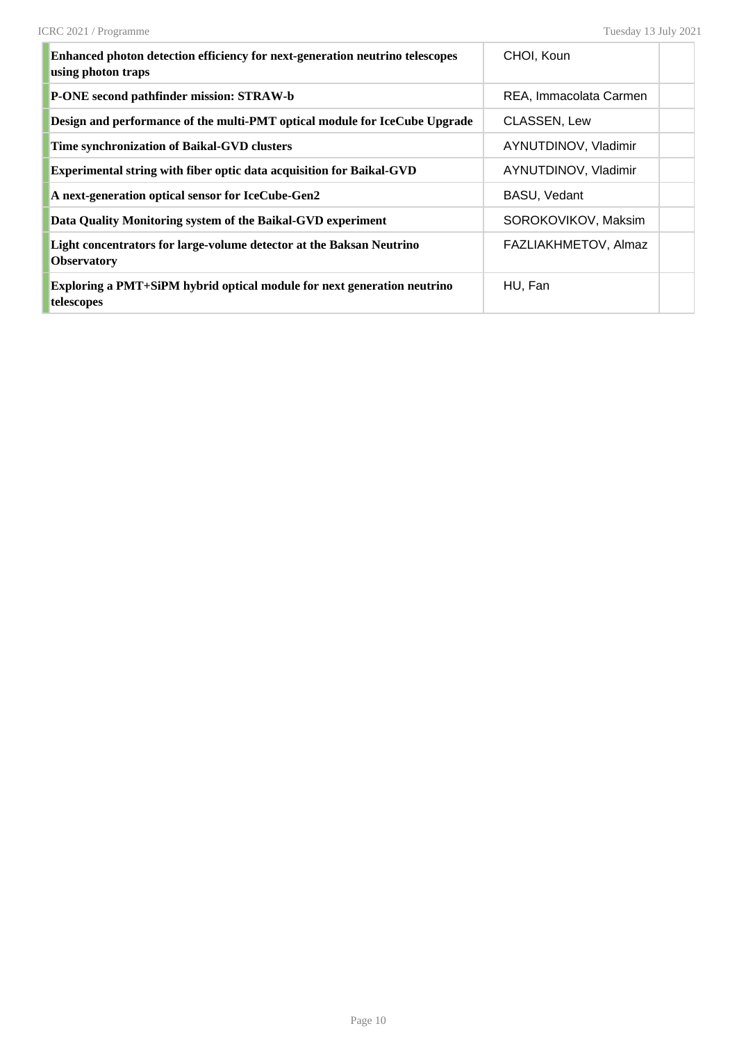| | | |
|---|---|---|
| **Enhanced photon detection efficiency for next-generation neutrino telescopes using photon traps** | CHOI, Koun | |
| **P-ONE second pathfinder mission: STRAW-b** | REA, Immacolata Carmen | |
| **Design and performance of the multi-PMT optical module for IceCube Upgrade** | CLASSEN, Lew | |
| **Time synchronization of Baikal-GVD clusters** | AYNUTDINOV, Vladimir | |
| **Experimental string with fiber optic data acquisition for Baikal-GVD** | AYNUTDINOV, Vladimir | |
| **A next-generation optical sensor for IceCube-Gen2** | BASU, Vedant | |
| **Data Quality Monitoring system of the Baikal-GVD experiment** | SOROKOVIKOV, Maksim | |
| **Light concentrators for large-volume detector at the Baksan Neutrino Observatory** | FAZLIAKHMETOV, Almaz | |
| **Exploring a PMT+SiPM hybrid optical module for next generation neutrino telescopes** | HU, Fan | |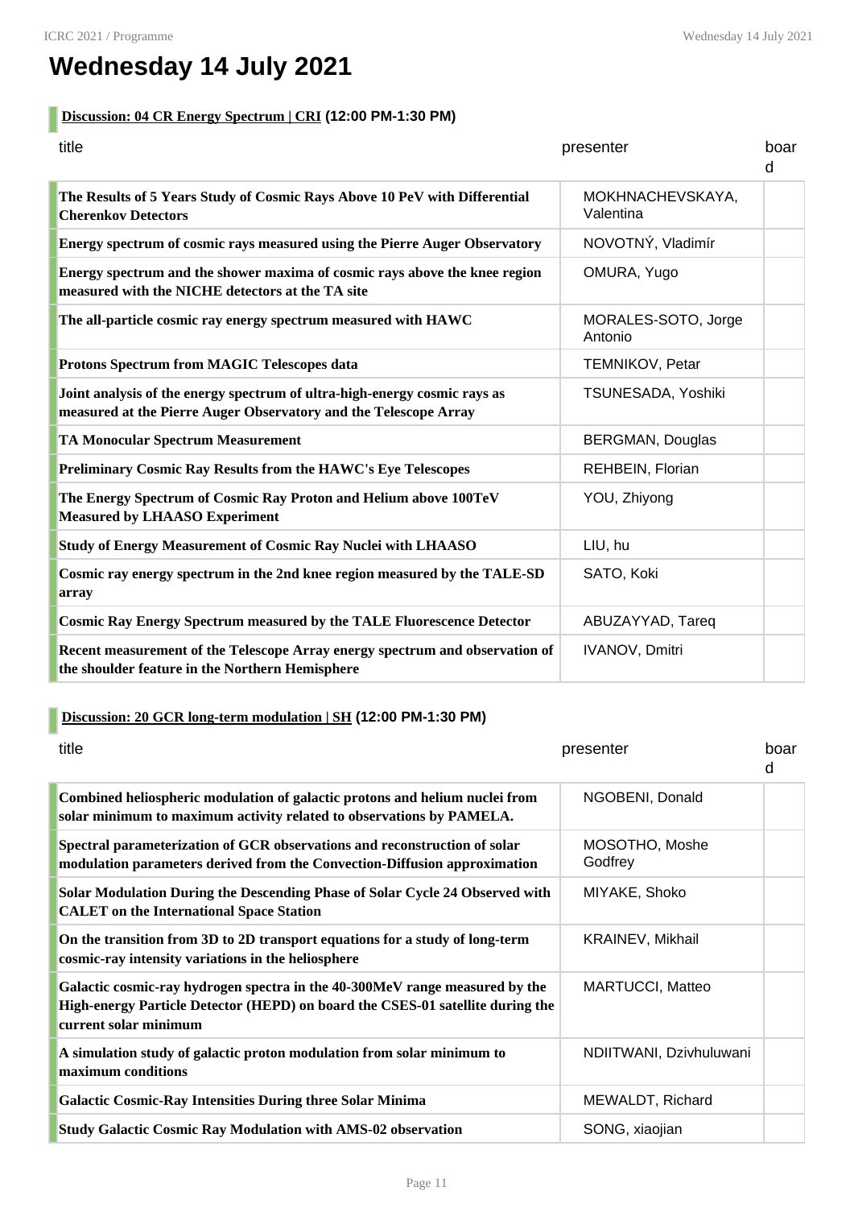# Wednesday 14 July 2021

## Discussion: 04 CR Energy Spectrum | CRI (12:00 PM-1:30 PM)

| title | presenter | board |
|---|---|---|
| **The Results of 5 Years Study of Cosmic Rays Above 10 PeV with Differential Cherenkov Detectors** | MOKHNACHEVSKAYA, Valentina | |
| **Energy spectrum of cosmic rays measured using the Pierre Auger Observatory** | NOVOTNÝ, Vladimír | |
| **Energy spectrum and the shower maxima of cosmic rays above the knee region measured with the NICHE detectors at the TA site** | OMURA, Yugo | |
| **The all-particle cosmic ray energy spectrum measured with HAWC** | MORALES-SOTO, Jorge Antonio | |
| **Protons Spectrum from MAGIC Telescopes data** | TEMNIKOV, Petar | |
| **Joint analysis of the energy spectrum of ultra-high-energy cosmic rays as measured at the Pierre Auger Observatory and the Telescope Array** | TSUNESADA, Yoshiki | |
| **TA Monocular Spectrum Measurement** | BERGMAN, Douglas | |
| **Preliminary Cosmic Ray Results from the HAWC's Eye Telescopes** | REHBEIN, Florian | |
| **The Energy Spectrum of Cosmic Ray Proton and Helium above 100TeV Measured by LHAASO Experiment** | YOU, Zhiyong | |
| **Study of Energy Measurement of Cosmic Ray Nuclei with LHAASO** | LIU, hu | |
| **Cosmic ray energy spectrum in the 2nd knee region measured by the TALE-SD array** | SATO, Koki | |
| **Cosmic Ray Energy Spectrum measured by the TALE Fluorescence Detector** | ABUZAYYAD, Tareq | |
| **Recent measurement of the Telescope Array energy spectrum and observation of the shoulder feature in the Northern Hemisphere** | IVANOV, Dmitri | |

## Discussion: 20 GCR long-term modulation | SH (12:00 PM-1:30 PM)

| title | presenter | board |
|---|---|---|
| **Combined heliospheric modulation of galactic protons and helium nuclei from solar minimum to maximum activity related to observations by PAMELA.** | NGOBENI, Donald | |
| **Spectral parameterization of GCR observations and reconstruction of solar modulation parameters derived from the Convection-Diffusion approximation** | MOSOTHO, Moshe Godfrey | |
| **Solar Modulation During the Descending Phase of Solar Cycle 24 Observed with CALET on the International Space Station** | MIYAKE, Shoko | |
| **On the transition from 3D to 2D transport equations for a study of long-term cosmic-ray intensity variations in the heliosphere** | KRAINEV, Mikhail | |
| **Galactic cosmic-ray hydrogen spectra in the 40-300MeV range measured by the High-energy Particle Detector (HEPD) on board the CSES-01 satellite during the current solar minimum** | MARTUCCI, Matteo | |
| **A simulation study of galactic proton modulation from solar minimum to maximum conditions** | NDIITWANI, Dzivhuluwani | |
| **Galactic Cosmic-Ray Intensities During three Solar Minima** | MEWALDT, Richard | |
| **Study Galactic Cosmic Ray Modulation with AMS-02 observation** | SONG, xiaojian | |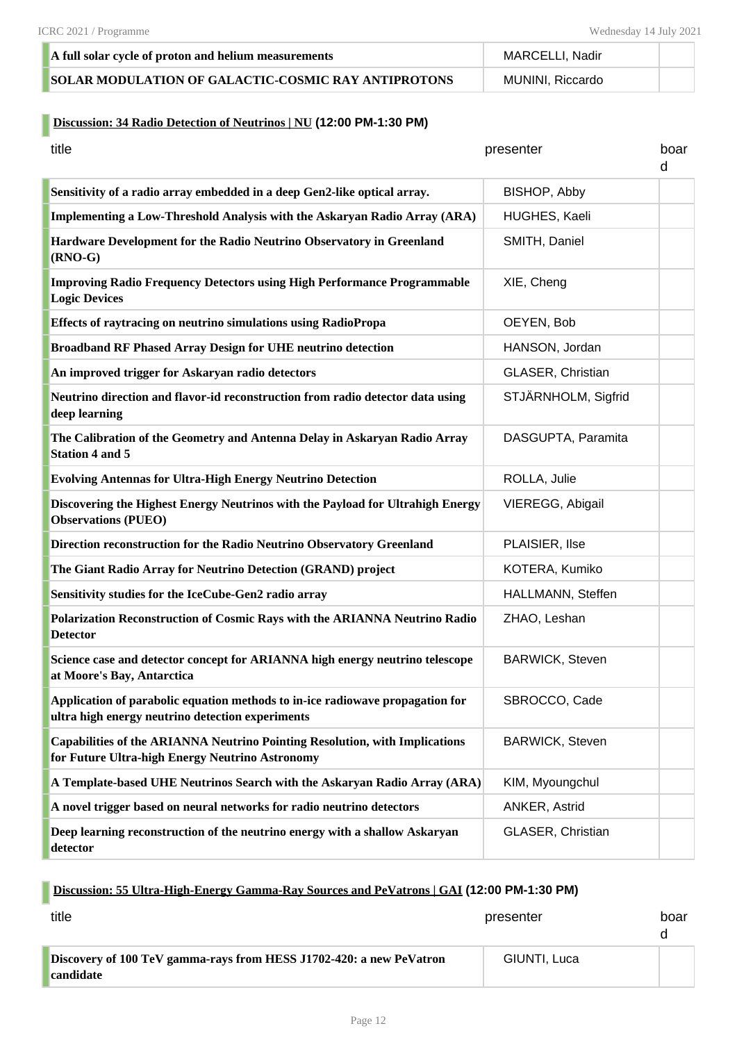| | | |
|---|---|---|
| **A full solar cycle of proton and helium measurements** | MARCELLI, Nadir | |
| **SOLAR MODULATION OF GALACTIC-COSMIC RAY ANTIPROTONS** | MUNINI, Riccardo | |

### Discussion: 34 Radio Detection of Neutrinos | NU (12:00 PM-1:30 PM)

| title | presenter | board |
|---|---|---|
| **Sensitivity of a radio array embedded in a deep Gen2-like optical array.** | BISHOP, Abby | |
| **Implementing a Low-Threshold Analysis with the Askaryan Radio Array (ARA)** | HUGHES, Kaeli | |
| **Hardware Development for the Radio Neutrino Observatory in Greenland (RNO-G)** | SMITH, Daniel | |
| **Improving Radio Frequency Detectors using High Performance Programmable Logic Devices** | XIE, Cheng | |
| **Effects of raytracing on neutrino simulations using RadioPropa** | OEYEN, Bob | |
| **Broadband RF Phased Array Design for UHE neutrino detection** | HANSON, Jordan | |
| **An improved trigger for Askaryan radio detectors** | GLASER, Christian | |
| **Neutrino direction and flavor-id reconstruction from radio detector data using deep learning** | STJÄRNHOLM, Sigfrid | |
| **The Calibration of the Geometry and Antenna Delay in Askaryan Radio Array Station 4 and 5** | DASGUPTA, Paramita | |
| **Evolving Antennas for Ultra-High Energy Neutrino Detection** | ROLLA, Julie | |
| **Discovering the Highest Energy Neutrinos with the Payload for Ultrahigh Energy Observations (PUEO)** | VIEREGG, Abigail | |
| **Direction reconstruction for the Radio Neutrino Observatory Greenland** | PLAISIER, Ilse | |
| **The Giant Radio Array for Neutrino Detection (GRAND) project** | KOTERA, Kumiko | |
| **Sensitivity studies for the IceCube-Gen2 radio array** | HALLMANN, Steffen | |
| **Polarization Reconstruction of Cosmic Rays with the ARIANNA Neutrino Radio Detector** | ZHAO, Leshan | |
| **Science case and detector concept for ARIANNA high energy neutrino telescope at Moore's Bay, Antarctica** | BARWICK, Steven | |
| **Application of parabolic equation methods to in-ice radiowave propagation for ultra high energy neutrino detection experiments** | SBROCCO, Cade | |
| **Capabilities of the ARIANNA Neutrino Pointing Resolution, with Implications for Future Ultra-high Energy Neutrino Astronomy** | BARWICK, Steven | |
| **A Template-based UHE Neutrinos Search with the Askaryan Radio Array (ARA)** | KIM, Myoungchul | |
| **A novel trigger based on neural networks for radio neutrino detectors** | ANKER, Astrid | |
| **Deep learning reconstruction of the neutrino energy with a shallow Askaryan detector** | GLASER, Christian | |

### Discussion: 55 Ultra-High-Energy Gamma-Ray Sources and PeVatrons | GAI (12:00 PM-1:30 PM)

| title | presenter | board |
|---|---|---|
| **Discovery of 100 TeV gamma-rays from HESS J1702-420: a new PeVatron candidate** | GIUNTI, Luca | |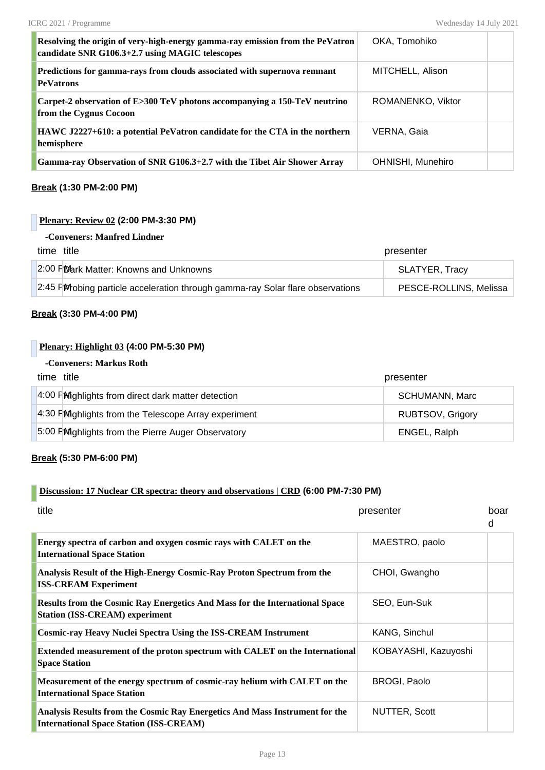| | | |
|---|---|---|
| **Resolving the origin of very-high-energy gamma-ray emission from the PeVatron candidate SNR G106.3+2.7 using MAGIC telescopes** | OKA, Tomohiko | |
| **Predictions for gamma-rays from clouds associated with supernova remnant PeVatrons** | MITCHELL, Alison | |
| **Carpet-2 observation of E>300 TeV photons accompanying a 150-TeV neutrino from the Cygnus Cocoon** | ROMANENKO, Viktor | |
| **HAWC J2227+610: a potential PeVatron candidate for the CTA in the northern hemisphere** | VERNA, Gaia | |
| **Gamma-ray Observation of SNR G106.3+2.7 with the Tibet Air Shower Array** | OHNISHI, Munehiro | |

**Break (1:30 PM-2:00 PM)**

**Plenary: Review 02 (2:00 PM-3:30 PM)**

**-Conveners: Manfred Lindner**

| time | title | presenter |
|---|---|---|
| 2:00 PM | Dark Matter: Knowns and Unknowns | SLATYER, Tracy |
| 2:45 PM | Probing particle acceleration through gamma-ray Solar flare observations | PESCE-ROLLINS, Melissa |

**Break (3:30 PM-4:00 PM)**

**Plenary: Highlight 03 (4:00 PM-5:30 PM)**

**-Conveners: Markus Roth**

| time | title | presenter |
|---|---|---|
| 4:00 PM | Highlights from direct dark matter detection | SCHUMANN, Marc |
| 4:30 PM | Highlights from the Telescope Array experiment | RUBTSOV, Grigory |
| 5:00 PM | Highlights from the Pierre Auger Observatory | ENGEL, Ralph |

**Break (5:30 PM-6:00 PM)**

**Discussion: 17 Nuclear CR spectra: theory and observations | CRD (6:00 PM-7:30 PM)**

| title | presenter | board |
|---|---|---|
| **Energy spectra of carbon and oxygen cosmic rays with CALET on the International Space Station** | MAESTRO, paolo | |
| **Analysis Result of the High-Energy Cosmic-Ray Proton Spectrum from the ISS-CREAM Experiment** | CHOI, Gwangho | |
| **Results from the Cosmic Ray Energetics And Mass for the International Space Station (ISS-CREAM) experiment** | SEO, Eun-Suk | |
| **Cosmic-ray Heavy Nuclei Spectra Using the ISS-CREAM Instrument** | KANG, Sinchul | |
| **Extended measurement of the proton spectrum with CALET on the International Space Station** | KOBAYASHI, Kazuyoshi | |
| **Measurement of the energy spectrum of cosmic-ray helium with CALET on the International Space Station** | BROGI, Paolo | |
| **Analysis Results from the Cosmic Ray Energetics And Mass Instrument for the International Space Station (ISS-CREAM)** | NUTTER, Scott | |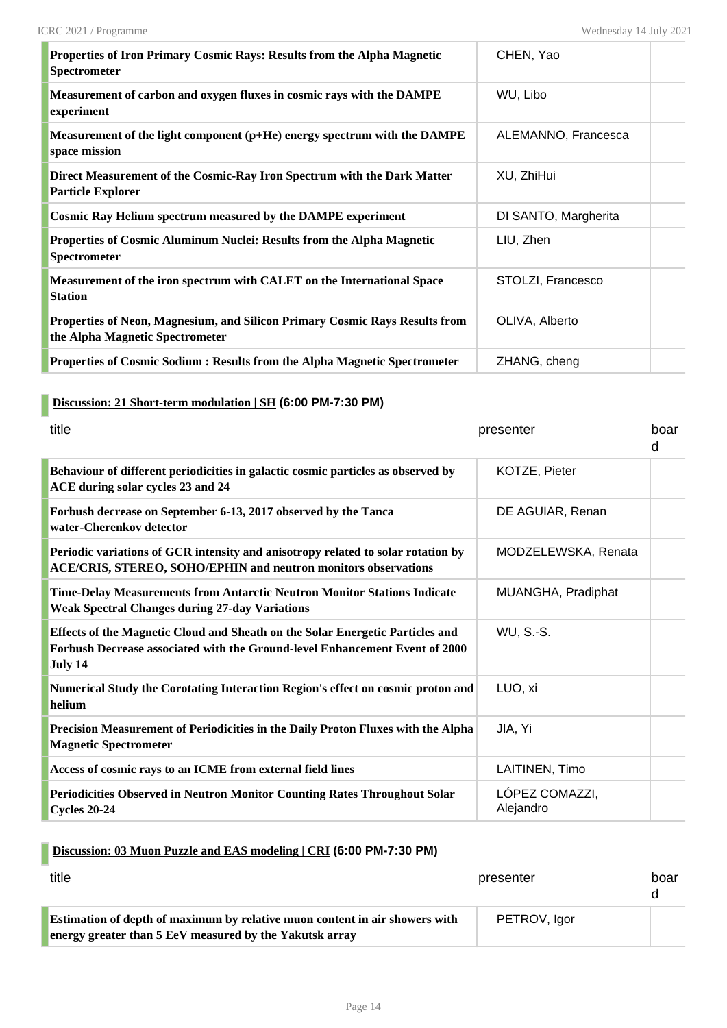| | | |
|---|---|---|
| **Properties of Iron Primary Cosmic Rays: Results from the Alpha Magnetic Spectrometer** | CHEN, Yao | |
| **Measurement of carbon and oxygen fluxes in cosmic rays with the DAMPE experiment** | WU, Libo | |
| **Measurement of the light component (p+He) energy spectrum with the DAMPE space mission** | ALEMANNO, Francesca | |
| **Direct Measurement of the Cosmic-Ray Iron Spectrum with the Dark Matter Particle Explorer** | XU, ZhiHui | |
| **Cosmic Ray Helium spectrum measured by the DAMPE experiment** | DI SANTO, Margherita | |
| **Properties of Cosmic Aluminum Nuclei: Results from the Alpha Magnetic Spectrometer** | LIU, Zhen | |
| **Measurement of the iron spectrum with CALET on the International Space Station** | STOLZI, Francesco | |
| **Properties of Neon, Magnesium, and Silicon Primary Cosmic Rays Results from the Alpha Magnetic Spectrometer** | OLIVA, Alberto | |
| **Properties of Cosmic Sodium : Results from the Alpha Magnetic Spectrometer** | ZHANG, cheng | |

## Discussion: 21 Short-term modulation | SH (6:00 PM-7:30 PM)

| title | presenter | board |
|---|---|---|
| **Behaviour of different periodicities in galactic cosmic particles as observed by ACE during solar cycles 23 and 24** | KOTZE, Pieter | |
| **Forbush decrease on September 6-13, 2017 observed by the Tanca water-Cherenkov detector** | DE AGUIAR, Renan | |
| **Periodic variations of GCR intensity and anisotropy related to solar rotation by ACE/CRIS, STEREO, SOHO/EPHIN and neutron monitors observations** | MODZELEWSKA, Renata | |
| **Time-Delay Measurements from Antarctic Neutron Monitor Stations Indicate Weak Spectral Changes during 27-day Variations** | MUANGHA, Pradiphat | |
| **Effects of the Magnetic Cloud and Sheath on the Solar Energetic Particles and Forbush Decrease associated with the Ground-level Enhancement Event of 2000 July 14** | WU, S.-S. | |
| **Numerical Study the Corotating Interaction Region's effect on cosmic proton and helium** | LUO, xi | |
| **Precision Measurement of Periodicities in the Daily Proton Fluxes with the Alpha Magnetic Spectrometer** | JIA, Yi | |
| **Access of cosmic rays to an ICME from external field lines** | LAITINEN, Timo | |
| **Periodicities Observed in Neutron Monitor Counting Rates Throughout Solar Cycles 20-24** | LÓPEZ COMAZZI, Alejandro | |

## Discussion: 03 Muon Puzzle and EAS modeling | CRI (6:00 PM-7:30 PM)

| title | presenter | board |
|---|---|---|
| **Estimation of depth of maximum by relative muon content in air showers with energy greater than 5 EeV measured by the Yakutsk array** | PETROV, Igor | |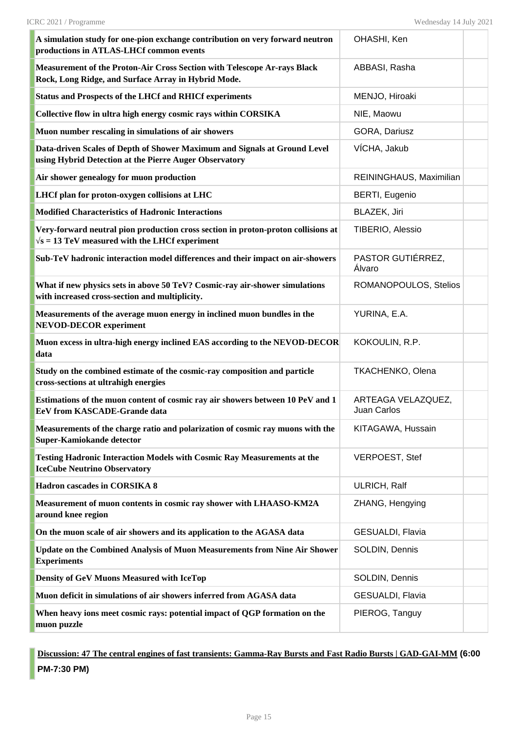| | | |
|---|---|---|
| **A simulation study for one-pion exchange contribution on very forward neutron productions in ATLAS-LHCf common events** | OHASHI, Ken | |
| **Measurement of the Proton-Air Cross Section with Telescope Ar-rays Black Rock, Long Ridge, and Surface Array in Hybrid Mode.** | ABBASI, Rasha | |
| **Status and Prospects of the LHCf and RHICf experiments** | MENJO, Hiroaki | |
| **Collective flow in ultra high energy cosmic rays within CORSIKA** | NIE, Maowu | |
| **Muon number rescaling in simulations of air showers** | GORA, Dariusz | |
| **Data-driven Scales of Depth of Shower Maximum and Signals at Ground Level using Hybrid Detection at the Pierre Auger Observatory** | VÍCHA, Jakub | |
| **Air shower genealogy for muon production** | REININGHAUS, Maximilian | |
| **LHCf plan for proton-oxygen collisions at LHC** | BERTI, Eugenio | |
| **Modified Characteristics of Hadronic Interactions** | BLAZEK, Jiri | |
| **Very-forward neutral pion production cross section in proton-proton collisions at $\sqrt{s}$ = 13 TeV measured with the LHCf experiment** | TIBERIO, Alessio | |
| **Sub-TeV hadronic interaction model differences and their impact on air-showers** | PASTOR GUTIÉRREZ, Álvaro | |
| **What if new physics sets in above 50 TeV? Cosmic-ray air-shower simulations with increased cross-section and multiplicity.** | ROMANOPOULOS, Stelios | |
| **Measurements of the average muon energy in inclined muon bundles in the NEVOD-DECOR experiment** | YURINA, E.A. | |
| **Muon excess in ultra-high energy inclined EAS according to the NEVOD-DECOR data** | KOKOULIN, R.P. | |
| **Study on the combined estimate of the cosmic-ray composition and particle cross-sections at ultrahigh energies** | TKACHENKO, Olena | |
| **Estimations of the muon content of cosmic ray air showers between 10 PeV and 1 EeV from KASCADE-Grande data** | ARTEAGA VELAZQUEZ, Juan Carlos | |
| **Measurements of the charge ratio and polarization of cosmic ray muons with the Super-Kamiokande detector** | KITAGAWA, Hussain | |
| **Testing Hadronic Interaction Models with Cosmic Ray Measurements at the IceCube Neutrino Observatory** | VERPOEST, Stef | |
| **Hadron cascades in CORSIKA 8** | ULRICH, Ralf | |
| **Measurement of muon contents in cosmic ray shower with LHAASO-KM2A around knee region** | ZHANG, Hengying | |
| **On the muon scale of air showers and its application to the AGASA data** | GESUALDI, Flavia | |
| **Update on the Combined Analysis of Muon Measurements from Nine Air Shower Experiments** | SOLDIN, Dennis | |
| **Density of GeV Muons Measured with IceTop** | SOLDIN, Dennis | |
| **Muon deficit in simulations of air showers inferred from AGASA data** | GESUALDI, Flavia | |
| **When heavy ions meet cosmic rays: potential impact of QGP formation on the muon puzzle** | PIEROG, Tanguy | |

**Discussion: 47 The central engines of fast transients: Gamma-Ray Bursts and Fast Radio Bursts | GAD-GAI-MM (6:00 PM-7:30 PM)**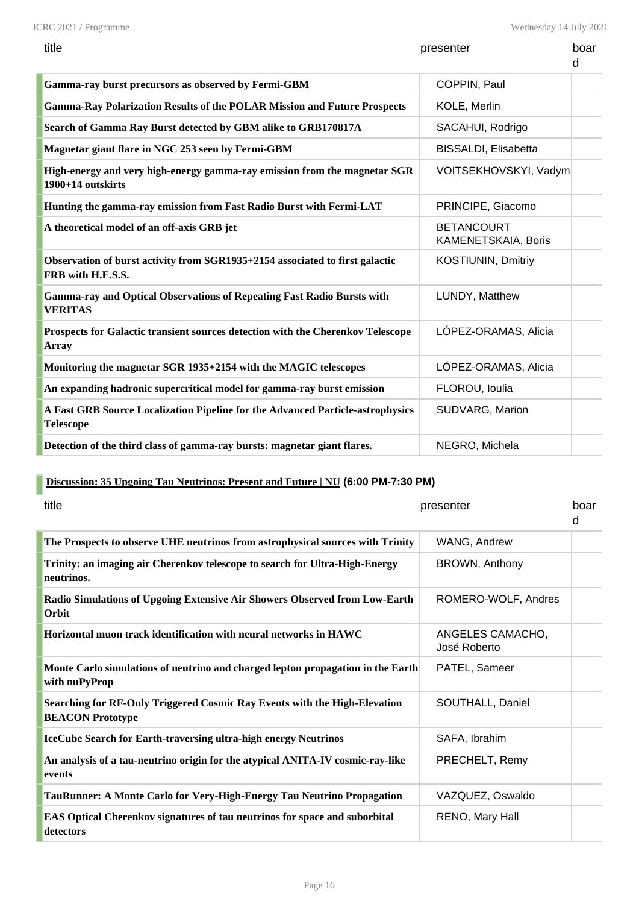| title | presenter | board |
|---|---|---|
| **Gamma-ray burst precursors as observed by Fermi-GBM** | COPPIN, Paul | |
| **Gamma-Ray Polarization Results of the POLAR Mission and Future Prospects** | KOLE, Merlin | |
| **Search of Gamma Ray Burst detected by GBM alike to GRB170817A** | SACAHUI, Rodrigo | |
| **Magnetar giant flare in NGC 253 seen by Fermi-GBM** | BISSALDI, Elisabetta | |
| **High-energy and very high-energy gamma-ray emission from the magnetar SGR 1900+14 outskirts** | VOITSEKHOVSKYI, Vadym | |
| **Hunting the gamma-ray emission from Fast Radio Burst with Fermi-LAT** | PRINCIPE, Giacomo | |
| **A theoretical model of an off-axis GRB jet** | BETANCOURT KAMENETSKAIA, Boris | |
| **Observation of burst activity from SGR1935+2154 associated to first galactic FRB with H.E.S.S.** | KOSTIUNIN, Dmitriy | |
| **Gamma-ray and Optical Observations of Repeating Fast Radio Bursts with VERITAS** | LUNDY, Matthew | |
| **Prospects for Galactic transient sources detection with the Cherenkov Telescope Array** | LÓPEZ-ORAMAS, Alicia | |
| **Monitoring the magnetar SGR 1935+2154 with the MAGIC telescopes** | LÓPEZ-ORAMAS, Alicia | |
| **An expanding hadronic supercritical model for gamma-ray burst emission** | FLOROU, Ioulia | |
| **A Fast GRB Source Localization Pipeline for the Advanced Particle-astrophysics Telescope** | SUDVARG, Marion | |
| **Detection of the third class of gamma-ray bursts: magnetar giant flares.** | NEGRO, Michela | |

## Discussion: 35 Upgoing Tau Neutrinos: Present and Future | NU (6:00 PM-7:30 PM)

| title | presenter | board |
|---|---|---|
| **The Prospects to observe UHE neutrinos from astrophysical sources with Trinity** | WANG, Andrew | |
| **Trinity: an imaging air Cherenkov telescope to search for Ultra-High-Energy neutrinos.** | BROWN, Anthony | |
| **Radio Simulations of Upgoing Extensive Air Showers Observed from Low-Earth Orbit** | ROMERO-WOLF, Andres | |
| **Horizontal muon track identification with neural networks in HAWC** | ANGELES CAMACHO, José Roberto | |
| **Monte Carlo simulations of neutrino and charged lepton propagation in the Earth with nuPyProp** | PATEL, Sameer | |
| **Searching for RF-Only Triggered Cosmic Ray Events with the High-Elevation BEACON Prototype** | SOUTHALL, Daniel | |
| **IceCube Search for Earth-traversing ultra-high energy Neutrinos** | SAFA, Ibrahim | |
| **An analysis of a tau-neutrino origin for the atypical ANITA-IV cosmic-ray-like events** | PRECHELT, Remy | |
| **TauRunner: A Monte Carlo for Very-High-Energy Tau Neutrino Propagation** | VAZQUEZ, Oswaldo | |
| **EAS Optical Cherenkov signatures of tau neutrinos for space and suborbital detectors** | RENO, Mary Hall | |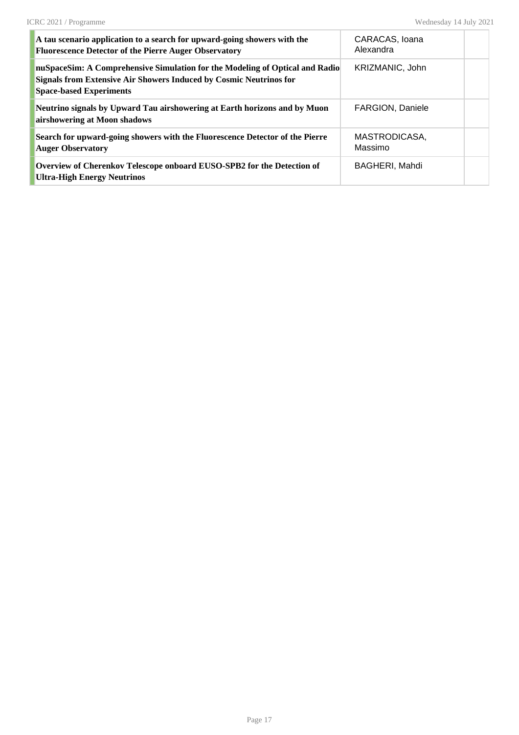| | | |
|---|---|---|
| **A tau scenario application to a search for upward-going showers with the Fluorescence Detector of the Pierre Auger Observatory** | CARACAS, Ioana Alexandra | |
| **nuSpaceSim: A Comprehensive Simulation for the Modeling of Optical and Radio Signals from Extensive Air Showers Induced by Cosmic Neutrinos for Space-based Experiments** | KRIZMANIC, John | |
| **Neutrino signals by Upward Tau airshowering at Earth horizons and by Muon airshowering at Moon shadows** | FARGION, Daniele | |
| **Search for upward-going showers with the Fluorescence Detector of the Pierre Auger Observatory** | MASTRODICASA, Massimo | |
| **Overview of Cherenkov Telescope onboard EUSO-SPB2 for the Detection of Ultra-High Energy Neutrinos** | BAGHERI, Mahdi | |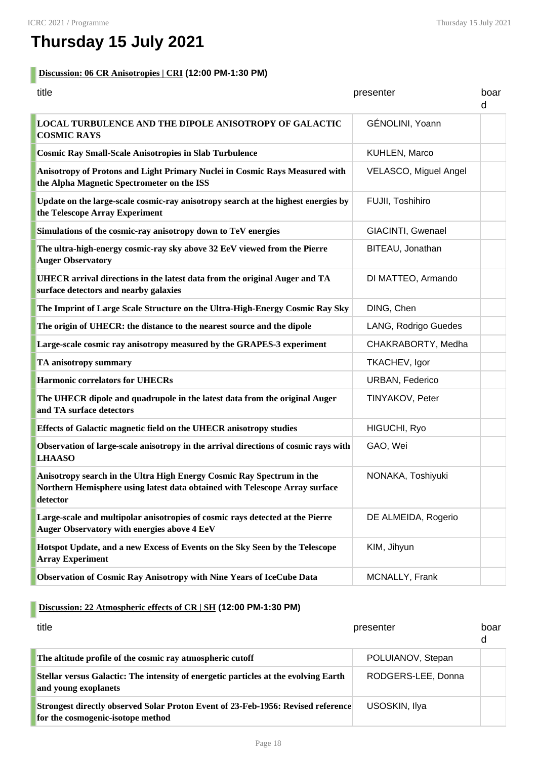# Thursday 15 July 2021

## Discussion: 06 CR Anisotropies | CRI (12:00 PM-1:30 PM)

| title | presenter | board |
|---|---|---|
| **LOCAL TURBULENCE AND THE DIPOLE ANISOTROPY OF GALACTIC COSMIC RAYS** | GÉNOLINI, Yoann | |
| **Cosmic Ray Small-Scale Anisotropies in Slab Turbulence** | KUHLEN, Marco | |
| **Anisotropy of Protons and Light Primary Nuclei in Cosmic Rays Measured with the Alpha Magnetic Spectrometer on the ISS** | VELASCO, Miguel Angel | |
| **Update on the large-scale cosmic-ray anisotropy search at the highest energies by the Telescope Array Experiment** | FUJII, Toshihiro | |
| **Simulations of the cosmic-ray anisotropy down to TeV energies** | GIACINTI, Gwenael | |
| **The ultra-high-energy cosmic-ray sky above 32 EeV viewed from the Pierre Auger Observatory** | BITEAU, Jonathan | |
| **UHECR arrival directions in the latest data from the original Auger and TA surface detectors and nearby galaxies** | DI MATTEO, Armando | |
| **The Imprint of Large Scale Structure on the Ultra-High-Energy Cosmic Ray Sky** | DING, Chen | |
| **The origin of UHECR: the distance to the nearest source and the dipole** | LANG, Rodrigo Guedes | |
| **Large-scale cosmic ray anisotropy measured by the GRAPES-3 experiment** | CHAKRABORTY, Medha | |
| **TA anisotropy summary** | TKACHEV, Igor | |
| **Harmonic correlators for UHECRs** | URBAN, Federico | |
| **The UHECR dipole and quadrupole in the latest data from the original Auger and TA surface detectors** | TINYAKOV, Peter | |
| **Effects of Galactic magnetic field on the UHECR anisotropy studies** | HIGUCHI, Ryo | |
| **Observation of large-scale anisotropy in the arrival directions of cosmic rays with LHAASO** | GAO, Wei | |
| **Anisotropy search in the Ultra High Energy Cosmic Ray Spectrum in the Northern Hemisphere using latest data obtained with Telescope Array surface detector** | NONAKA, Toshiyuki | |
| **Large-scale and multipolar anisotropies of cosmic rays detected at the Pierre Auger Observatory with energies above 4 EeV** | DE ALMEIDA, Rogerio | |
| **Hotspot Update, and a new Excess of Events on the Sky Seen by the Telescope Array Experiment** | KIM, Jihyun | |
| **Observation of Cosmic Ray Anisotropy with Nine Years of IceCube Data** | MCNALLY, Frank | |

## Discussion: 22 Atmospheric effects of CR | SH (12:00 PM-1:30 PM)

| title | presenter | board |
|---|---|---|
| **The altitude profile of the cosmic ray atmospheric cutoff** | POLUIANOV, Stepan | |
| **Stellar versus Galactic: The intensity of energetic particles at the evolving Earth and young exoplanets** | RODGERS-LEE, Donna | |
| **Strongest directly observed Solar Proton Event of 23-Feb-1956: Revised reference for the cosmogenic-isotope method** | USOSKIN, Ilya | |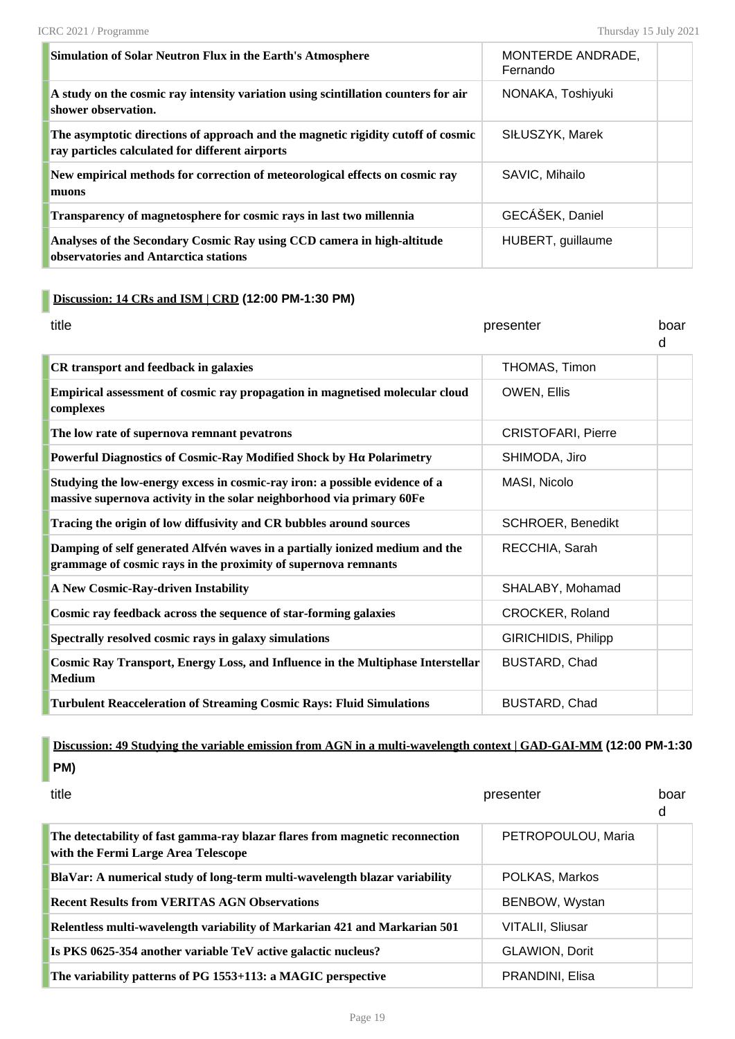| title | presenter | board |
|---|---|---|
| **Simulation of Solar Neutron Flux in the Earth's Atmosphere** | MONTERDE ANDRADE, Fernando | |
| **A study on the cosmic ray intensity variation using scintillation counters for air shower observation.** | NONAKA, Toshiyuki | |
| **The asymptotic directions of approach and the magnetic rigidity cutoff of cosmic ray particles calculated for different airports** | SIŁUSZYK, Marek | |
| **New empirical methods for correction of meteorological effects on cosmic ray muons** | SAVIC, Mihailo | |
| **Transparency of magnetosphere for cosmic rays in last two millennia** | GECÁŠEK, Daniel | |
| **Analyses of the Secondary Cosmic Ray using CCD camera in high-altitude observatories and Antarctica stations** | HUBERT, guillaume | |

### Discussion: 14 CRs and ISM | CRD (12:00 PM-1:30 PM)

| title | presenter | board |
|---|---|---|
| **CR transport and feedback in galaxies** | THOMAS, Timon | |
| **Empirical assessment of cosmic ray propagation in magnetised molecular cloud complexes** | OWEN, Ellis | |
| **The low rate of supernova remnant pevatrons** | CRISTOFARI, Pierre | |
| **Powerful Diagnostics of Cosmic-Ray Modified Shock by Hα Polarimetry** | SHIMODA, Jiro | |
| **Studying the low-energy excess in cosmic-ray iron: a possible evidence of a massive supernova activity in the solar neighborhood via primary 60Fe** | MASI, Nicolo | |
| **Tracing the origin of low diffusivity and CR bubbles around sources** | SCHROER, Benedikt | |
| **Damping of self generated Alfvén waves in a partially ionized medium and the grammage of cosmic rays in the proximity of supernova remnants** | RECCHIA, Sarah | |
| **A New Cosmic-Ray-driven Instability** | SHALABY, Mohamad | |
| **Cosmic ray feedback across the sequence of star-forming galaxies** | CROCKER, Roland | |
| **Spectrally resolved cosmic rays in galaxy simulations** | GIRICHIDIS, Philipp | |
| **Cosmic Ray Transport, Energy Loss, and Influence in the Multiphase Interstellar Medium** | BUSTARD, Chad | |
| **Turbulent Reacceleration of Streaming Cosmic Rays: Fluid Simulations** | BUSTARD, Chad | |

### Discussion: 49 Studying the variable emission from AGN in a multi-wavelength context | GAD-GAI-MM (12:00 PM-1:30 PM)

| title | presenter | board |
|---|---|---|
| **The detectability of fast gamma-ray blazar flares from magnetic reconnection with the Fermi Large Area Telescope** | PETROPOULOU, Maria | |
| **BlaVar: A numerical study of long-term multi-wavelength blazar variability** | POLKAS, Markos | |
| **Recent Results from VERITAS AGN Observations** | BENBOW, Wystan | |
| **Relentless multi-wavelength variability of Markarian 421 and Markarian 501** | VITALII, Sliusar | |
| **Is PKS 0625-354 another variable TeV active galactic nucleus?** | GLAWION, Dorit | |
| **The variability patterns of PG 1553+113: a MAGIC perspective** | PRANDINI, Elisa | |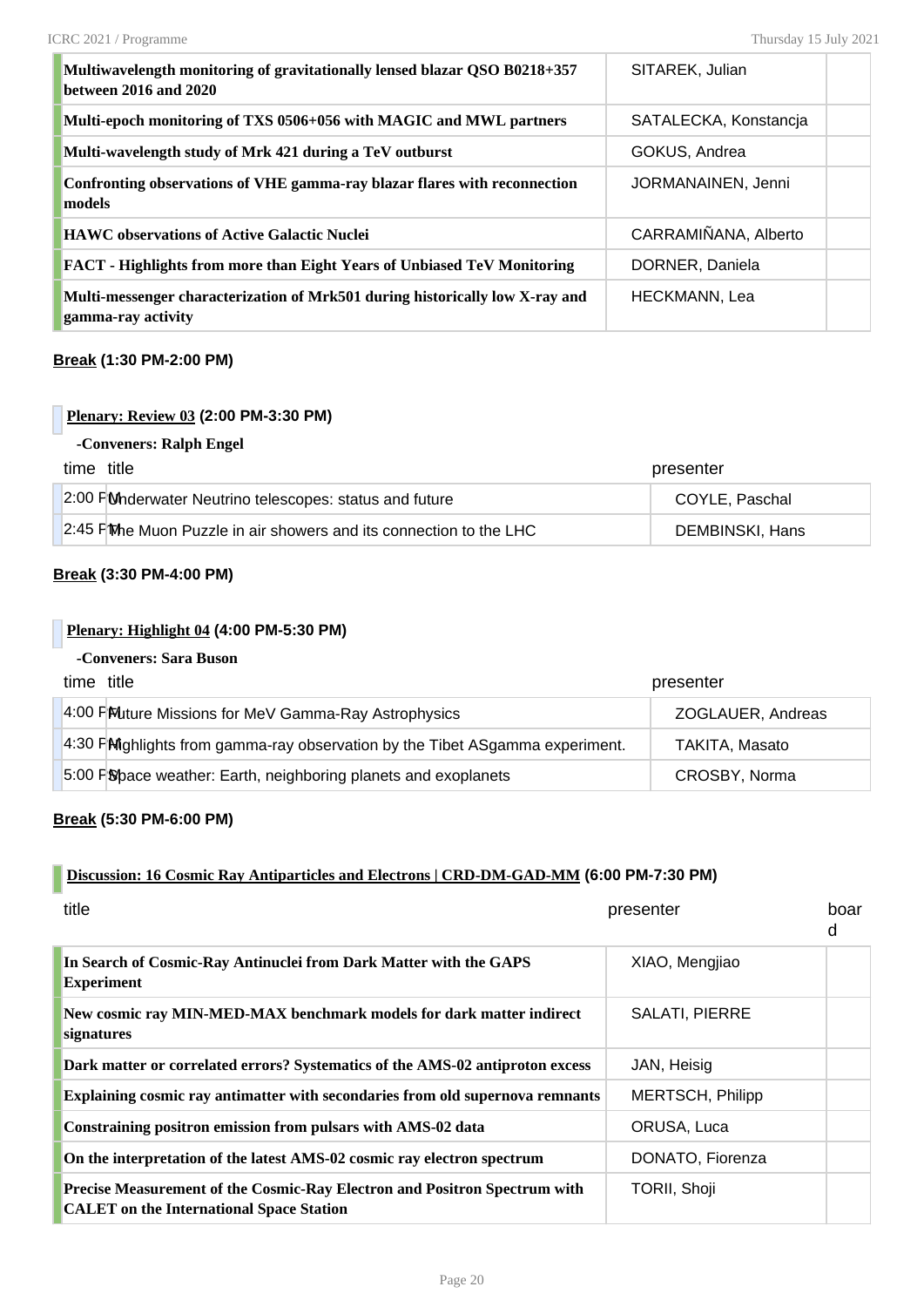| | | |
|---|---|---|
| **Multiwavelength monitoring of gravitationally lensed blazar QSO B0218+357 between 2016 and 2020** | SITAREK, Julian | |
| **Multi-epoch monitoring of TXS 0506+056 with MAGIC and MWL partners** | SATALECKA, Konstancja | |
| **Multi-wavelength study of Mrk 421 during a TeV outburst** | GOKUS, Andrea | |
| **Confronting observations of VHE gamma-ray blazar flares with reconnection models** | JORMANAINEN, Jenni | |
| **HAWC observations of Active Galactic Nuclei** | CARRAMIÑANA, Alberto | |
| **FACT - Highlights from more than Eight Years of Unbiased TeV Monitoring** | DORNER, Daniela | |
| **Multi-messenger characterization of Mrk501 during historically low X-ray and gamma-ray activity** | HECKMANN, Lea | |

**Break (1:30 PM-2:00 PM)**

**Plenary: Review 03 (2:00 PM-3:30 PM)**

**-Conveners: Ralph Engel**

| time | title | presenter |
|---|---|---|
| 2:00 PM | Underwater Neutrino telescopes: status and future | COYLE, Paschal |
| 2:45 PM | The Muon Puzzle in air showers and its connection to the LHC | DEMBINSKI, Hans |

**Break (3:30 PM-4:00 PM)**

**Plenary: Highlight 04 (4:00 PM-5:30 PM)**

**-Conveners: Sara Buson**

| time | title | presenter |
|---|---|---|
| 4:00 PM | Future Missions for MeV Gamma-Ray Astrophysics | ZOGLAUER, Andreas |
| 4:30 PM | Highlights from gamma-ray observation by the Tibet ASgamma experiment. | TAKITA, Masato |
| 5:00 PM | Space weather: Earth, neighboring planets and exoplanets | CROSBY, Norma |

**Break (5:30 PM-6:00 PM)**

**Discussion: 16 Cosmic Ray Antiparticles and Electrons | CRD-DM-GAD-MM (6:00 PM-7:30 PM)**

| title | presenter | board |
|---|---|---|
| **In Search of Cosmic-Ray Antinuclei from Dark Matter with the GAPS Experiment** | XIAO, Mengjiao | |
| **New cosmic ray MIN-MED-MAX benchmark models for dark matter indirect signatures** | SALATI, PIERRE | |
| **Dark matter or correlated errors? Systematics of the AMS-02 antiproton excess** | JAN, Heisig | |
| **Explaining cosmic ray antimatter with secondaries from old supernova remnants** | MERTSCH, Philipp | |
| **Constraining positron emission from pulsars with AMS-02 data** | ORUSA, Luca | |
| **On the interpretation of the latest AMS-02 cosmic ray electron spectrum** | DONATO, Fiorenza | |
| **Precise Measurement of the Cosmic-Ray Electron and Positron Spectrum with CALET on the International Space Station** | TORII, Shoji | |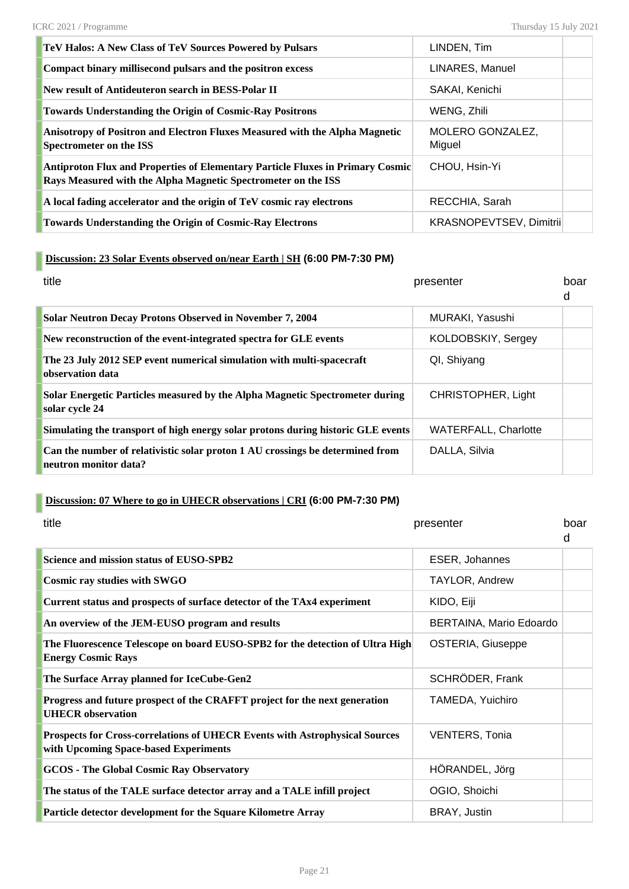| TeV Halos: A New Class of TeV Sources Powered by Pulsars | LINDEN, Tim | |
|---|---|---|
| Compact binary millisecond pulsars and the positron excess | LINARES, Manuel | |
| New result of Antideuteron search in BESS-Polar II | SAKAI, Kenichi | |
| Towards Understanding the Origin of Cosmic-Ray Positrons | WENG, Zhili | |
| Anisotropy of Positron and Electron Fluxes Measured with the Alpha Magnetic Spectrometer on the ISS | MOLERO GONZALEZ, Miguel | |
| Antiproton Flux and Properties of Elementary Particle Fluxes in Primary Cosmic Rays Measured with the Alpha Magnetic Spectrometer on the ISS | CHOU, Hsin-Yi | |
| A local fading accelerator and the origin of TeV cosmic ray electrons | RECCHIA, Sarah | |
| Towards Understanding the Origin of Cosmic-Ray Electrons | KRASNOPEVTSEV, Dimitrii | |

## Discussion: 23 Solar Events observed on/near Earth | SH (6:00 PM-7:30 PM)

| title | presenter | board |
|---|---|---|
| Solar Neutron Decay Protons Observed in November 7, 2004 | MURAKI, Yasushi | |
| New reconstruction of the event-integrated spectra for GLE events | KOLDOBSKIY, Sergey | |
| The 23 July 2012 SEP event numerical simulation with multi-spacecraft observation data | QI, Shiyang | |
| Solar Energetic Particles measured by the Alpha Magnetic Spectrometer during solar cycle 24 | CHRISTOPHER, Light | |
| Simulating the transport of high energy solar protons during historic GLE events | WATERFALL, Charlotte | |
| Can the number of relativistic solar proton 1 AU crossings be determined from neutron monitor data? | DALLA, Silvia | |

## Discussion: 07 Where to go in UHECR observations | CRI (6:00 PM-7:30 PM)

| title | presenter | board |
|---|---|---|
| Science and mission status of EUSO-SPB2 | ESER, Johannes | |
| Cosmic ray studies with SWGO | TAYLOR, Andrew | |
| Current status and prospects of surface detector of the TAx4 experiment | KIDO, Eiji | |
| An overview of the JEM-EUSO program and results | BERTAINA, Mario Edoardo | |
| The Fluorescence Telescope on board EUSO-SPB2 for the detection of Ultra High Energy Cosmic Rays | OSTERIA, Giuseppe | |
| The Surface Array planned for IceCube-Gen2 | SCHRÖDER, Frank | |
| Progress and future prospect of the CRAFFT project for the next generation UHECR observation | TAMEDA, Yuichiro | |
| Prospects for Cross-correlations of UHECR Events with Astrophysical Sources with Upcoming Space-based Experiments | VENTERS, Tonia | |
| GCOS - The Global Cosmic Ray Observatory | HÖRANDEL, Jörg | |
| The status of the TALE surface detector array and a TALE infill project | OGIO, Shoichi | |
| Particle detector development for the Square Kilometre Array | BRAY, Justin | |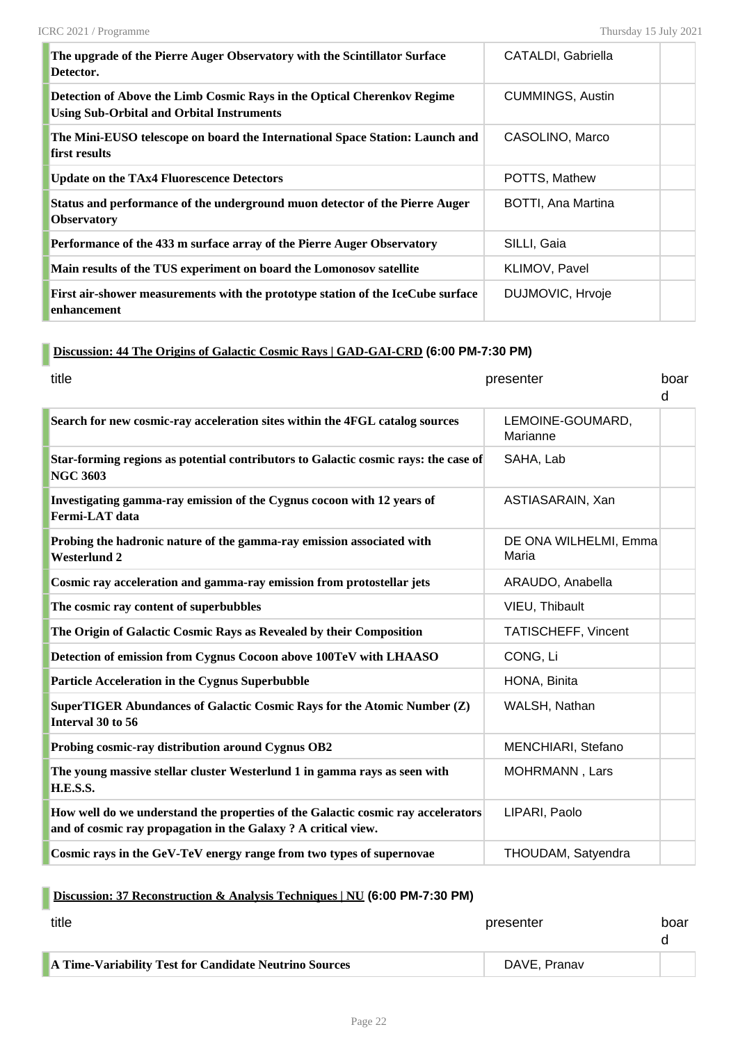| The upgrade of the Pierre Auger Observatory with the Scintillator Surface Detector. | CATALDI, Gabriella | |
|---|---|---|
| Detection of Above the Limb Cosmic Rays in the Optical Cherenkov Regime Using Sub-Orbital and Orbital Instruments | CUMMINGS, Austin | |
| The Mini-EUSO telescope on board the International Space Station: Launch and first results | CASOLINO, Marco | |
| Update on the TAx4 Fluorescence Detectors | POTTS, Mathew | |
| Status and performance of the underground muon detector of the Pierre Auger Observatory | BOTTI, Ana Martina | |
| Performance of the 433 m surface array of the Pierre Auger Observatory | SILLI, Gaia | |
| Main results of the TUS experiment on board the Lomonosov satellite | KLIMOV, Pavel | |
| First air-shower measurements with the prototype station of the IceCube surface enhancement | DUJMOVIC, Hrvoje | |

### Discussion: 44 The Origins of Galactic Cosmic Rays | GAD-GAI-CRD (6:00 PM-7:30 PM)

| title | presenter | board |
|---|---|---|
| Search for new cosmic-ray acceleration sites within the 4FGL catalog sources | LEMOINE-GOUMARD, Marianne | |
| Star-forming regions as potential contributors to Galactic cosmic rays: the case of NGC 3603 | SAHA, Lab | |
| Investigating gamma-ray emission of the Cygnus cocoon with 12 years of Fermi-LAT data | ASTIASARAIN, Xan | |
| Probing the hadronic nature of the gamma-ray emission associated with Westerlund 2 | DE ONA WILHELMI, Emma Maria | |
| Cosmic ray acceleration and gamma-ray emission from protostellar jets | ARAUDO, Anabella | |
| The cosmic ray content of superbubbles | VIEU, Thibault | |
| The Origin of Galactic Cosmic Rays as Revealed by their Composition | TATISCHEFF, Vincent | |
| Detection of emission from Cygnus Cocoon above 100TeV with LHAASO | CONG, Li | |
| Particle Acceleration in the Cygnus Superbubble | HONA, Binita | |
| SuperTIGER Abundances of Galactic Cosmic Rays for the Atomic Number (Z) Interval 30 to 56 | WALSH, Nathan | |
| Probing cosmic-ray distribution around Cygnus OB2 | MENCHIARI, Stefano | |
| The young massive stellar cluster Westerlund 1 in gamma rays as seen with H.E.S.S. | MOHRMANN , Lars | |
| How well do we understand the properties of the Galactic cosmic ray accelerators and of cosmic ray propagation in the Galaxy ? A critical view. | LIPARI, Paolo | |
| Cosmic rays in the GeV-TeV energy range from two types of supernovae | THOUDAM, Satyendra | |

### Discussion: 37 Reconstruction & Analysis Techniques | NU (6:00 PM-7:30 PM)

| title | presenter | board |
|---|---|---|
| A Time-Variability Test for Candidate Neutrino Sources | DAVE, Pranav | |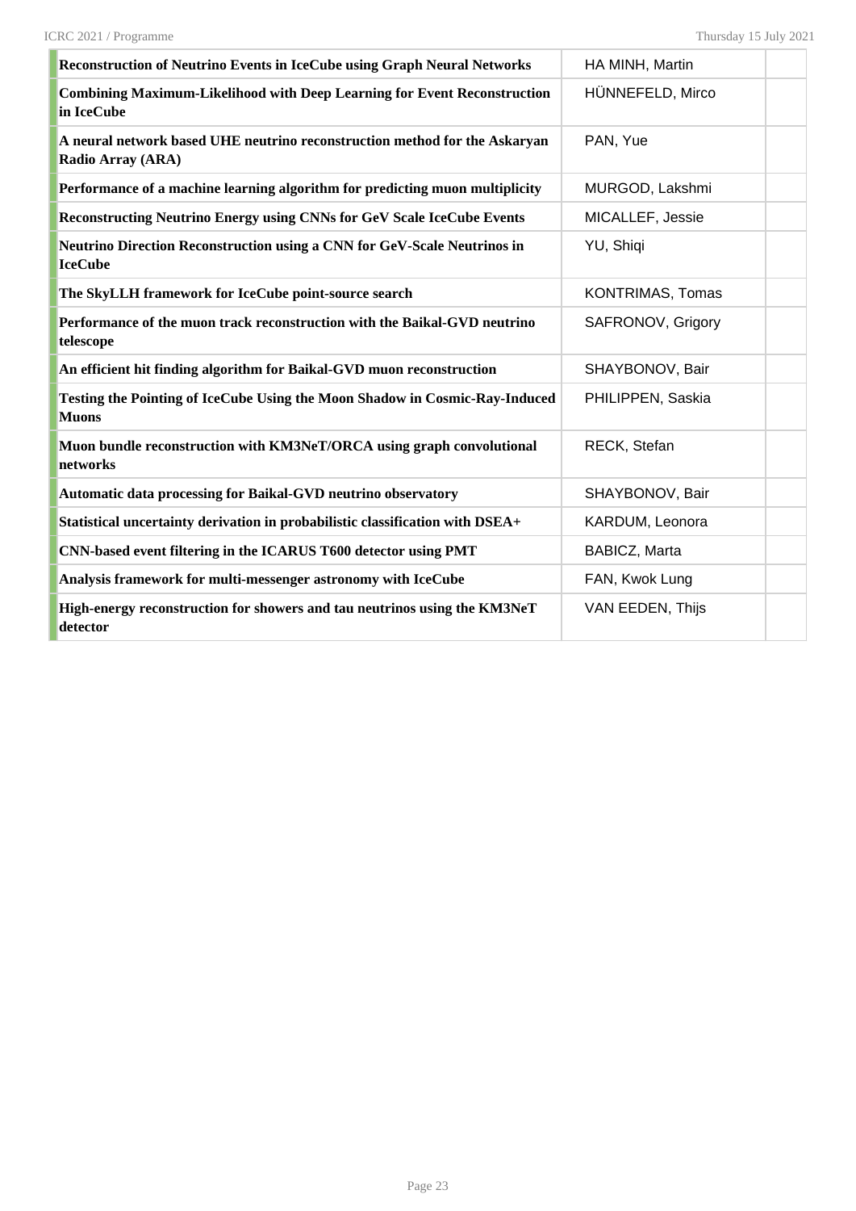| | | |
|---|---|---|
| **Reconstruction of Neutrino Events in IceCube using Graph Neural Networks** | HA MINH, Martin | |
| **Combining Maximum-Likelihood with Deep Learning for Event Reconstruction in IceCube** | HÜNNEFELD, Mirco | |
| **A neural network based UHE neutrino reconstruction method for the Askaryan Radio Array (ARA)** | PAN, Yue | |
| **Performance of a machine learning algorithm for predicting muon multiplicity** | MURGOD, Lakshmi | |
| **Reconstructing Neutrino Energy using CNNs for GeV Scale IceCube Events** | MICALLEF, Jessie | |
| **Neutrino Direction Reconstruction using a CNN for GeV-Scale Neutrinos in IceCube** | YU, Shiqi | |
| **The SkyLLH framework for IceCube point-source search** | KONTRIMAS, Tomas | |
| **Performance of the muon track reconstruction with the Baikal-GVD neutrino telescope** | SAFRONOV, Grigory | |
| **An efficient hit finding algorithm for Baikal-GVD muon reconstruction** | SHAYBONOV, Bair | |
| **Testing the Pointing of IceCube Using the Moon Shadow in Cosmic-Ray-Induced Muons** | PHILIPPEN, Saskia | |
| **Muon bundle reconstruction with KM3NeT/ORCA using graph convolutional networks** | RECK, Stefan | |
| **Automatic data processing for Baikal-GVD neutrino observatory** | SHAYBONOV, Bair | |
| **Statistical uncertainty derivation in probabilistic classification with DSEA+** | KARDUM, Leonora | |
| **CNN-based event filtering in the ICARUS T600 detector using PMT** | BABICZ, Marta | |
| **Analysis framework for multi-messenger astronomy with IceCube** | FAN, Kwok Lung | |
| **High-energy reconstruction for showers and tau neutrinos using the KM3NeT detector** | VAN EEDEN, Thijs | |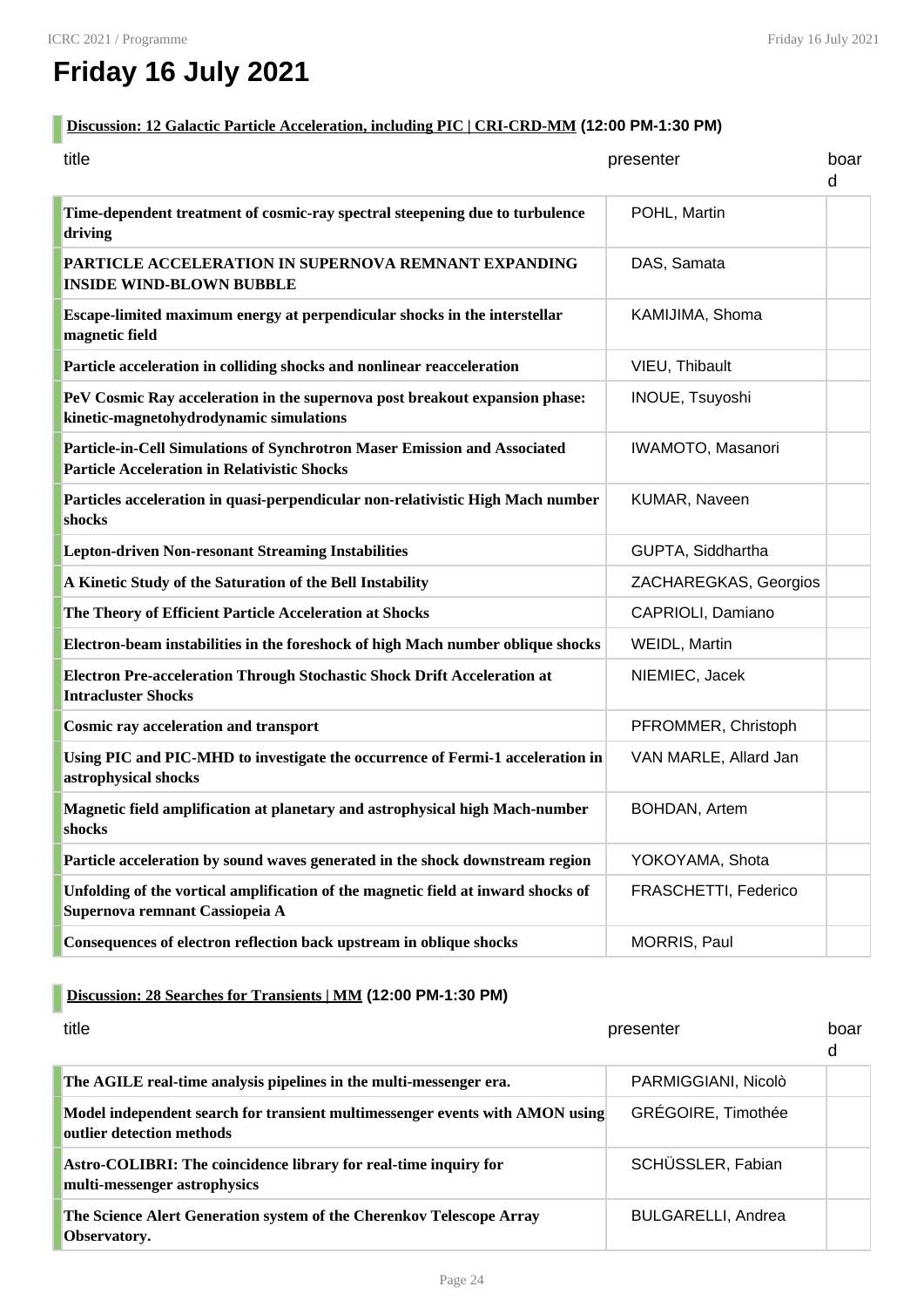# Friday 16 July 2021

### Discussion: 12 Galactic Particle Acceleration, including PIC | CRI-CRD-MM (12:00 PM-1:30 PM)

| title | presenter | board |
|---|---|---|
| **Time-dependent treatment of cosmic-ray spectral steepening due to turbulence driving** | POHL, Martin | |
| **PARTICLE ACCELERATION IN SUPERNOVA REMNANT EXPANDING INSIDE WIND-BLOWN BUBBLE** | DAS, Samata | |
| **Escape-limited maximum energy at perpendicular shocks in the interstellar magnetic field** | KAMIJIMA, Shoma | |
| **Particle acceleration in colliding shocks and nonlinear reacceleration** | VIEU, Thibault | |
| **PeV Cosmic Ray acceleration in the supernova post breakout expansion phase: kinetic-magnetohydrodynamic simulations** | INOUE, Tsuyoshi | |
| **Particle-in-Cell Simulations of Synchrotron Maser Emission and Associated Particle Acceleration in Relativistic Shocks** | IWAMOTO, Masanori | |
| **Particles acceleration in quasi-perpendicular non-relativistic High Mach number shocks** | KUMAR, Naveen | |
| **Lepton-driven Non-resonant Streaming Instabilities** | GUPTA, Siddhartha | |
| **A Kinetic Study of the Saturation of the Bell Instability** | ZACHAREGKAS, Georgios | |
| **The Theory of Efficient Particle Acceleration at Shocks** | CAPRIOLI, Damiano | |
| **Electron-beam instabilities in the foreshock of high Mach number oblique shocks** | WEIDL, Martin | |
| **Electron Pre-acceleration Through Stochastic Shock Drift Acceleration at Intracluster Shocks** | NIEMIEC, Jacek | |
| **Cosmic ray acceleration and transport** | PFROMMER, Christoph | |
| **Using PIC and PIC-MHD to investigate the occurrence of Fermi-1 acceleration in astrophysical shocks** | VAN MARLE, Allard Jan | |
| **Magnetic field amplification at planetary and astrophysical high Mach-number shocks** | BOHDAN, Artem | |
| **Particle acceleration by sound waves generated in the shock downstream region** | YOKOYAMA, Shota | |
| **Unfolding of the vortical amplification of the magnetic field at inward shocks of Supernova remnant Cassiopeia A** | FRASCHETTI, Federico | |
| **Consequences of electron reflection back upstream in oblique shocks** | MORRIS, Paul | |

### Discussion: 28 Searches for Transients | MM (12:00 PM-1:30 PM)

| title | presenter | board |
|---|---|---|
| **The AGILE real-time analysis pipelines in the multi-messenger era.** | PARMIGGIANI, Nicolò | |
| **Model independent search for transient multimessenger events with AMON using outlier detection methods** | GRÉGOIRE, Timothée | |
| **Astro-COLIBRI: The coincidence library for real-time inquiry for multi-messenger astrophysics** | SCHÜSSLER, Fabian | |
| **The Science Alert Generation system of the Cherenkov Telescope Array Observatory.** | BULGARELLI, Andrea | |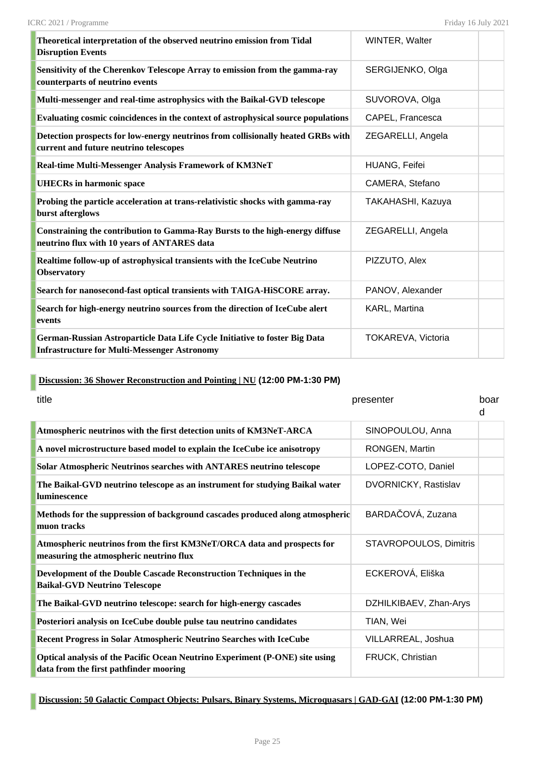| | | |
|---|---|---|
| **Theoretical interpretation of the observed neutrino emission from Tidal Disruption Events** | WINTER, Walter | |
| **Sensitivity of the Cherenkov Telescope Array to emission from the gamma-ray counterparts of neutrino events** | SERGIJENKO, Olga | |
| **Multi-messenger and real-time astrophysics with the Baikal-GVD telescope** | SUVOROVA, Olga | |
| **Evaluating cosmic coincidences in the context of astrophysical source populations** | CAPEL, Francesca | |
| **Detection prospects for low-energy neutrinos from collisionally heated GRBs with current and future neutrino telescopes** | ZEGARELLI, Angela | |
| **Real-time Multi-Messenger Analysis Framework of KM3NeT** | HUANG, Feifei | |
| **UHECRs in harmonic space** | CAMERA, Stefano | |
| **Probing the particle acceleration at trans-relativistic shocks with gamma-ray burst afterglows** | TAKAHASHI, Kazuya | |
| **Constraining the contribution to Gamma-Ray Bursts to the high-energy diffuse neutrino flux with 10 years of ANTARES data** | ZEGARELLI, Angela | |
| **Realtime follow-up of astrophysical transients with the IceCube Neutrino Observatory** | PIZZUTO, Alex | |
| **Search for nanosecond-fast optical transients with TAIGA-HiSCORE array.** | PANOV, Alexander | |
| **Search for high-energy neutrino sources from the direction of IceCube alert events** | KARL, Martina | |
| **German-Russian Astroparticle Data Life Cycle Initiative to foster Big Data Infrastructure for Multi-Messenger Astronomy** | TOKAREVA, Victoria | |

## Discussion: 36 Shower Reconstruction and Pointing | NU (12:00 PM-1:30 PM)

| title | presenter | board |
|---|---|---|
| **Atmospheric neutrinos with the first detection units of KM3NeT-ARCA** | SINOPOULOU, Anna | |
| **A novel microstructure based model to explain the IceCube ice anisotropy** | RONGEN, Martin | |
| **Solar Atmospheric Neutrinos searches with ANTARES neutrino telescope** | LOPEZ-COTO, Daniel | |
| **The Baikal-GVD neutrino telescope as an instrument for studying Baikal water luminescence** | DVORNICKY, Rastislav | |
| **Methods for the suppression of background cascades produced along atmospheric muon tracks** | BARDAČOVÁ, Zuzana | |
| **Atmospheric neutrinos from the first KM3NeT/ORCA data and prospects for measuring the atmospheric neutrino flux** | STAVROPOULOS, Dimitris | |
| **Development of the Double Cascade Reconstruction Techniques in the Baikal-GVD Neutrino Telescope** | ECKEROVÁ, Eliška | |
| **The Baikal-GVD neutrino telescope: search for high-energy cascades** | DZHILKIBAEV, Zhan-Arys | |
| **Posteriori analysis on IceCube double pulse tau neutrino candidates** | TIAN, Wei | |
| **Recent Progress in Solar Atmospheric Neutrino Searches with IceCube** | VILLARREAL, Joshua | |
| **Optical analysis of the Pacific Ocean Neutrino Experiment (P-ONE) site using data from the first pathfinder mooring** | FRUCK, Christian | |

## Discussion: 50 Galactic Compact Objects: Pulsars, Binary Systems, Microquasars | GAD-GAI (12:00 PM-1:30 PM)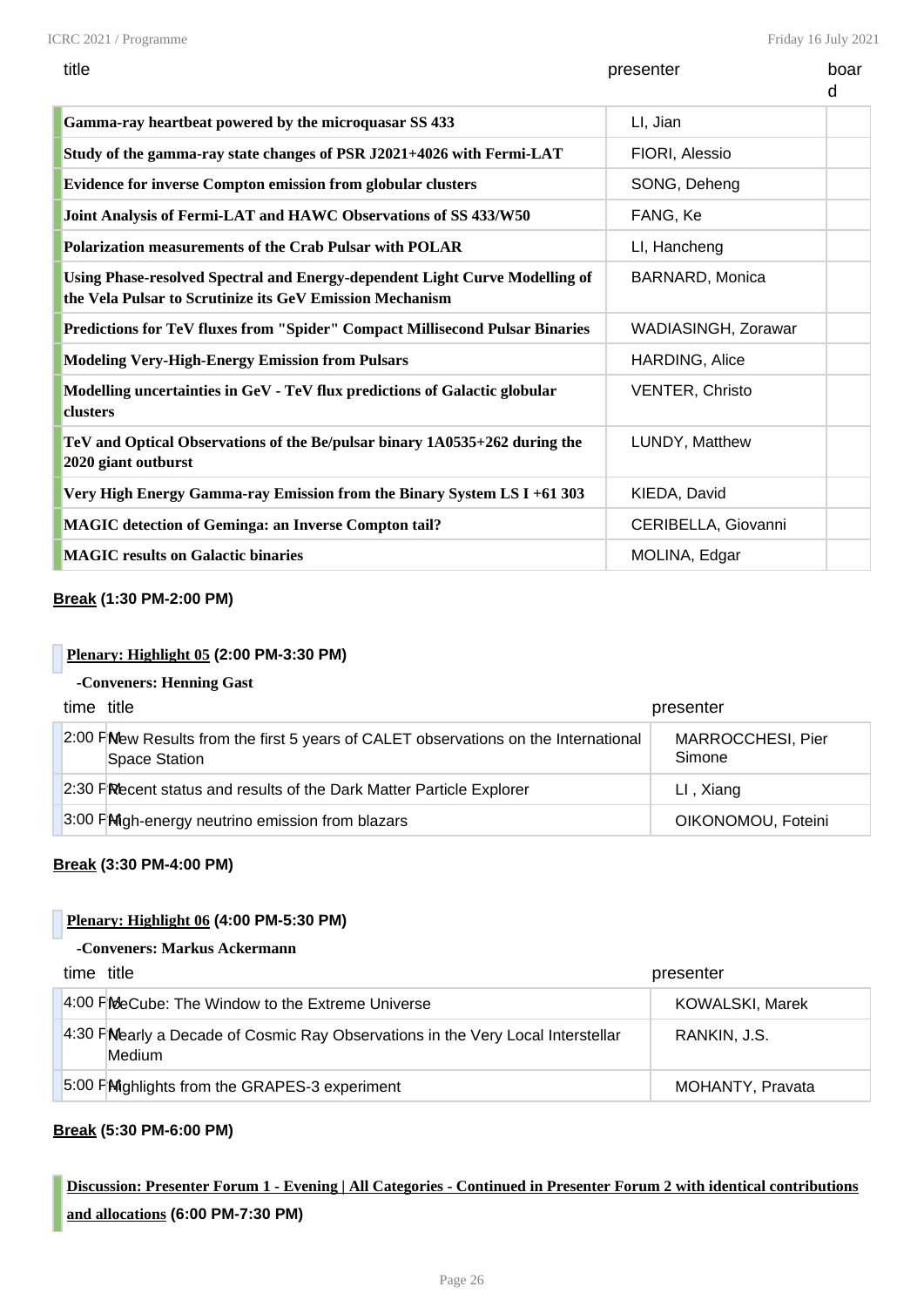| title | presenter | board |
|---|---|---|
| **Gamma-ray heartbeat powered by the microquasar SS 433** | LI, Jian | |
| **Study of the gamma-ray state changes of PSR J2021+4026 with Fermi-LAT** | FIORI, Alessio | |
| **Evidence for inverse Compton emission from globular clusters** | SONG, Deheng | |
| **Joint Analysis of Fermi-LAT and HAWC Observations of SS 433/W50** | FANG, Ke | |
| **Polarization measurements of the Crab Pulsar with POLAR** | LI, Hancheng | |
| **Using Phase-resolved Spectral and Energy-dependent Light Curve Modelling of the Vela Pulsar to Scrutinize its GeV Emission Mechanism** | BARNARD, Monica | |
| **Predictions for TeV fluxes from "Spider" Compact Millisecond Pulsar Binaries** | WADIASINGH, Zorawar | |
| **Modeling Very-High-Energy Emission from Pulsars** | HARDING, Alice | |
| **Modelling uncertainties in GeV - TeV flux predictions of Galactic globular clusters** | VENTER, Christo | |
| **TeV and Optical Observations of the Be/pulsar binary 1A0535+262 during the 2020 giant outburst** | LUNDY, Matthew | |
| **Very High Energy Gamma-ray Emission from the Binary System LS I +61 303** | KIEDA, David | |
| **MAGIC detection of Geminga: an Inverse Compton tail?** | CERIBELLA, Giovanni | |
| **MAGIC results on Galactic binaries** | MOLINA, Edgar | |

**Break (1:30 PM-2:00 PM)**

**Plenary: Highlight 05 (2:00 PM-3:30 PM)**

**-Conveners: Henning Gast**

| time | title | presenter |
|---|---|---|
| 2:00 PM | New Results from the first 5 years of CALET observations on the International Space Station | MARROCCHESI, Pier Simone |
| 2:30 PM | Recent status and results of the Dark Matter Particle Explorer | LI , Xiang |
| 3:00 PM | High-energy neutrino emission from blazars | OIKONOMOU, Foteini |

**Break (3:30 PM-4:00 PM)**

**Plenary: Highlight 06 (4:00 PM-5:30 PM)**

**-Conveners: Markus Ackermann**

| time | title | presenter |
|---|---|---|
| 4:00 PM | IceCube: The Window to the Extreme Universe | KOWALSKI, Marek |
| 4:30 PM | Nearly a Decade of Cosmic Ray Observations in the Very Local Interstellar Medium | RANKIN, J.S. |
| 5:00 PM | Highlights from the GRAPES-3 experiment | MOHANTY, Pravata |

**Break (5:30 PM-6:00 PM)**

**Discussion: Presenter Forum 1 - Evening | All Categories - Continued in Presenter Forum 2 with identical contributions and allocations (6:00 PM-7:30 PM)**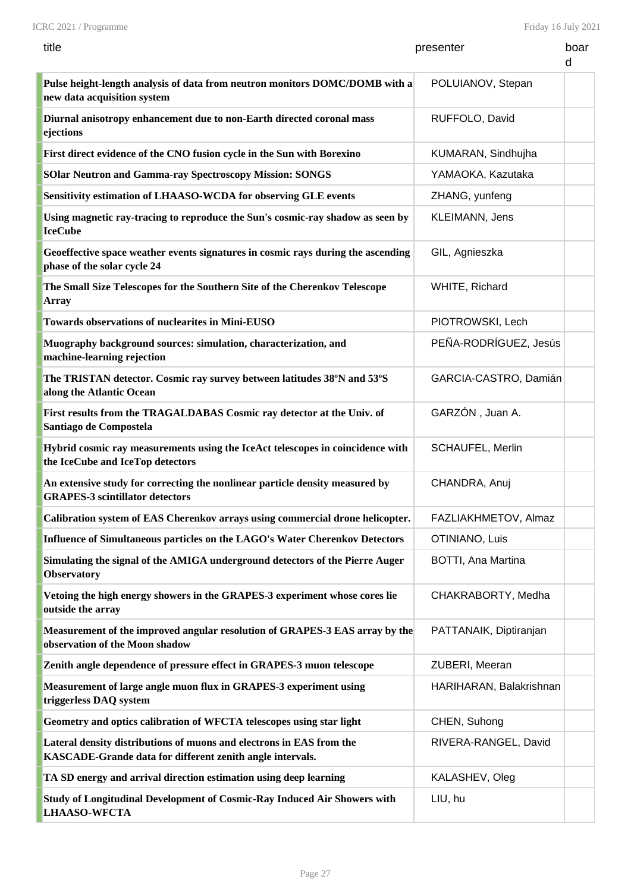| title | presenter | board |
|---|---|---|
| **Pulse height-length analysis of data from neutron monitors DOMC/DOMB with a new data acquisition system** | POLUIANOV, Stepan | |
| **Diurnal anisotropy enhancement due to non-Earth directed coronal mass ejections** | RUFFOLO, David | |
| **First direct evidence of the CNO fusion cycle in the Sun with Borexino** | KUMARAN, Sindhujha | |
| **SOlar Neutron and Gamma-ray Spectroscopy Mission: SONGS** | YAMAOKA, Kazutaka | |
| **Sensitivity estimation of LHAASO-WCDA for observing GLE events** | ZHANG, yunfeng | |
| **Using magnetic ray-tracing to reproduce the Sun's cosmic-ray shadow as seen by IceCube** | KLEIMANN, Jens | |
| **Geoeffective space weather events signatures in cosmic rays during the ascending phase of the solar cycle 24** | GIL, Agnieszka | |
| **The Small Size Telescopes for the Southern Site of the Cherenkov Telescope Array** | WHITE, Richard | |
| **Towards observations of nuclearites in Mini-EUSO** | PIOTROWSKI, Lech | |
| **Muography background sources: simulation, characterization, and machine-learning rejection** | PEÑA-RODRÍGUEZ, Jesús | |
| **The TRISTAN detector. Cosmic ray survey between latitudes 38ºN and 53ºS along the Atlantic Ocean** | GARCIA-CASTRO, Damián | |
| **First results from the TRAGALDABAS Cosmic ray detector at the Univ. of Santiago de Compostela** | GARZÓN , Juan A. | |
| **Hybrid cosmic ray measurements using the IceAct telescopes in coincidence with the IceCube and IceTop detectors** | SCHAUFEL, Merlin | |
| **An extensive study for correcting the nonlinear particle density measured by GRAPES-3 scintillator detectors** | CHANDRA, Anuj | |
| **Calibration system of EAS Cherenkov arrays using commercial drone helicopter.** | FAZLIAKHMETOV, Almaz | |
| **Influence of Simultaneous particles on the LAGO's Water Cherenkov Detectors** | OTINIANO, Luis | |
| **Simulating the signal of the AMIGA underground detectors of the Pierre Auger Observatory** | BOTTI, Ana Martina | |
| **Vetoing the high energy showers in the GRAPES-3 experiment whose cores lie outside the array** | CHAKRABORTY, Medha | |
| **Measurement of the improved angular resolution of GRAPES-3 EAS array by the observation of the Moon shadow** | PATTANAIK, Diptiranjan | |
| **Zenith angle dependence of pressure effect in GRAPES-3 muon telescope** | ZUBERI, Meeran | |
| **Measurement of large angle muon flux in GRAPES-3 experiment using triggerless DAQ system** | HARIHARAN, Balakrishnan | |
| **Geometry and optics calibration of WFCTA telescopes using star light** | CHEN, Suhong | |
| **Lateral density distributions of muons and electrons in EAS from the KASCADE-Grande data for different zenith angle intervals.** | RIVERA-RANGEL, David | |
| **TA SD energy and arrival direction estimation using deep learning** | KALASHEV, Oleg | |
| **Study of Longitudinal Development of Cosmic-Ray Induced Air Showers with LHAASO-WFCTA** | LIU, hu | |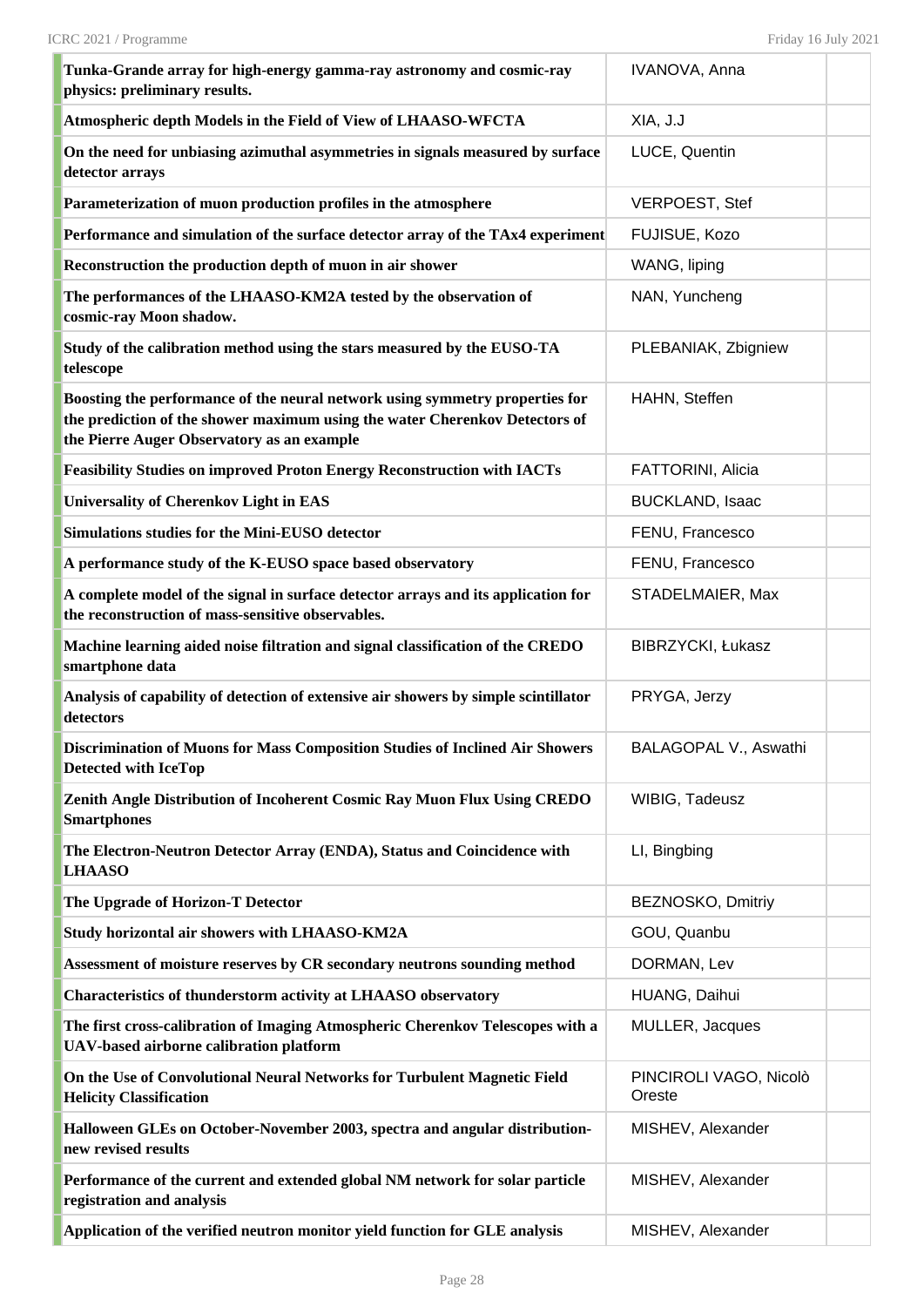| | | |
|---|---|---|
| **Tunka-Grande array for high-energy gamma-ray astronomy and cosmic-ray physics: preliminary results.** | IVANOVA, Anna | |
| **Atmospheric depth Models in the Field of View of LHAASO-WFCTA** | XIA, J.J | |
| **On the need for unbiasing azimuthal asymmetries in signals measured by surface detector arrays** | LUCE, Quentin | |
| **Parameterization of muon production profiles in the atmosphere** | VERPOEST, Stef | |
| **Performance and simulation of the surface detector array of the TAx4 experiment** | FUJISUE, Kozo | |
| **Reconstruction the production depth of muon in air shower** | WANG, liping | |
| **The performances of the LHAASO-KM2A tested by the observation of cosmic-ray Moon shadow.** | NAN, Yuncheng | |
| **Study of the calibration method using the stars measured by the EUSO-TA telescope** | PLEBANIAK, Zbigniew | |
| **Boosting the performance of the neural network using symmetry properties for the prediction of the shower maximum using the water Cherenkov Detectors of the Pierre Auger Observatory as an example** | HAHN, Steffen | |
| **Feasibility Studies on improved Proton Energy Reconstruction with IACTs** | FATTORINI, Alicia | |
| **Universality of Cherenkov Light in EAS** | BUCKLAND, Isaac | |
| **Simulations studies for the Mini-EUSO detector** | FENU, Francesco | |
| **A performance study of the K-EUSO space based observatory** | FENU, Francesco | |
| **A complete model of the signal in surface detector arrays and its application for the reconstruction of mass-sensitive observables.** | STADELMAIER, Max | |
| **Machine learning aided noise filtration and signal classification of the CREDO smartphone data** | BIBRZYCKI, Łukasz | |
| **Analysis of capability of detection of extensive air showers by simple scintillator detectors** | PRYGA, Jerzy | |
| **Discrimination of Muons for Mass Composition Studies of Inclined Air Showers Detected with IceTop** | BALAGOPAL V., Aswathi | |
| **Zenith Angle Distribution of Incoherent Cosmic Ray Muon Flux Using CREDO Smartphones** | WIBIG, Tadeusz | |
| **The Electron-Neutron Detector Array (ENDA), Status and Coincidence with LHAASO** | LI, Bingbing | |
| **The Upgrade of Horizon-T Detector** | BEZNOSKO, Dmitriy | |
| **Study horizontal air showers with LHAASO-KM2A** | GOU, Quanbu | |
| **Assessment of moisture reserves by CR secondary neutrons sounding method** | DORMAN, Lev | |
| **Characteristics of thunderstorm activity at LHAASO observatory** | HUANG, Daihui | |
| **The first cross-calibration of Imaging Atmospheric Cherenkov Telescopes with a UAV-based airborne calibration platform** | MULLER, Jacques | |
| **On the Use of Convolutional Neural Networks for Turbulent Magnetic Field Helicity Classification** | PINCIROLI VAGO, Nicolò Oreste | |
| **Halloween GLEs on October-November 2003, spectra and angular distribution-new revised results** | MISHEV, Alexander | |
| **Performance of the current and extended global NM network for solar particle registration and analysis** | MISHEV, Alexander | |
| **Application of the verified neutron monitor yield function for GLE analysis** | MISHEV, Alexander | |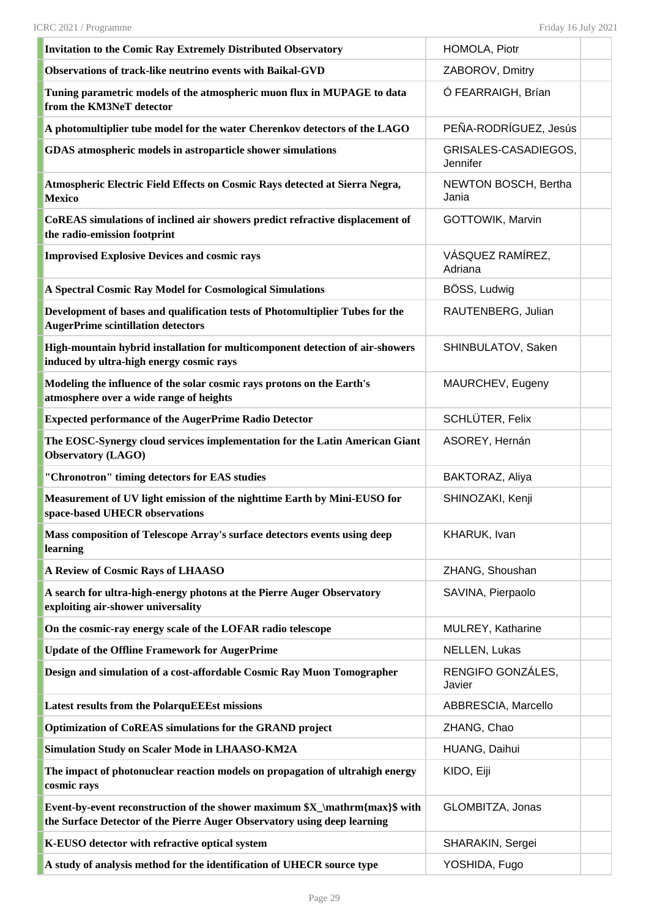| | | |
|---|---|---|
| **Invitation to the Comic Ray Extremely Distributed Observatory** | HOMOLA, Piotr | |
| **Observations of track-like neutrino events with Baikal-GVD** | ZABOROV, Dmitry | |
| **Tuning parametric models of the atmospheric muon flux in MUPAGE to data from the KM3NeT detector** | Ó FEARRAIGH, Brían | |
| **A photomultiplier tube model for the water Cherenkov detectors of the LAGO** | PEÑA-RODRÍGUEZ, Jesús | |
| **GDAS atmospheric models in astroparticle shower simulations** | GRISALES-CASADIEGOS, Jennifer | |
| **Atmospheric Electric Field Effects on Cosmic Rays detected at Sierra Negra, Mexico** | NEWTON BOSCH, Bertha Jania | |
| **CoREAS simulations of inclined air showers predict refractive displacement of the radio-emission footprint** | GOTTOWIK, Marvin | |
| **Improvised Explosive Devices and cosmic rays** | VÁSQUEZ RAMÍREZ, Adriana | |
| **A Spectral Cosmic Ray Model for Cosmological Simulations** | BÖSS, Ludwig | |
| **Development of bases and qualification tests of Photomultiplier Tubes for the AugerPrime scintillation detectors** | RAUTENBERG, Julian | |
| **High-mountain hybrid installation for multicomponent detection of air-showers induced by ultra-high energy cosmic rays** | SHINBULATOV, Saken | |
| **Modeling the influence of the solar cosmic rays protons on the Earth's atmosphere over a wide range of heights** | MAURCHEV, Eugeny | |
| **Expected performance of the AugerPrime Radio Detector** | SCHLÜTER, Felix | |
| **The EOSC-Synergy cloud services implementation for the Latin American Giant Observatory (LAGO)** | ASOREY, Hernán | |
| **"Chronotron" timing detectors for EAS studies** | BAKTORAZ, Aliya | |
| **Measurement of UV light emission of the nighttime Earth by Mini-EUSO for space-based UHECR observations** | SHINOZAKI, Kenji | |
| **Mass composition of Telescope Array's surface detectors events using deep learning** | KHARUK, Ivan | |
| **A Review of Cosmic Rays of LHAASO** | ZHANG, Shoushan | |
| **A search for ultra-high-energy photons at the Pierre Auger Observatory exploiting air-shower universality** | SAVINA, Pierpaolo | |
| **On the cosmic-ray energy scale of the LOFAR radio telescope** | MULREY, Katharine | |
| **Update of the Offline Framework for AugerPrime** | NELLEN, Lukas | |
| **Design and simulation of a cost-affordable Cosmic Ray Muon Tomographer** | RENGIFO GONZÁLES, Javier | |
| **Latest results from the PolarquEEEst missions** | ABBRESCIA, Marcello | |
| **Optimization of CoREAS simulations for the GRAND project** | ZHANG, Chao | |
| **Simulation Study on Scaler Mode in LHAASO-KM2A** | HUANG, Daihui | |
| **The impact of photonuclear reaction models on propagation of ultrahigh energy cosmic rays** | KIDO, Eiji | |
| **Event-by-event reconstruction of the shower maximum $X_\mathrm{max}$ with the Surface Detector of the Pierre Auger Observatory using deep learning** | GLOMBITZA, Jonas | |
| **K-EUSO detector with refractive optical system** | SHARAKIN, Sergei | |
| **A study of analysis method for the identification of UHECR source type** | YOSHIDA, Fugo | |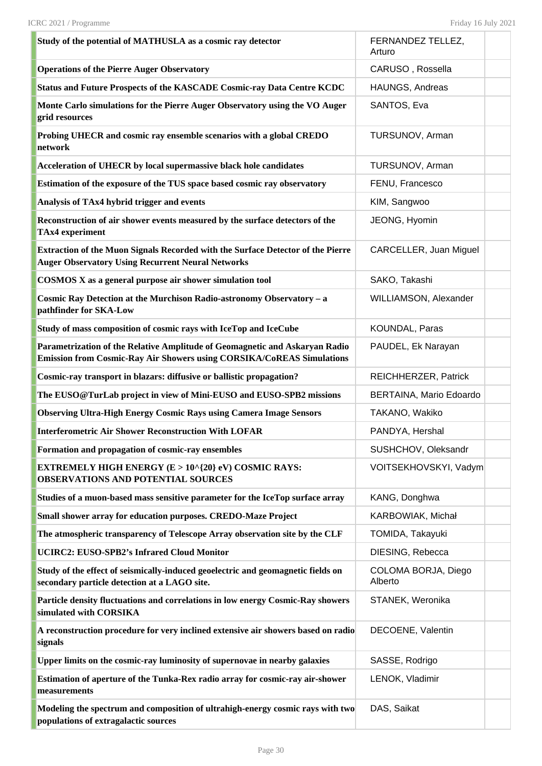| | | |
|---|---|---|
| **Study of the potential of MATHUSLA as a cosmic ray detector** | FERNANDEZ TELLEZ, Arturo | |
| **Operations of the Pierre Auger Observatory** | CARUSO , Rossella | |
| **Status and Future Prospects of the KASCADE Cosmic-ray Data Centre KCDC** | HAUNGS, Andreas | |
| **Monte Carlo simulations for the Pierre Auger Observatory using the VO Auger grid resources** | SANTOS, Eva | |
| **Probing UHECR and cosmic ray ensemble scenarios with a global CREDO network** | TURSUNOV, Arman | |
| **Acceleration of UHECR by local supermassive black hole candidates** | TURSUNOV, Arman | |
| **Estimation of the exposure of the TUS space based cosmic ray observatory** | FENU, Francesco | |
| **Analysis of TAx4 hybrid trigger and events** | KIM, Sangwoo | |
| **Reconstruction of air shower events measured by the surface detectors of the TAx4 experiment** | JEONG, Hyomin | |
| **Extraction of the Muon Signals Recorded with the Surface Detector of the Pierre Auger Observatory Using Recurrent Neural Networks** | CARCELLER, Juan Miguel | |
| **COSMOS X as a general purpose air shower simulation tool** | SAKO, Takashi | |
| **Cosmic Ray Detection at the Murchison Radio-astronomy Observatory – a pathfinder for SKA-Low** | WILLIAMSON, Alexander | |
| **Study of mass composition of cosmic rays with IceTop and IceCube** | KOUNDAL, Paras | |
| **Parametrization of the Relative Amplitude of Geomagnetic and Askaryan Radio Emission from Cosmic-Ray Air Showers using CORSIKA/CoREAS Simulations** | PAUDEL, Ek Narayan | |
| **Cosmic-ray transport in blazars: diffusive or ballistic propagation?** | REICHHERZER, Patrick | |
| **The EUSO@TurLab project in view of Mini-EUSO and EUSO-SPB2 missions** | BERTAINA, Mario Edoardo | |
| **Observing Ultra-High Energy Cosmic Rays using Camera Image Sensors** | TAKANO, Wakiko | |
| **Interferometric Air Shower Reconstruction With LOFAR** | PANDYA, Hershal | |
| **Formation and propagation of cosmic-ray ensembles** | SUSHCHOV, Oleksandr | |
| **EXTREMELY HIGH ENERGY (E > 10^{20} eV) COSMIC RAYS: OBSERVATIONS AND POTENTIAL SOURCES** | VOITSEKHOVSKYI, Vadym | |
| **Studies of a muon-based mass sensitive parameter for the IceTop surface array** | KANG, Donghwa | |
| **Small shower array for education purposes. CREDO-Maze Project** | KARBOWIAK, Michał | |
| **The atmospheric transparency of Telescope Array observation site by the CLF** | TOMIDA, Takayuki | |
| **UCIRC2: EUSO-SPB2's Infrared Cloud Monitor** | DIESING, Rebecca | |
| **Study of the effect of seismically-induced geoelectric and geomagnetic fields on secondary particle detection at a LAGO site.** | COLOMA BORJA, Diego Alberto | |
| **Particle density fluctuations and correlations in low energy Cosmic-Ray showers simulated with CORSIKA** | STANEK, Weronika | |
| **A reconstruction procedure for very inclined extensive air showers based on radio signals** | DECOENE, Valentin | |
| **Upper limits on the cosmic-ray luminosity of supernovae in nearby galaxies** | SASSE, Rodrigo | |
| **Estimation of aperture of the Tunka-Rex radio array for cosmic-ray air-shower measurements** | LENOK, Vladimir | |
| **Modeling the spectrum and composition of ultrahigh-energy cosmic rays with two populations of extragalactic sources** | DAS, Saikat | |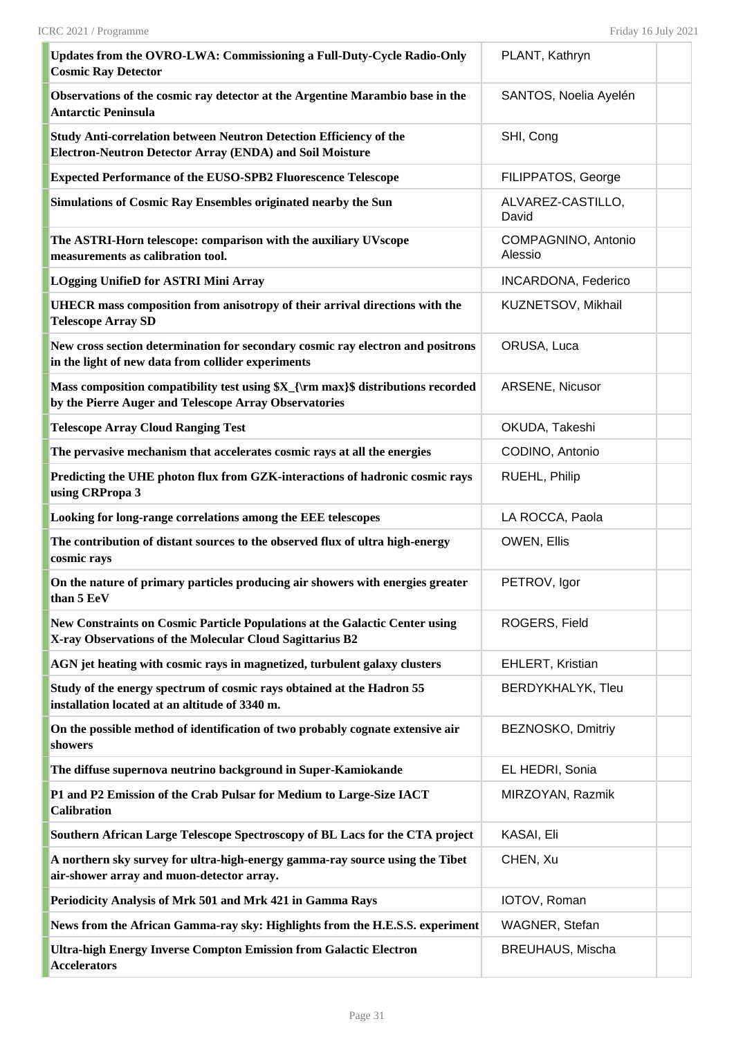| | | |
|---|---|---|
| **Updates from the OVRO-LWA: Commissioning a Full-Duty-Cycle Radio-Only Cosmic Ray Detector** | PLANT, Kathryn | |
| **Observations of the cosmic ray detector at the Argentine Marambio base in the Antarctic Peninsula** | SANTOS, Noelia Ayelén | |
| **Study Anti-correlation between Neutron Detection Efficiency of the Electron-Neutron Detector Array (ENDA) and Soil Moisture** | SHI, Cong | |
| **Expected Performance of the EUSO-SPB2 Fluorescence Telescope** | FILIPPATOS, George | |
| **Simulations of Cosmic Ray Ensembles originated nearby the Sun** | ALVAREZ-CASTILLO, David | |
| **The ASTRI-Horn telescope: comparison with the auxiliary UVscope measurements as calibration tool.** | COMPAGNINO, Antonio Alessio | |
| **LOgging UnifieD for ASTRI Mini Array** | INCARDONA, Federico | |
| **UHECR mass composition from anisotropy of their arrival directions with the Telescope Array SD** | KUZNETSOV, Mikhail | |
| **New cross section determination for secondary cosmic ray electron and positrons in the light of new data from collider experiments** | ORUSA, Luca | |
| **Mass composition compatibility test using $X_{\rm max}$ distributions recorded by the Pierre Auger and Telescope Array Observatories** | ARSENE, Nicusor | |
| **Telescope Array Cloud Ranging Test** | OKUDA, Takeshi | |
| **The pervasive mechanism that accelerates cosmic rays at all the energies** | CODINO, Antonio | |
| **Predicting the UHE photon flux from GZK-interactions of hadronic cosmic rays using CRPropa 3** | RUEHL, Philip | |
| **Looking for long-range correlations among the EEE telescopes** | LA ROCCA, Paola | |
| **The contribution of distant sources to the observed flux of ultra high-energy cosmic rays** | OWEN, Ellis | |
| **On the nature of primary particles producing air showers with energies greater than 5 EeV** | PETROV, Igor | |
| **New Constraints on Cosmic Particle Populations at the Galactic Center using X-ray Observations of the Molecular Cloud Sagittarius B2** | ROGERS, Field | |
| **AGN jet heating with cosmic rays in magnetized, turbulent galaxy clusters** | EHLERT, Kristian | |
| **Study of the energy spectrum of cosmic rays obtained at the Hadron 55 installation located at an altitude of 3340 m.** | BERDYKHALYK, Tleu | |
| **On the possible method of identification of two probably cognate extensive air showers** | BEZNOSKO, Dmitriy | |
| **The diffuse supernova neutrino background in Super-Kamiokande** | EL HEDRI, Sonia | |
| **P1 and P2 Emission of the Crab Pulsar for Medium to Large-Size IACT Calibration** | MIRZOYAN, Razmik | |
| **Southern African Large Telescope Spectroscopy of BL Lacs for the CTA project** | KASAI, Eli | |
| **A northern sky survey for ultra-high-energy gamma-ray source using the Tibet air-shower array and muon-detector array.** | CHEN, Xu | |
| **Periodicity Analysis of Mrk 501 and Mrk 421 in Gamma Rays** | IOTOV, Roman | |
| **News from the African Gamma-ray sky: Highlights from the H.E.S.S. experiment** | WAGNER, Stefan | |
| **Ultra-high Energy Inverse Compton Emission from Galactic Electron Accelerators** | BREUHAUS, Mischa | |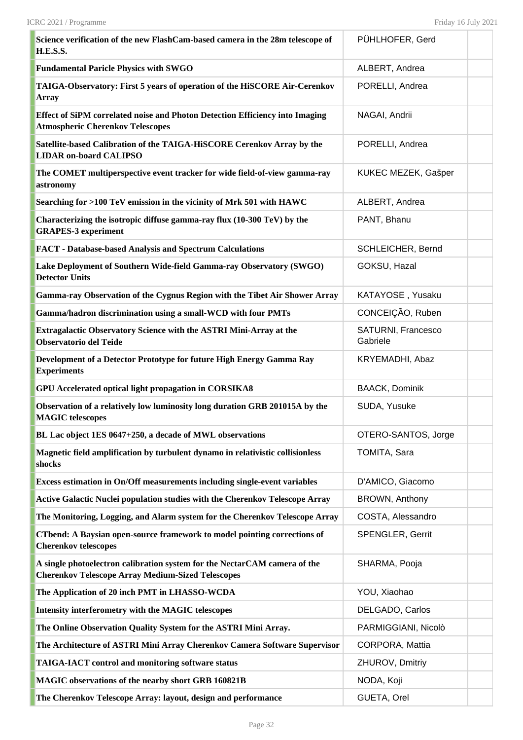| | | |
|---|---|---|
| **Science verification of the new FlashCam-based camera in the 28m telescope of H.E.S.S.** | PÜHLHOFER, Gerd | |
| **Fundamental Paricle Physics with SWGO** | ALBERT, Andrea | |
| **TAIGA-Observatory: First 5 years of operation of the HiSCORE Air-Cerenkov Array** | PORELLI, Andrea | |
| **Effect of SiPM correlated noise and Photon Detection Efficiency into Imaging Atmospheric Cherenkov Telescopes** | NAGAI, Andrii | |
| **Satellite-based Calibration of the TAIGA-HiSCORE Cerenkov Array by the LIDAR on-board CALIPSO** | PORELLI, Andrea | |
| **The COMET multiperspective event tracker for wide field-of-view gamma-ray astronomy** | KUKEC MEZEK, Gašper | |
| **Searching for >100 TeV emission in the vicinity of Mrk 501 with HAWC** | ALBERT, Andrea | |
| **Characterizing the isotropic diffuse gamma-ray flux (10-300 TeV) by the GRAPES-3 experiment** | PANT, Bhanu | |
| **FACT - Database-based Analysis and Spectrum Calculations** | SCHLEICHER, Bernd | |
| **Lake Deployment of Southern Wide-field Gamma-ray Observatory (SWGO) Detector Units** | GOKSU, Hazal | |
| **Gamma-ray Observation of the Cygnus Region with the Tibet Air Shower Array** | KATAYOSE , Yusaku | |
| **Gamma/hadron discrimination using a small-WCD with four PMTs** | CONCEIÇÃO, Ruben | |
| **Extragalactic Observatory Science with the ASTRI Mini-Array at the Observatorio del Teide** | SATURNI, Francesco Gabriele | |
| **Development of a Detector Prototype for future High Energy Gamma Ray Experiments** | KRYEMADHI, Abaz | |
| **GPU Accelerated optical light propagation in CORSIKA8** | BAACK, Dominik | |
| **Observation of a relatively low luminosity long duration GRB 201015A by the MAGIC telescopes** | SUDA, Yusuke | |
| **BL Lac object 1ES 0647+250, a decade of MWL observations** | OTERO-SANTOS, Jorge | |
| **Magnetic field amplification by turbulent dynamo in relativistic collisionless shocks** | TOMITA, Sara | |
| **Excess estimation in On/Off measurements including single-event variables** | D'AMICO, Giacomo | |
| **Active Galactic Nuclei population studies with the Cherenkov Telescope Array** | BROWN, Anthony | |
| **The Monitoring, Logging, and Alarm system for the Cherenkov Telescope Array** | COSTA, Alessandro | |
| **CTbend: A Baysian open-source framework to model pointing corrections of Cherenkov telescopes** | SPENGLER, Gerrit | |
| **A single photoelectron calibration system for the NectarCAM camera of the Cherenkov Telescope Array Medium-Sized Telescopes** | SHARMA, Pooja | |
| **The Application of 20 inch PMT in LHASSO-WCDA** | YOU, Xiaohao | |
| **Intensity interferometry with the MAGIC telescopes** | DELGADO, Carlos | |
| **The Online Observation Quality System for the ASTRI Mini Array.** | PARMIGGIANI, Nicolò | |
| **The Architecture of ASTRI Mini Array Cherenkov Camera Software Supervisor** | CORPORA, Mattia | |
| **TAIGA-IACT control and monitoring software status** | ZHUROV, Dmitriy | |
| **MAGIC observations of the nearby short GRB 160821B** | NODA, Koji | |
| **The Cherenkov Telescope Array: layout, design and performance** | GUETA, Orel | |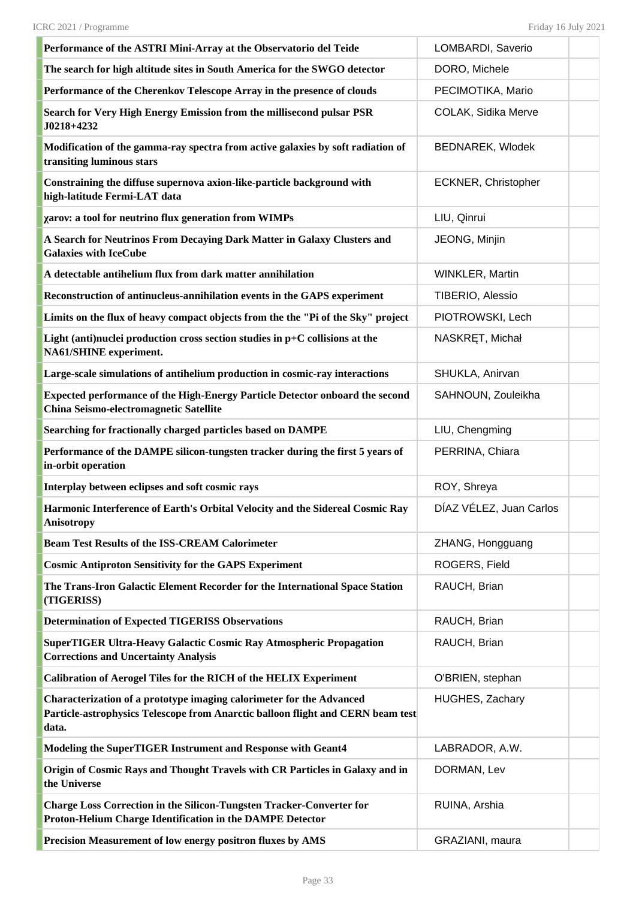| | | |
|---|---|---|
| **Performance of the ASTRI Mini-Array at the Observatorio del Teide** | LOMBARDI, Saverio | |
| **The search for high altitude sites in South America for the SWGO detector** | DORO, Michele | |
| **Performance of the Cherenkov Telescope Array in the presence of clouds** | PECIMOTIKA, Mario | |
| **Search for Very High Energy Emission from the millisecond pulsar PSR J0218+4232** | COLAK, Sidika Merve | |
| **Modification of the gamma-ray spectra from active galaxies by soft radiation of transiting luminous stars** | BEDNAREK, Wlodek | |
| **Constraining the diffuse supernova axion-like-particle background with high-latitude Fermi-LAT data** | ECKNER, Christopher | |
| **χarov: a tool for neutrino flux generation from WIMPs** | LIU, Qinrui | |
| **A Search for Neutrinos From Decaying Dark Matter in Galaxy Clusters and Galaxies with IceCube** | JEONG, Minjin | |
| **A detectable antihelium flux from dark matter annihilation** | WINKLER, Martin | |
| **Reconstruction of antinucleus-annihilation events in the GAPS experiment** | TIBERIO, Alessio | |
| **Limits on the flux of heavy compact objects from the the "Pi of the Sky" project** | PIOTROWSKI, Lech | |
| **Light (anti)nuclei production cross section studies in p+C collisions at the NA61/SHINE experiment.** | NASKRĘT, Michał | |
| **Large-scale simulations of antihelium production in cosmic-ray interactions** | SHUKLA, Anirvan | |
| **Expected performance of the High-Energy Particle Detector onboard the second China Seismo-electromagnetic Satellite** | SAHNOUN, Zouleikha | |
| **Searching for fractionally charged particles based on DAMPE** | LIU, Chengming | |
| **Performance of the DAMPE silicon-tungsten tracker during the first 5 years of in-orbit operation** | PERRINA, Chiara | |
| **Interplay between eclipses and soft cosmic rays** | ROY, Shreya | |
| **Harmonic Interference of Earth's Orbital Velocity and the Sidereal Cosmic Ray Anisotropy** | DÍAZ VÉLEZ, Juan Carlos | |
| **Beam Test Results of the ISS-CREAM Calorimeter** | ZHANG, Hongguang | |
| **Cosmic Antiproton Sensitivity for the GAPS Experiment** | ROGERS, Field | |
| **The Trans-Iron Galactic Element Recorder for the International Space Station (TIGERISS)** | RAUCH, Brian | |
| **Determination of Expected TIGERISS Observations** | RAUCH, Brian | |
| **SuperTIGER Ultra-Heavy Galactic Cosmic Ray Atmospheric Propagation Corrections and Uncertainty Analysis** | RAUCH, Brian | |
| **Calibration of Aerogel Tiles for the RICH of the HELIX Experiment** | O'BRIEN, stephan | |
| **Characterization of a prototype imaging calorimeter for the Advanced Particle-astrophysics Telescope from Anarctic balloon flight and CERN beam test data.** | HUGHES, Zachary | |
| **Modeling the SuperTIGER Instrument and Response with Geant4** | LABRADOR, A.W. | |
| **Origin of Cosmic Rays and Thought Travels with CR Particles in Galaxy and in the Universe** | DORMAN, Lev | |
| **Charge Loss Correction in the Silicon-Tungsten Tracker-Converter for Proton-Helium Charge Identification in the DAMPE Detector** | RUINA, Arshia | |
| **Precision Measurement of low energy positron fluxes by AMS** | GRAZIANI, maura | |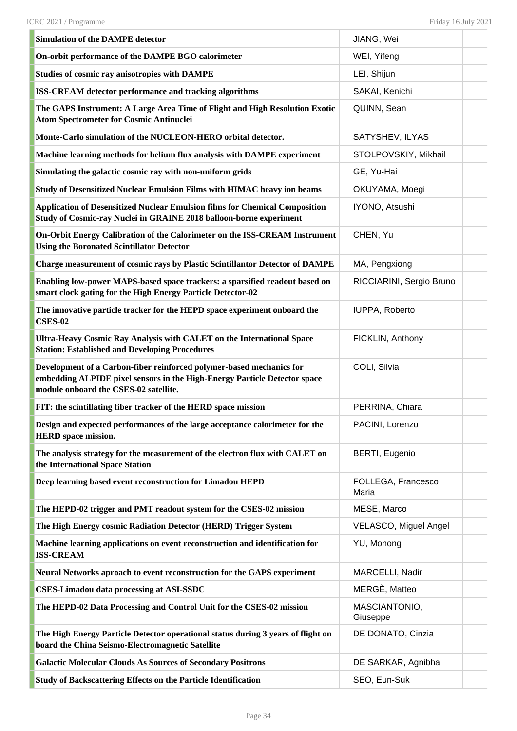| | | |
|---|---|---|
| **Simulation of the DAMPE detector** | JIANG, Wei | |
| **On-orbit performance of the DAMPE BGO calorimeter** | WEI, Yifeng | |
| **Studies of cosmic ray anisotropies with DAMPE** | LEI, Shijun | |
| **ISS-CREAM detector performance and tracking algorithms** | SAKAI, Kenichi | |
| **The GAPS Instrument: A Large Area Time of Flight and High Resolution Exotic Atom Spectrometer for Cosmic Antinuclei** | QUINN, Sean | |
| **Monte-Carlo simulation of the NUCLEON-HERO orbital detector.** | SATYSHEV, ILYAS | |
| **Machine learning methods for helium flux analysis with DAMPE experiment** | STOLPOVSKIY, Mikhail | |
| **Simulating the galactic cosmic ray with non-uniform grids** | GE, Yu-Hai | |
| **Study of Desensitized Nuclear Emulsion Films with HIMAC heavy ion beams** | OKUYAMA, Moegi | |
| **Application of Desensitized Nuclear Emulsion films for Chemical Composition Study of Cosmic-ray Nuclei in GRAINE 2018 balloon-borne experiment** | IYONO, Atsushi | |
| **On-Orbit Energy Calibration of the Calorimeter on the ISS-CREAM Instrument Using the Boronated Scintillator Detector** | CHEN, Yu | |
| **Charge measurement of cosmic rays by Plastic Scintillantor Detector of DAMPE** | MA, Pengxiong | |
| **Enabling low-power MAPS-based space trackers: a sparsified readout based on smart clock gating for the High Energy Particle Detector-02** | RICCIARINI, Sergio Bruno | |
| **The innovative particle tracker for the HEPD space experiment onboard the CSES-02** | IUPPA, Roberto | |
| **Ultra-Heavy Cosmic Ray Analysis with CALET on the International Space Station: Established and Developing Procedures** | FICKLIN, Anthony | |
| **Development of a Carbon-fiber reinforced polymer-based mechanics for embedding ALPIDE pixel sensors in the High-Energy Particle Detector space module onboard the CSES-02 satellite.** | COLI, Silvia | |
| **FIT: the scintillating fiber tracker of the HERD space mission** | PERRINA, Chiara | |
| **Design and expected performances of the large acceptance calorimeter for the HERD space mission.** | PACINI, Lorenzo | |
| **The analysis strategy for the measurement of the electron flux with CALET on the International Space Station** | BERTI, Eugenio | |
| **Deep learning based event reconstruction for Limadou HEPD** | FOLLEGA, Francesco Maria | |
| **The HEPD-02 trigger and PMT readout system for the CSES-02 mission** | MESE, Marco | |
| **The High Energy cosmic Radiation Detector (HERD) Trigger System** | VELASCO, Miguel Angel | |
| **Machine learning applications on event reconstruction and identification for ISS-CREAM** | YU, Monong | |
| **Neural Networks aproach to event reconstruction for the GAPS experiment** | MARCELLI, Nadir | |
| **CSES-Limadou data processing at ASI-SSDC** | MERGÈ, Matteo | |
| **The HEPD-02 Data Processing and Control Unit for the CSES-02 mission** | MASCIANTONIO, Giuseppe | |
| **The High Energy Particle Detector operational status during 3 years of flight on board the China Seismo-Electromagnetic Satellite** | DE DONATO, Cinzia | |
| **Galactic Molecular Clouds As Sources of Secondary Positrons** | DE SARKAR, Agnibha | |
| **Study of Backscattering Effects on the Particle Identification** | SEO, Eun-Suk | |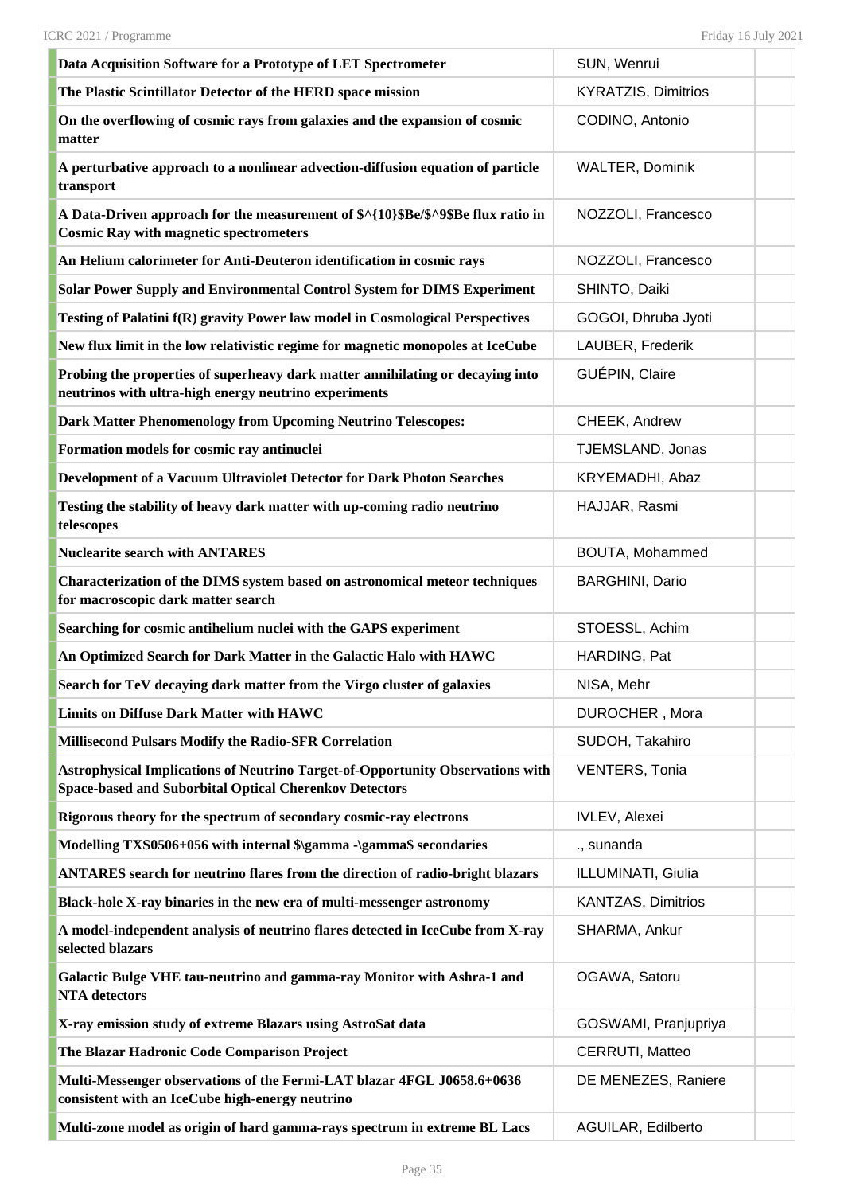| Title | Presenter | |
|---|---|---|
| **Data Acquisition Software for a Prototype of LET Spectrometer** | SUN, Wenrui | |
| **The Plastic Scintillator Detector of the HERD space mission** | KYRATZIS, Dimitrios | |
| **On the overflowing of cosmic rays from galaxies and the expansion of cosmic matter** | CODINO, Antonio | |
| **A perturbative approach to a nonlinear advection-diffusion equation of particle transport** | WALTER, Dominik | |
| **A Data-Driven approach for the measurement of $^{10}$Be/$^9$Be flux ratio in Cosmic Ray with magnetic spectrometers** | NOZZOLI, Francesco | |
| **An Helium calorimeter for Anti-Deuteron identification in cosmic rays** | NOZZOLI, Francesco | |
| **Solar Power Supply and Environmental Control System for DIMS Experiment** | SHINTO, Daiki | |
| **Testing of Palatini f(R) gravity Power law model in Cosmological Perspectives** | GOGOI, Dhruba Jyoti | |
| **New flux limit in the low relativistic regime for magnetic monopoles at IceCube** | LAUBER, Frederik | |
| **Probing the properties of superheavy dark matter annihilating or decaying into neutrinos with ultra-high energy neutrino experiments** | GUÉPIN, Claire | |
| **Dark Matter Phenomenology from Upcoming Neutrino Telescopes:** | CHEEK, Andrew | |
| **Formation models for cosmic ray antinuclei** | TJEMSLAND, Jonas | |
| **Development of a Vacuum Ultraviolet Detector for Dark Photon Searches** | KRYEMADHI, Abaz | |
| **Testing the stability of heavy dark matter with up-coming radio neutrino telescopes** | HAJJAR, Rasmi | |
| **Nuclearite search with ANTARES** | BOUTA, Mohammed | |
| **Characterization of the DIMS system based on astronomical meteor techniques for macroscopic dark matter search** | BARGHINI, Dario | |
| **Searching for cosmic antihelium nuclei with the GAPS experiment** | STOESSL, Achim | |
| **An Optimized Search for Dark Matter in the Galactic Halo with HAWC** | HARDING, Pat | |
| **Search for TeV decaying dark matter from the Virgo cluster of galaxies** | NISA, Mehr | |
| **Limits on Diffuse Dark Matter with HAWC** | DUROCHER , Mora | |
| **Millisecond Pulsars Modify the Radio-SFR Correlation** | SUDOH, Takahiro | |
| **Astrophysical Implications of Neutrino Target-of-Opportunity Observations with Space-based and Suborbital Optical Cherenkov Detectors** | VENTERS, Tonia | |
| **Rigorous theory for the spectrum of secondary cosmic-ray electrons** | IVLEV, Alexei | |
| **Modelling TXS0506+056 with internal $\gamma -\gamma$ secondaries** | ., sunanda | |
| **ANTARES search for neutrino flares from the direction of radio-bright blazars** | ILLUMINATI, Giulia | |
| **Black-hole X-ray binaries in the new era of multi-messenger astronomy** | KANTZAS, Dimitrios | |
| **A model-independent analysis of neutrino flares detected in IceCube from X-ray selected blazars** | SHARMA, Ankur | |
| **Galactic Bulge VHE tau-neutrino and gamma-ray Monitor with Ashra-1 and NTA detectors** | OGAWA, Satoru | |
| **X-ray emission study of extreme Blazars using AstroSat data** | GOSWAMI, Pranjupriya | |
| **The Blazar Hadronic Code Comparison Project** | CERRUTI, Matteo | |
| **Multi-Messenger observations of the Fermi-LAT blazar 4FGL J0658.6+0636 consistent with an IceCube high-energy neutrino** | DE MENEZES, Raniere | |
| **Multi-zone model as origin of hard gamma-rays spectrum in extreme BL Lacs** | AGUILAR, Edilberto | |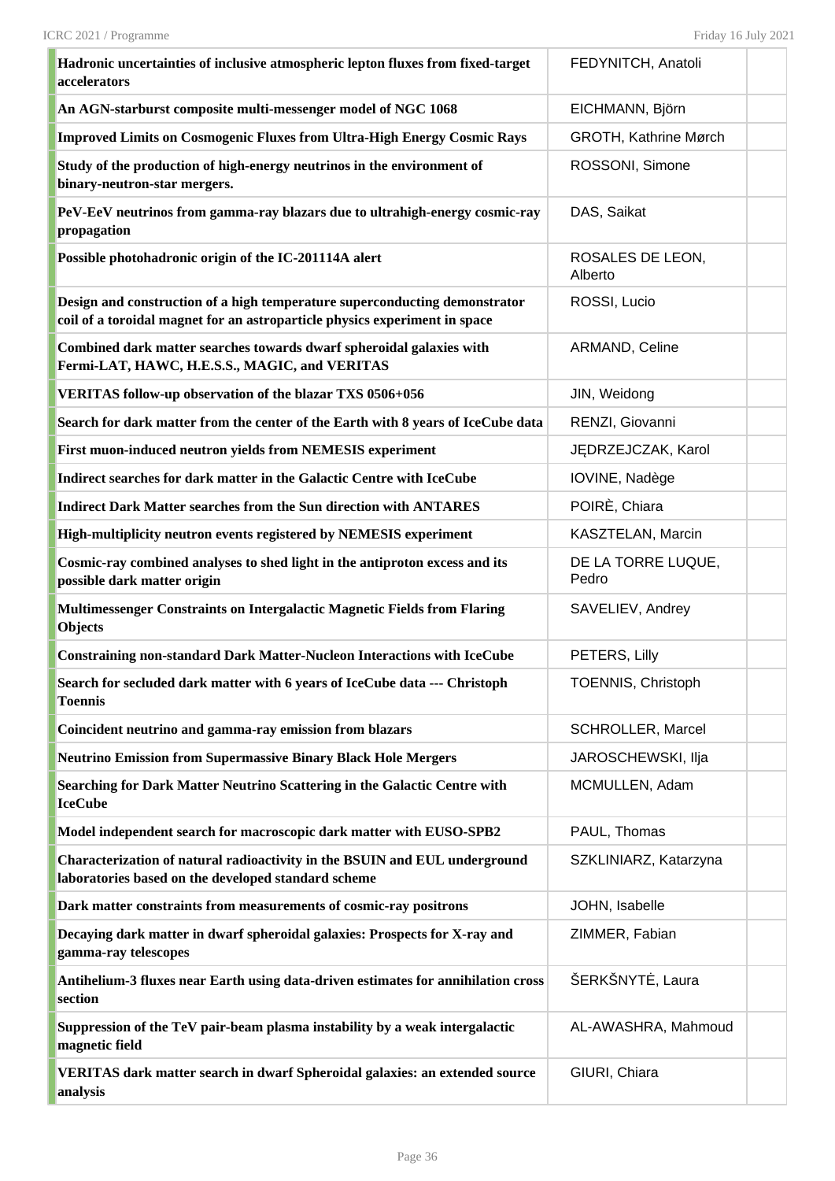| | | |
|---|---|---|
| **Hadronic uncertainties of inclusive atmospheric lepton fluxes from fixed-target accelerators** | FEDYNITCH, Anatoli | |
| **An AGN-starburst composite multi-messenger model of NGC 1068** | EICHMANN, Björn | |
| **Improved Limits on Cosmogenic Fluxes from Ultra-High Energy Cosmic Rays** | GROTH, Kathrine Mørch | |
| **Study of the production of high-energy neutrinos in the environment of binary-neutron-star mergers.** | ROSSONI, Simone | |
| **PeV-EeV neutrinos from gamma-ray blazars due to ultrahigh-energy cosmic-ray propagation** | DAS, Saikat | |
| **Possible photohadronic origin of the IC-201114A alert** | ROSALES DE LEON, Alberto | |
| **Design and construction of a high temperature superconducting demonstrator coil of a toroidal magnet for an astroparticle physics experiment in space** | ROSSI, Lucio | |
| **Combined dark matter searches towards dwarf spheroidal galaxies with Fermi-LAT, HAWC, H.E.S.S., MAGIC, and VERITAS** | ARMAND, Celine | |
| **VERITAS follow-up observation of the blazar TXS 0506+056** | JIN, Weidong | |
| **Search for dark matter from the center of the Earth with 8 years of IceCube data** | RENZI, Giovanni | |
| **First muon-induced neutron yields from NEMESIS experiment** | JĘDRZEJCZAK, Karol | |
| **Indirect searches for dark matter in the Galactic Centre with IceCube** | IOVINE, Nadège | |
| **Indirect Dark Matter searches from the Sun direction with ANTARES** | POIRÈ, Chiara | |
| **High-multiplicity neutron events registered by NEMESIS experiment** | KASZTELAN, Marcin | |
| **Cosmic-ray combined analyses to shed light in the antiproton excess and its possible dark matter origin** | DE LA TORRE LUQUE, Pedro | |
| **Multimessenger Constraints on Intergalactic Magnetic Fields from Flaring Objects** | SAVELIEV, Andrey | |
| **Constraining non-standard Dark Matter-Nucleon Interactions with IceCube** | PETERS, Lilly | |
| **Search for secluded dark matter with 6 years of IceCube data --- Christoph Toennis** | TOENNIS, Christoph | |
| **Coincident neutrino and gamma-ray emission from blazars** | SCHROLLER, Marcel | |
| **Neutrino Emission from Supermassive Binary Black Hole Mergers** | JAROSCHEWSKI, Ilja | |
| **Searching for Dark Matter Neutrino Scattering in the Galactic Centre with IceCube** | MCMULLEN, Adam | |
| **Model independent search for macroscopic dark matter with EUSO-SPB2** | PAUL, Thomas | |
| **Characterization of natural radioactivity in the BSUIN and EUL underground laboratories based on the developed standard scheme** | SZKLINIARZ, Katarzyna | |
| **Dark matter constraints from measurements of cosmic-ray positrons** | JOHN, Isabelle | |
| **Decaying dark matter in dwarf spheroidal galaxies: Prospects for X-ray and gamma-ray telescopes** | ZIMMER, Fabian | |
| **Antihelium-3 fluxes near Earth using data-driven estimates for annihilation cross section** | ŠERKŠNYTĖ, Laura | |
| **Suppression of the TeV pair-beam plasma instability by a weak intergalactic magnetic field** | AL-AWASHRA, Mahmoud | |
| **VERITAS dark matter search in dwarf Spheroidal galaxies: an extended source analysis** | GIURI, Chiara | |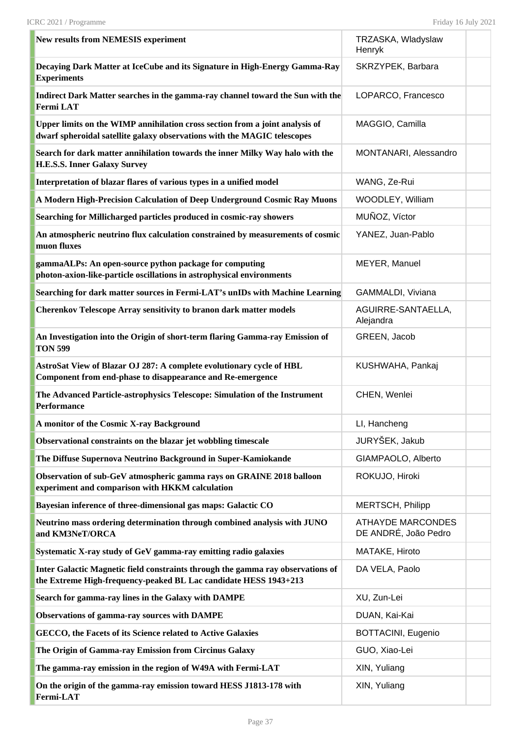| | | |
|---|---|---|
| **New results from NEMESIS experiment** | TRZASKA, Wladyslaw Henryk | |
| **Decaying Dark Matter at IceCube and its Signature in High-Energy Gamma-Ray Experiments** | SKRZYPEK, Barbara | |
| **Indirect Dark Matter searches in the gamma-ray channel toward the Sun with the Fermi LAT** | LOPARCO, Francesco | |
| **Upper limits on the WIMP annihilation cross section from a joint analysis of dwarf spheroidal satellite galaxy observations with the MAGIC telescopes** | MAGGIO, Camilla | |
| **Search for dark matter annihilation towards the inner Milky Way halo with the H.E.S.S. Inner Galaxy Survey** | MONTANARI, Alessandro | |
| **Interpretation of blazar flares of various types in a unified model** | WANG, Ze-Rui | |
| **A Modern High-Precision Calculation of Deep Underground Cosmic Ray Muons** | WOODLEY, William | |
| **Searching for Millicharged particles produced in cosmic-ray showers** | MUÑOZ, Víctor | |
| **An atmospheric neutrino flux calculation constrained by measurements of cosmic muon fluxes** | YANEZ, Juan-Pablo | |
| **gammaALPs: An open-source python package for computing photon-axion-like-particle oscillations in astrophysical environments** | MEYER, Manuel | |
| **Searching for dark matter sources in Fermi-LAT's unIDs with Machine Learning** | GAMMALDI, Viviana | |
| **Cherenkov Telescope Array sensitivity to branon dark matter models** | AGUIRRE-SANTAELLA, Alejandra | |
| **An Investigation into the Origin of short-term flaring Gamma-ray Emission of TON 599** | GREEN, Jacob | |
| **AstroSat View of Blazar OJ 287: A complete evolutionary cycle of HBL Component from end-phase to disappearance and Re-emergence** | KUSHWAHA, Pankaj | |
| **The Advanced Particle-astrophysics Telescope: Simulation of the Instrument Performance** | CHEN, Wenlei | |
| **A monitor of the Cosmic X-ray Background** | LI, Hancheng | |
| **Observational constraints on the blazar jet wobbling timescale** | JURYŠEK, Jakub | |
| **The Diffuse Supernova Neutrino Background in Super-Kamiokande** | GIAMPAOLO, Alberto | |
| **Observation of sub-GeV atmospheric gamma rays on GRAINE 2018 balloon experiment and comparison with HKKM calculation** | ROKUJO, Hiroki | |
| **Bayesian inference of three-dimensional gas maps: Galactic CO** | MERTSCH, Philipp | |
| **Neutrino mass ordering determination through combined analysis with JUNO and KM3NeT/ORCA** | ATHAYDE MARCONDES DE ANDRÉ, João Pedro | |
| **Systematic X-ray study of GeV gamma-ray emitting radio galaxies** | MATAKE, Hiroto | |
| **Inter Galactic Magnetic field constraints through the gamma ray observations of the Extreme High-frequency-peaked BL Lac candidate HESS 1943+213** | DA VELA, Paolo | |
| **Search for gamma-ray lines in the Galaxy with DAMPE** | XU, Zun-Lei | |
| **Observations of gamma-ray sources with DAMPE** | DUAN, Kai-Kai | |
| **GECCO, the Facets of its Science related to Active Galaxies** | BOTTACINI, Eugenio | |
| **The Origin of Gamma-ray Emission from Circinus Galaxy** | GUO, Xiao-Lei | |
| **The gamma-ray emission in the region of W49A with Fermi-LAT** | XIN, Yuliang | |
| **On the origin of the gamma-ray emission toward HESS J1813-178 with Fermi-LAT** | XIN, Yuliang | |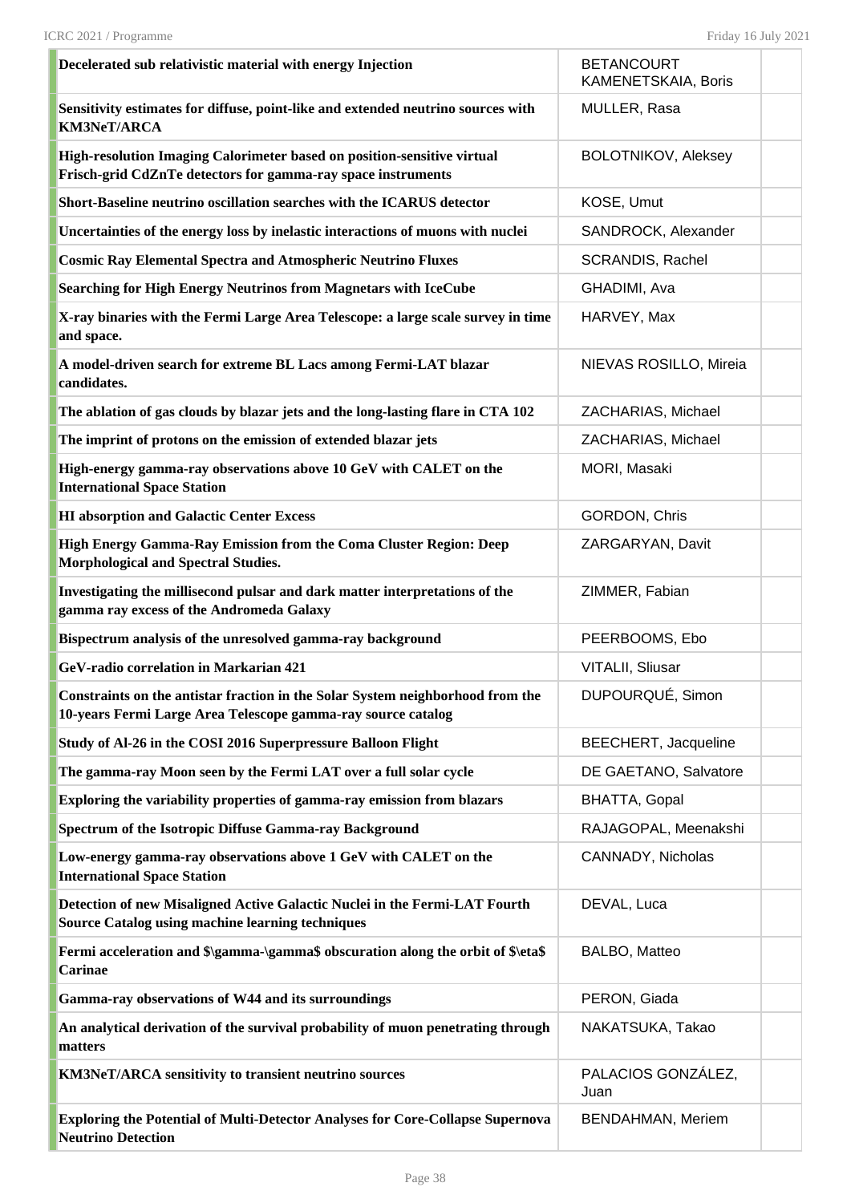| | | |
|---|---|---|
| **Decelerated sub relativistic material with energy Injection** | BETANCOURT KAMENETSKAIA, Boris | |
| **Sensitivity estimates for diffuse, point-like and extended neutrino sources with KM3NeT/ARCA** | MULLER, Rasa | |
| **High-resolution Imaging Calorimeter based on position-sensitive virtual Frisch-grid CdZnTe detectors for gamma-ray space instruments** | BOLOTNIKOV, Aleksey | |
| **Short-Baseline neutrino oscillation searches with the ICARUS detector** | KOSE, Umut | |
| **Uncertainties of the energy loss by inelastic interactions of muons with nuclei** | SANDROCK, Alexander | |
| **Cosmic Ray Elemental Spectra and Atmospheric Neutrino Fluxes** | SCRANDIS, Rachel | |
| **Searching for High Energy Neutrinos from Magnetars with IceCube** | GHADIMI, Ava | |
| **X-ray binaries with the Fermi Large Area Telescope: a large scale survey in time and space.** | HARVEY, Max | |
| **A model-driven search for extreme BL Lacs among Fermi-LAT blazar candidates.** | NIEVAS ROSILLO, Mireia | |
| **The ablation of gas clouds by blazar jets and the long-lasting flare in CTA 102** | ZACHARIAS, Michael | |
| **The imprint of protons on the emission of extended blazar jets** | ZACHARIAS, Michael | |
| **High-energy gamma-ray observations above 10 GeV with CALET on the International Space Station** | MORI, Masaki | |
| **HI absorption and Galactic Center Excess** | GORDON, Chris | |
| **High Energy Gamma-Ray Emission from the Coma Cluster Region: Deep Morphological and Spectral Studies.** | ZARGARYAN, Davit | |
| **Investigating the millisecond pulsar and dark matter interpretations of the gamma ray excess of the Andromeda Galaxy** | ZIMMER, Fabian | |
| **Bispectrum analysis of the unresolved gamma-ray background** | PEERBOOMS, Ebo | |
| **GeV-radio correlation in Markarian 421** | VITALII, Sliusar | |
| **Constraints on the antistar fraction in the Solar System neighborhood from the 10-years Fermi Large Area Telescope gamma-ray source catalog** | DUPOURQUÉ, Simon | |
| **Study of Al-26 in the COSI 2016 Superpressure Balloon Flight** | BEECHERT, Jacqueline | |
| **The gamma-ray Moon seen by the Fermi LAT over a full solar cycle** | DE GAETANO, Salvatore | |
| **Exploring the variability properties of gamma-ray emission from blazars** | BHATTA, Gopal | |
| **Spectrum of the Isotropic Diffuse Gamma-ray Background** | RAJAGOPAL, Meenakshi | |
| **Low-energy gamma-ray observations above 1 GeV with CALET on the International Space Station** | CANNADY, Nicholas | |
| **Detection of new Misaligned Active Galactic Nuclei in the Fermi-LAT Fourth Source Catalog using machine learning techniques** | DEVAL, Luca | |
| **Fermi acceleration and $\gamma-\gamma$ obscuration along the orbit of $\eta$ Carinae** | BALBO, Matteo | |
| **Gamma-ray observations of W44 and its surroundings** | PERON, Giada | |
| **An analytical derivation of the survival probability of muon penetrating through matters** | NAKATSUKA, Takao | |
| **KM3NeT/ARCA sensitivity to transient neutrino sources** | PALACIOS GONZÁLEZ, Juan | |
| **Exploring the Potential of Multi-Detector Analyses for Core-Collapse Supernova Neutrino Detection** | BENDAHMAN, Meriem | |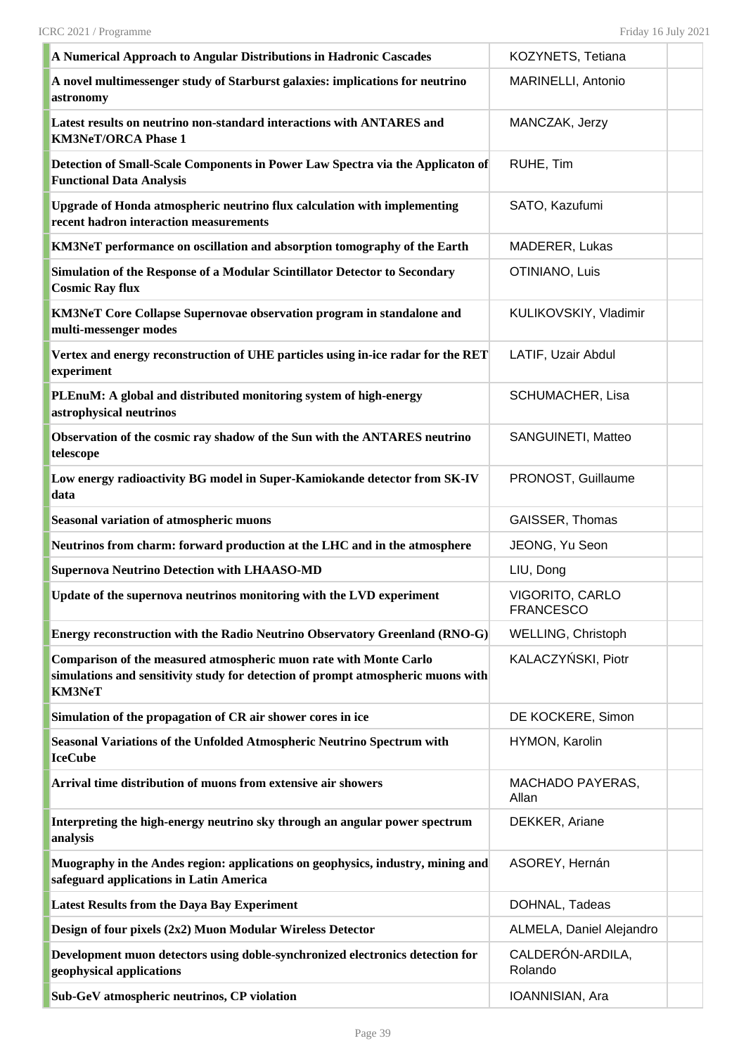| | | |
|---|---|---|
| **A Numerical Approach to Angular Distributions in Hadronic Cascades** | KOZYNETS, Tetiana | |
| **A novel multimessenger study of Starburst galaxies: implications for neutrino astronomy** | MARINELLI, Antonio | |
| **Latest results on neutrino non-standard interactions with ANTARES and KM3NeT/ORCA Phase 1** | MANCZAK, Jerzy | |
| **Detection of Small-Scale Components in Power Law Spectra via the Applicaton of Functional Data Analysis** | RUHE, Tim | |
| **Upgrade of Honda atmospheric neutrino flux calculation with implementing recent hadron interaction measurements** | SATO, Kazufumi | |
| **KM3NeT performance on oscillation and absorption tomography of the Earth** | MADERER, Lukas | |
| **Simulation of the Response of a Modular Scintillator Detector to Secondary Cosmic Ray flux** | OTINIANO, Luis | |
| **KM3NeT Core Collapse Supernovae observation program in standalone and multi-messenger modes** | KULIKOVSKIY, Vladimir | |
| **Vertex and energy reconstruction of UHE particles using in-ice radar for the RET experiment** | LATIF, Uzair Abdul | |
| **PLEnuM: A global and distributed monitoring system of high-energy astrophysical neutrinos** | SCHUMACHER, Lisa | |
| **Observation of the cosmic ray shadow of the Sun with the ANTARES neutrino telescope** | SANGUINETI, Matteo | |
| **Low energy radioactivity BG model in Super-Kamiokande detector from SK-IV data** | PRONOST, Guillaume | |
| **Seasonal variation of atmospheric muons** | GAISSER, Thomas | |
| **Neutrinos from charm: forward production at the LHC and in the atmosphere** | JEONG, Yu Seon | |
| **Supernova Neutrino Detection with LHAASO-MD** | LIU, Dong | |
| **Update of the supernova neutrinos monitoring with the LVD experiment** | VIGORITO, CARLO FRANCESCO | |
| **Energy reconstruction with the Radio Neutrino Observatory Greenland (RNO-G)** | WELLING, Christoph | |
| **Comparison of the measured atmospheric muon rate with Monte Carlo simulations and sensitivity study for detection of prompt atmospheric muons with KM3NeT** | KALACZYŃSKI, Piotr | |
| **Simulation of the propagation of CR air shower cores in ice** | DE KOCKERE, Simon | |
| **Seasonal Variations of the Unfolded Atmospheric Neutrino Spectrum with IceCube** | HYMON, Karolin | |
| **Arrival time distribution of muons from extensive air showers** | MACHADO PAYERAS, Allan | |
| **Interpreting the high-energy neutrino sky through an angular power spectrum analysis** | DEKKER, Ariane | |
| **Muography in the Andes region: applications on geophysics, industry, mining and safeguard applications in Latin America** | ASOREY, Hernán | |
| **Latest Results from the Daya Bay Experiment** | DOHNAL, Tadeas | |
| **Design of four pixels (2x2) Muon Modular Wireless Detector** | ALMELA, Daniel Alejandro | |
| **Development muon detectors using doble-synchronized electronics detection for geophysical applications** | CALDERÓN-ARDILA, Rolando | |
| **Sub-GeV atmospheric neutrinos, CP violation** | IOANNISIAN, Ara | |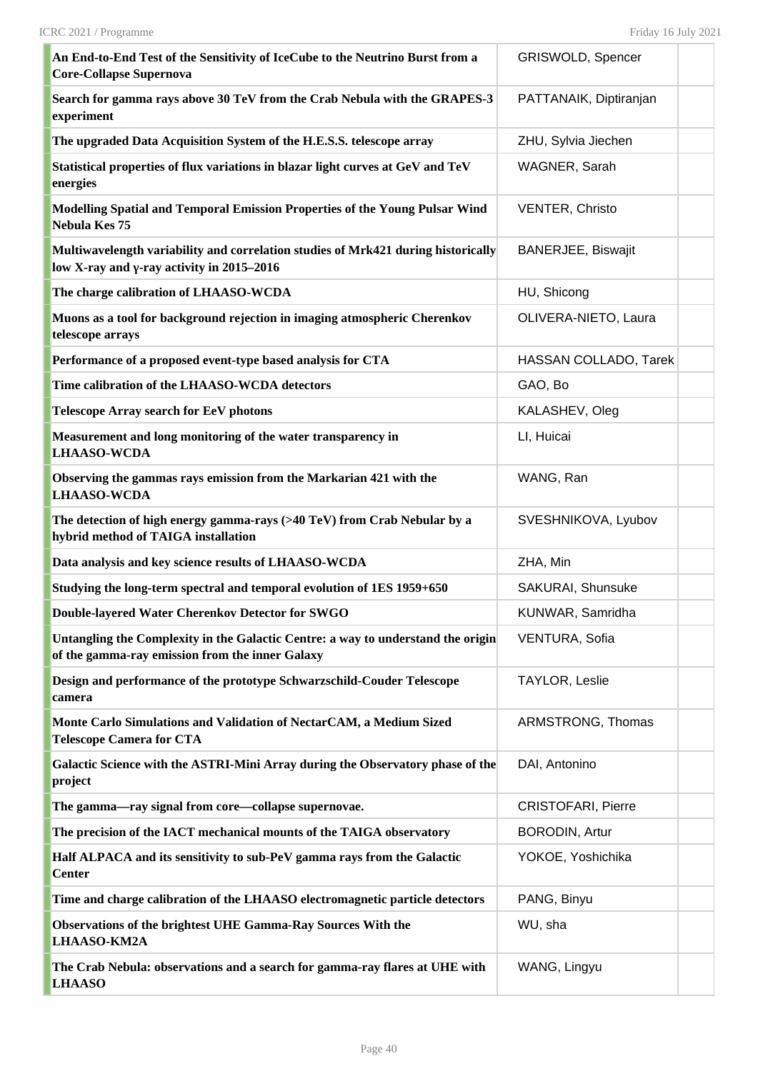| | | |
|---|---|---|
| **An End-to-End Test of the Sensitivity of IceCube to the Neutrino Burst from a Core-Collapse Supernova** | GRISWOLD, Spencer | |
| **Search for gamma rays above 30 TeV from the Crab Nebula with the GRAPES-3 experiment** | PATTANAIK, Diptiranjan | |
| **The upgraded Data Acquisition System of the H.E.S.S. telescope array** | ZHU, Sylvia Jiechen | |
| **Statistical properties of flux variations in blazar light curves at GeV and TeV energies** | WAGNER, Sarah | |
| **Modelling Spatial and Temporal Emission Properties of the Young Pulsar Wind Nebula Kes 75** | VENTER, Christo | |
| **Multiwavelength variability and correlation studies of Mrk421 during historically low X-ray and γ-ray activity in 2015–2016** | BANERJEE, Biswajit | |
| **The charge calibration of LHAASO-WCDA** | HU, Shicong | |
| **Muons as a tool for background rejection in imaging atmospheric Cherenkov telescope arrays** | OLIVERA-NIETO, Laura | |
| **Performance of a proposed event-type based analysis for CTA** | HASSAN COLLADO, Tarek | |
| **Time calibration of the LHAASO-WCDA detectors** | GAO, Bo | |
| **Telescope Array search for EeV photons** | KALASHEV, Oleg | |
| **Measurement and long monitoring of the water transparency in LHAASO-WCDA** | LI, Huicai | |
| **Observing the gammas rays emission from the Markarian 421 with the LHAASO-WCDA** | WANG, Ran | |
| **The detection of high energy gamma-rays (>40 TeV) from Crab Nebular by a hybrid method of TAIGA installation** | SVESHNIKOVA, Lyubov | |
| **Data analysis and key science results of LHAASO-WCDA** | ZHA, Min | |
| **Studying the long-term spectral and temporal evolution of 1ES 1959+650** | SAKURAI, Shunsuke | |
| **Double-layered Water Cherenkov Detector for SWGO** | KUNWAR, Samridha | |
| **Untangling the Complexity in the Galactic Centre: a way to understand the origin of the gamma-ray emission from the inner Galaxy** | VENTURA, Sofia | |
| **Design and performance of the prototype Schwarzschild-Couder Telescope camera** | TAYLOR, Leslie | |
| **Monte Carlo Simulations and Validation of NectarCAM, a Medium Sized Telescope Camera for CTA** | ARMSTRONG, Thomas | |
| **Galactic Science with the ASTRI-Mini Array during the Observatory phase of the project** | DAI, Antonino | |
| **The gamma—ray signal from core—collapse supernovae.** | CRISTOFARI, Pierre | |
| **The precision of the IACT mechanical mounts of the TAIGA observatory** | BORODIN, Artur | |
| **Half ALPACA and its sensitivity to sub-PeV gamma rays from the Galactic Center** | YOKOE, Yoshichika | |
| **Time and charge calibration of the LHAASO electromagnetic particle detectors** | PANG, Binyu | |
| **Observations of the brightest UHE Gamma-Ray Sources With the LHAASO-KM2A** | WU, sha | |
| **The Crab Nebula: observations and a search for gamma-ray flares at UHE with LHAASO** | WANG, Lingyu | |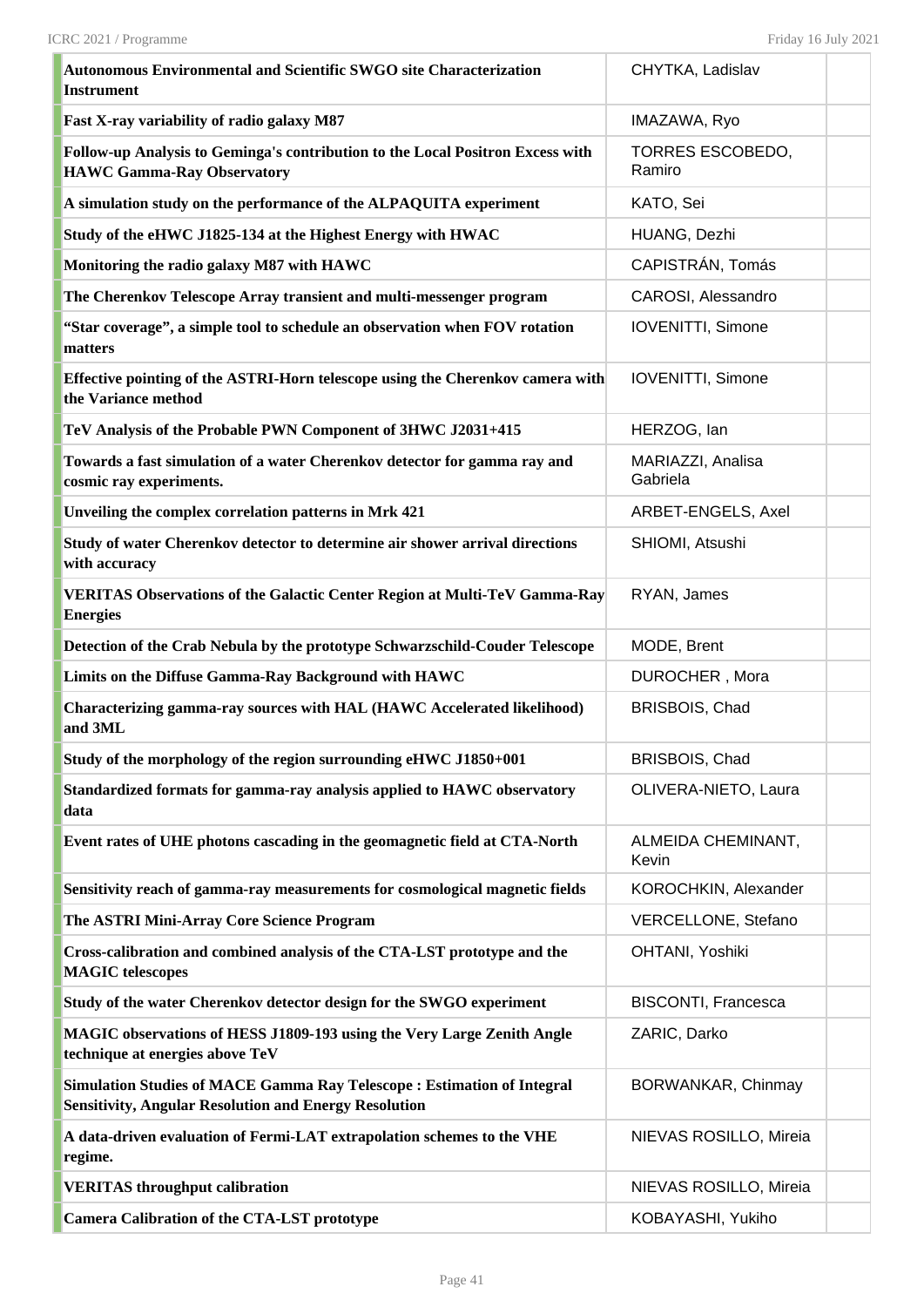| | | |
|---|---|---|
| **Autonomous Environmental and Scientific SWGO site Characterization Instrument** | CHYTKA, Ladislav | |
| **Fast X-ray variability of radio galaxy M87** | IMAZAWA, Ryo | |
| **Follow-up Analysis to Geminga's contribution to the Local Positron Excess with HAWC Gamma-Ray Observatory** | TORRES ESCOBEDO, Ramiro | |
| **A simulation study on the performance of the ALPAQUITA experiment** | KATO, Sei | |
| **Study of the eHWC J1825-134 at the Highest Energy with HWAC** | HUANG, Dezhi | |
| **Monitoring the radio galaxy M87 with HAWC** | CAPISTRÁN, Tomás | |
| **The Cherenkov Telescope Array transient and multi-messenger program** | CAROSI, Alessandro | |
| **“Star coverage”, a simple tool to schedule an observation when FOV rotation matters** | IOVENITTI, Simone | |
| **Effective pointing of the ASTRI-Horn telescope using the Cherenkov camera with the Variance method** | IOVENITTI, Simone | |
| **TeV Analysis of the Probable PWN Component of 3HWC J2031+415** | HERZOG, Ian | |
| **Towards a fast simulation of a water Cherenkov detector for gamma ray and cosmic ray experiments.** | MARIAZZI, Analisa Gabriela | |
| **Unveiling the complex correlation patterns in Mrk 421** | ARBET-ENGELS, Axel | |
| **Study of water Cherenkov detector to determine air shower arrival directions with accuracy** | SHIOMI, Atsushi | |
| **VERITAS Observations of the Galactic Center Region at Multi-TeV Gamma-Ray Energies** | RYAN, James | |
| **Detection of the Crab Nebula by the prototype Schwarzschild-Couder Telescope** | MODE, Brent | |
| **Limits on the Diffuse Gamma-Ray Background with HAWC** | DUROCHER , Mora | |
| **Characterizing gamma-ray sources with HAL (HAWC Accelerated likelihood) and 3ML** | BRISBOIS, Chad | |
| **Study of the morphology of the region surrounding eHWC J1850+001** | BRISBOIS, Chad | |
| **Standardized formats for gamma-ray analysis applied to HAWC observatory data** | OLIVERA-NIETO, Laura | |
| **Event rates of UHE photons cascading in the geomagnetic field at CTA-North** | ALMEIDA CHEMINANT, Kevin | |
| **Sensitivity reach of gamma-ray measurements for cosmological magnetic fields** | KOROCHKIN, Alexander | |
| **The ASTRI Mini-Array Core Science Program** | VERCELLONE, Stefano | |
| **Cross-calibration and combined analysis of the CTA-LST prototype and the MAGIC telescopes** | OHTANI, Yoshiki | |
| **Study of the water Cherenkov detector design for the SWGO experiment** | BISCONTI, Francesca | |
| **MAGIC observations of HESS J1809-193 using the Very Large Zenith Angle technique at energies above TeV** | ZARIC, Darko | |
| **Simulation Studies of MACE Gamma Ray Telescope : Estimation of Integral Sensitivity, Angular Resolution and Energy Resolution** | BORWANKAR, Chinmay | |
| **A data-driven evaluation of Fermi-LAT extrapolation schemes to the VHE regime.** | NIEVAS ROSILLO, Mireia | |
| **VERITAS throughput calibration** | NIEVAS ROSILLO, Mireia | |
| **Camera Calibration of the CTA-LST prototype** | KOBAYASHI, Yukiho | |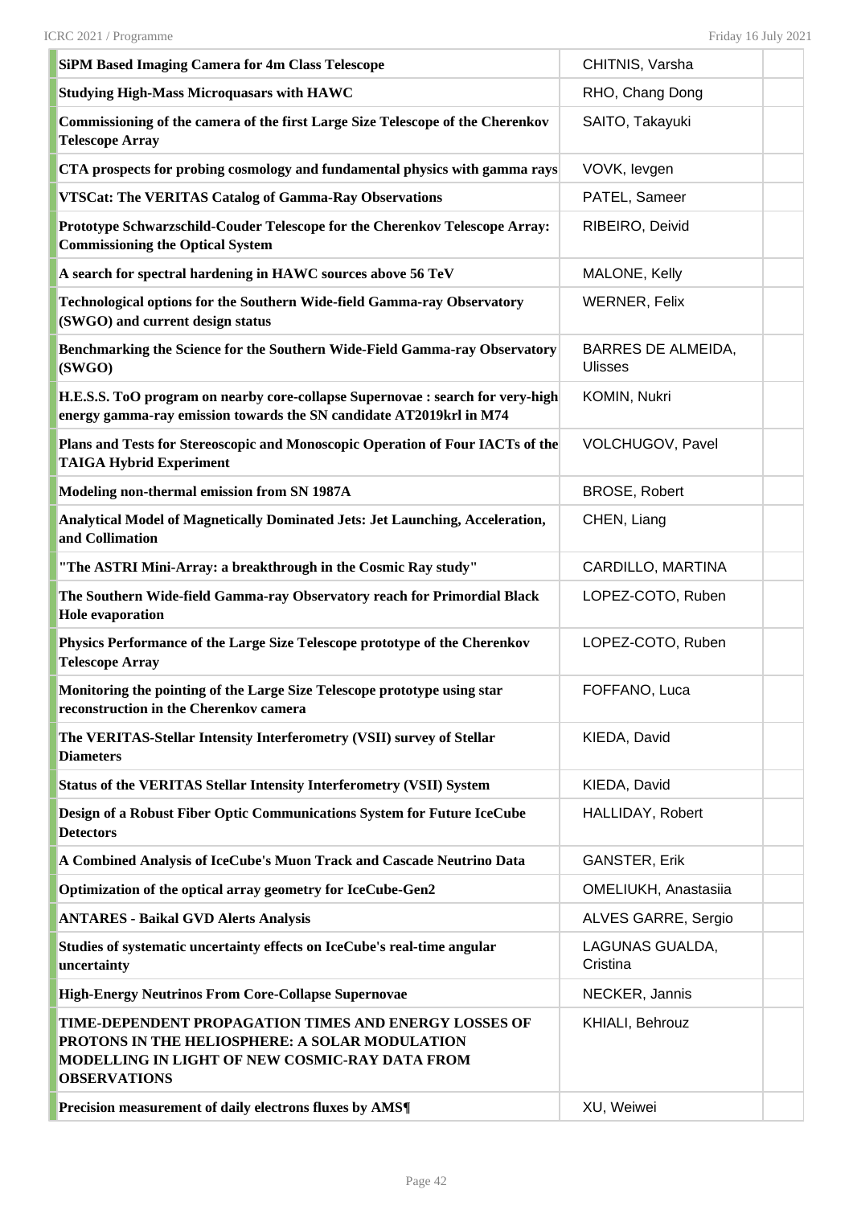| | | |
|---|---|---|
| **SiPM Based Imaging Camera for 4m Class Telescope** | CHITNIS, Varsha | |
| **Studying High-Mass Microquasars with HAWC** | RHO, Chang Dong | |
| **Commissioning of the camera of the first Large Size Telescope of the Cherenkov Telescope Array** | SAITO, Takayuki | |
| **CTA prospects for probing cosmology and fundamental physics with gamma rays** | VOVK, Ievgen | |
| **VTSCat: The VERITAS Catalog of Gamma-Ray Observations¶** | PATEL, Sameer | |
| **Prototype Schwarzschild-Couder Telescope for the Cherenkov Telescope Array: Commissioning the Optical System** | RIBEIRO, Deivid | |
| **A search for spectral hardening in HAWC sources above 56 TeV** | MALONE, Kelly | |
| **Technological options for the Southern Wide-field Gamma-ray Observatory (SWGO) and current design status** | WERNER, Felix | |
| **Benchmarking the Science for the Southern Wide-Field Gamma-ray Observatory (SWGO)** | BARRES DE ALMEIDA, Ulisses | |
| **H.E.S.S. ToO program on nearby core-collapse Supernovae : search for very-high energy gamma-ray emission towards the SN candidate AT2019krl in M74** | KOMIN, Nukri | |
| **Plans and Tests for Stereoscopic and Monoscopic Operation of Four IACTs of the TAIGA Hybrid Experiment** | VOLCHUGOV, Pavel | |
| **Modeling non-thermal emission from SN 1987A** | BROSE, Robert | |
| **Analytical Model of Magnetically Dominated Jets: Jet Launching, Acceleration, and Collimation** | CHEN, Liang | |
| **"The ASTRI Mini-Array: a breakthrough in the Cosmic Ray study"** | CARDILLO, MARTINA | |
| **The Southern Wide-field Gamma-ray Observatory reach for Primordial Black Hole evaporation** | LOPEZ-COTO, Ruben | |
| **Physics Performance of the Large Size Telescope prototype of the Cherenkov Telescope Array** | LOPEZ-COTO, Ruben | |
| **Monitoring the pointing of the Large Size Telescope prototype using star reconstruction in the Cherenkov camera** | FOFFANO, Luca | |
| **The VERITAS-Stellar Intensity Interferometry (VSII) survey of Stellar Diameters** | KIEDA, David | |
| **Status of the VERITAS Stellar Intensity Interferometry (VSII) System** | KIEDA, David | |
| **Design of a Robust Fiber Optic Communications System for Future IceCube Detectors** | HALLIDAY, Robert | |
| **A Combined Analysis of IceCube's Muon Track and Cascade Neutrino Data** | GANSTER, Erik | |
| **Optimization of the optical array geometry for IceCube-Gen2** | OMELIUKH, Anastasiia | |
| **ANTARES - Baikal GVD Alerts Analysis** | ALVES GARRE, Sergio | |
| **Studies of systematic uncertainty effects on IceCube's real-time angular uncertainty** | LAGUNAS GUALDA, Cristina | |
| **High-Energy Neutrinos From Core-Collapse Supernovae** | NECKER, Jannis | |
| **TIME-DEPENDENT PROPAGATION TIMES AND ENERGY LOSSES OF PROTONS IN THE HELIOSPHERE: A SOLAR MODULATION MODELLING IN LIGHT OF NEW COSMIC-RAY DATA FROM OBSERVATIONS** | KHIALI, Behrouz | |
| **Precision measurement of daily electrons fluxes by AMS¶** | XU, Weiwei | |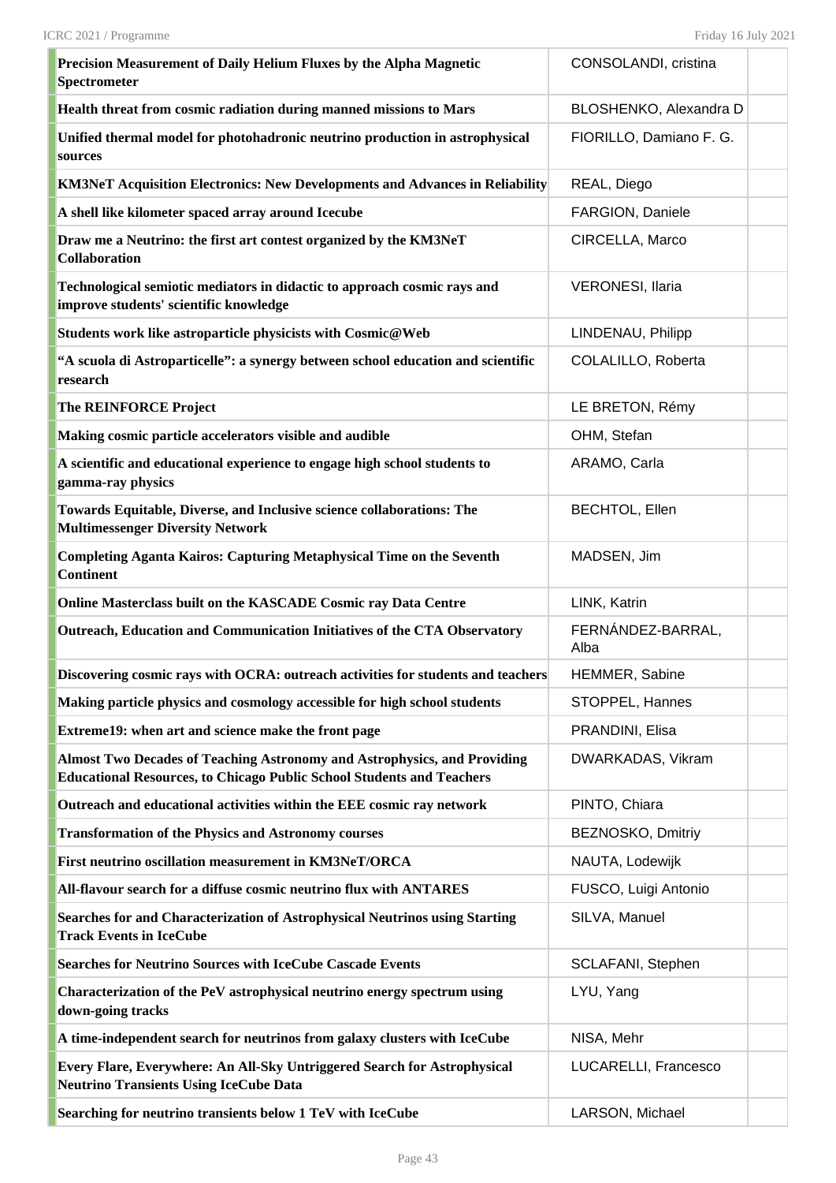| | | |
|---|---|---|
| **Precision Measurement of Daily Helium Fluxes by the Alpha Magnetic Spectrometer** | CONSOLANDI, cristina | |
| **Health threat from cosmic radiation during manned missions to Mars** | BLOSHENKO, Alexandra D | |
| **Unified thermal model for photohadronic neutrino production in astrophysical sources** | FIORILLO, Damiano F. G. | |
| **KM3NeT Acquisition Electronics: New Developments and Advances in Reliability** | REAL, Diego | |
| **A shell like kilometer spaced array around Icecube** | FARGION, Daniele | |
| **Draw me a Neutrino: the first art contest organized by the KM3NeT Collaboration** | CIRCELLA, Marco | |
| **Technological semiotic mediators in didactic to approach cosmic rays and improve students' scientific knowledge** | VERONESI, Ilaria | |
| **Students work like astroparticle physicists with Cosmic@Web** | LINDENAU, Philipp | |
| **"A scuola di Astroparticelle": a synergy between school education and scientific research** | COLALILLO, Roberta | |
| **The REINFORCE Project** | LE BRETON, Rémy | |
| **Making cosmic particle accelerators visible and audible** | OHM, Stefan | |
| **A scientific and educational experience to engage high school students to gamma-ray physics** | ARAMO, Carla | |
| **Towards Equitable, Diverse, and Inclusive science collaborations: The Multimessenger Diversity Network** | BECHTOL, Ellen | |
| **Completing Aganta Kairos: Capturing Metaphysical Time on the Seventh Continent** | MADSEN, Jim | |
| **Online Masterclass built on the KASCADE Cosmic ray Data Centre** | LINK, Katrin | |
| **Outreach, Education and Communication Initiatives of the CTA Observatory** | FERNÁNDEZ-BARRAL, Alba | |
| **Discovering cosmic rays with OCRA: outreach activities for students and teachers** | HEMMER, Sabine | |
| **Making particle physics and cosmology accessible for high school students** | STOPPEL, Hannes | |
| **Extreme19: when art and science make the front page** | PRANDINI, Elisa | |
| **Almost Two Decades of Teaching Astronomy and Astrophysics, and Providing Educational Resources, to Chicago Public School Students and Teachers** | DWARKADAS, Vikram | |
| **Outreach and educational activities within the EEE cosmic ray network** | PINTO, Chiara | |
| **Transformation of the Physics and Astronomy courses** | BEZNOSKO, Dmitriy | |
| **First neutrino oscillation measurement in KM3NeT/ORCA** | NAUTA, Lodewijk | |
| **All-flavour search for a diffuse cosmic neutrino flux with ANTARES** | FUSCO, Luigi Antonio | |
| **Searches for and Characterization of Astrophysical Neutrinos using Starting Track Events in IceCube** | SILVA, Manuel | |
| **Searches for Neutrino Sources with IceCube Cascade Events** | SCLAFANI, Stephen | |
| **Characterization of the PeV astrophysical neutrino energy spectrum using down-going tracks** | LYU, Yang | |
| **A time-independent search for neutrinos from galaxy clusters with IceCube** | NISA, Mehr | |
| **Every Flare, Everywhere: An All-Sky Untriggered Search for Astrophysical Neutrino Transients Using IceCube Data** | LUCARELLI, Francesco | |
| **Searching for neutrino transients below 1 TeV with IceCube** | LARSON, Michael | |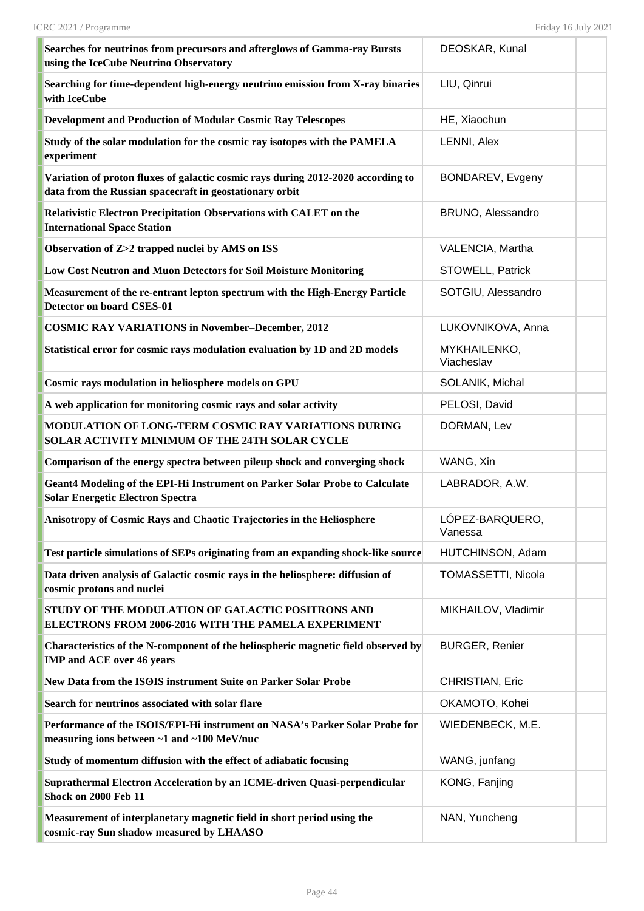| | | |
|---|---|---|
| **Searches for neutrinos from precursors and afterglows of Gamma-ray Bursts using the IceCube Neutrino Observatory** | DEOSKAR, Kunal | |
| **Searching for time-dependent high-energy neutrino emission from X-ray binaries with IceCube** | LIU, Qinrui | |
| **Development and Production of Modular Cosmic Ray Telescopes** | HE, Xiaochun | |
| **Study of the solar modulation for the cosmic ray isotopes with the PAMELA experiment** | LENNI, Alex | |
| **Variation of proton fluxes of galactic cosmic rays during 2012-2020 according to data from the Russian spacecraft in geostationary orbit** | BONDAREV, Evgeny | |
| **Relativistic Electron Precipitation Observations with CALET on the International Space Station** | BRUNO, Alessandro | |
| **Observation of Z>2 trapped nuclei by AMS on ISS** | VALENCIA, Martha | |
| **Low Cost Neutron and Muon Detectors for Soil Moisture Monitoring** | STOWELL, Patrick | |
| **Measurement of the re-entrant lepton spectrum with the High-Energy Particle Detector on board CSES-01** | SOTGIU, Alessandro | |
| **COSMIC RAY VARIATIONS in November–December, 2012** | LUKOVNIKOVA, Anna | |
| **Statistical error for cosmic rays modulation evaluation by 1D and 2D models** | MYKHAILENKO, Viacheslav | |
| **Cosmic rays modulation in heliosphere models on GPU** | SOLANIK, Michal | |
| **A web application for monitoring cosmic rays and solar activity** | PELOSI, David | |
| **MODULATION OF LONG-TERM COSMIC RAY VARIATIONS DURING SOLAR ACTIVITY MINIMUM OF THE 24TH SOLAR CYCLE** | DORMAN, Lev | |
| **Comparison of the energy spectra between pileup shock and converging shock** | WANG, Xin | |
| **Geant4 Modeling of the EPI-Hi Instrument on Parker Solar Probe to Calculate Solar Energetic Electron Spectra** | LABRADOR, A.W. | |
| **Anisotropy of Cosmic Rays and Chaotic Trajectories in the Heliosphere** | LÓPEZ-BARQUERO, Vanessa | |
| **Test particle simulations of SEPs originating from an expanding shock-like source** | HUTCHINSON, Adam | |
| **Data driven analysis of Galactic cosmic rays in the heliosphere: diffusion of cosmic protons and nuclei** | TOMASSETTI, Nicola | |
| **STUDY OF THE MODULATION OF GALACTIC POSITRONS AND ELECTRONS FROM 2006-2016 WITH THE PAMELA EXPERIMENT** | MIKHAILOV, Vladimir | |
| **Characteristics of the N-component of the heliospheric magnetic field observed by IMP and ACE over 46 years** | BURGER, Renier | |
| **New Data from the ISΘIS instrument Suite on Parker Solar Probe** | CHRISTIAN, Eric | |
| **Search for neutrinos associated with solar flare** | OKAMOTO, Kohei | |
| **Performance of the ISOIS/EPI-Hi instrument on NASA's Parker Solar Probe for measuring ions between ~1 and ~100 MeV/nuc** | WIEDENBECK, M.E. | |
| **Study of momentum diffusion with the effect of adiabatic focusing** | WANG, junfang | |
| **Suprathermal Electron Acceleration by an ICME-driven Quasi-perpendicular Shock on 2000 Feb 11** | KONG, Fanjing | |
| **Measurement of interplanetary magnetic field in short period using the cosmic-ray Sun shadow measured by LHAASO** | NAN, Yuncheng | |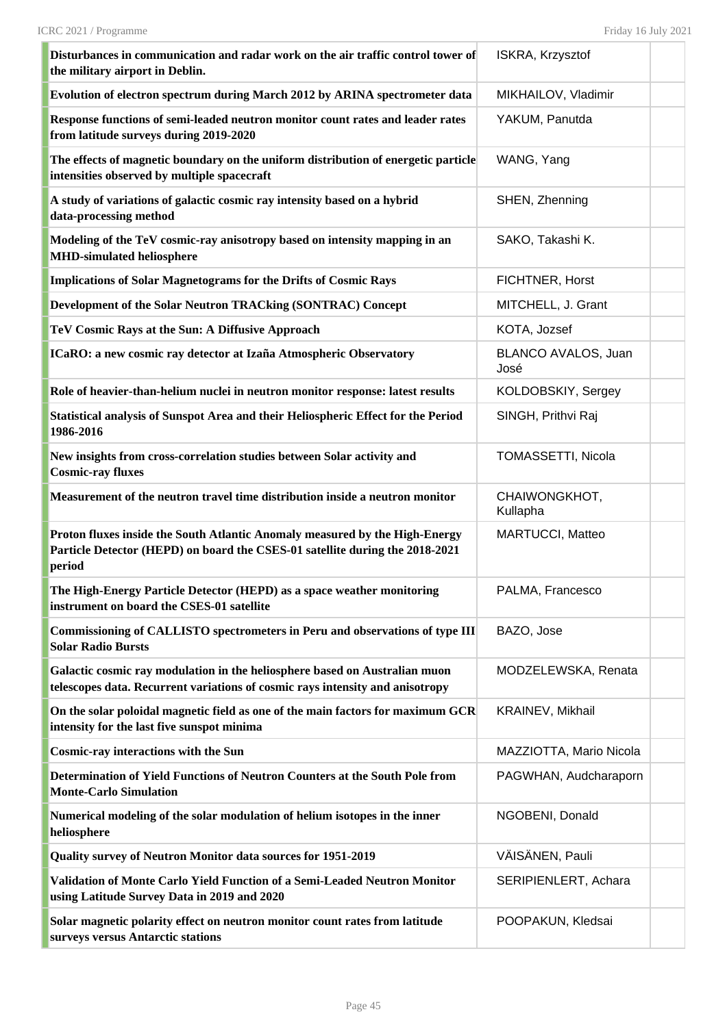| | | |
|---|---|---|
| **Disturbances in communication and radar work on the air traffic control tower of the military airport in Deblin.** | ISKRA, Krzysztof | |
| **Evolution of electron spectrum during March 2012 by ARINA spectrometer data** | MIKHAILOV, Vladimir | |
| **Response functions of semi-leaded neutron monitor count rates and leader rates from latitude surveys during 2019-2020** | YAKUM, Panutda | |
| **The effects of magnetic boundary on the uniform distribution of energetic particle intensities observed by multiple spacecraft** | WANG, Yang | |
| **A study of variations of galactic cosmic ray intensity based on a hybrid data-processing method** | SHEN, Zhenning | |
| **Modeling of the TeV cosmic-ray anisotropy based on intensity mapping in an MHD-simulated heliosphere** | SAKO, Takashi K. | |
| **Implications of Solar Magnetograms for the Drifts of Cosmic Rays** | FICHTNER, Horst | |
| **Development of the Solar Neutron TRACking (SONTRAC) Concept** | MITCHELL, J. Grant | |
| **TeV Cosmic Rays at the Sun: A Diffusive Approach** | KOTA, Jozsef | |
| **ICaRO: a new cosmic ray detector at Izaña Atmospheric Observatory** | BLANCO AVALOS, Juan José | |
| **Role of heavier-than-helium nuclei in neutron monitor response: latest results** | KOLDOBSKIY, Sergey | |
| **Statistical analysis of Sunspot Area and their Heliospheric Effect for the Period 1986-2016** | SINGH, Prithvi Raj | |
| **New insights from cross-correlation studies between Solar activity and Cosmic-ray fluxes** | TOMASSETTI, Nicola | |
| **Measurement of the neutron travel time distribution inside a neutron monitor** | CHAIWONGKHOT, Kullapha | |
| **Proton fluxes inside the South Atlantic Anomaly measured by the High-Energy Particle Detector (HEPD) on board the CSES-01 satellite during the 2018-2021 period** | MARTUCCI, Matteo | |
| **The High-Energy Particle Detector (HEPD) as a space weather monitoring instrument on board the CSES-01 satellite** | PALMA, Francesco | |
| **Commissioning of CALLISTO spectrometers in Peru and observations of type III Solar Radio Bursts** | BAZO, Jose | |
| **Galactic cosmic ray modulation in the heliosphere based on Australian muon telescopes data. Recurrent variations of cosmic rays intensity and anisotropy** | MODZELEWSKA, Renata | |
| **On the solar poloidal magnetic field as one of the main factors for maximum GCR intensity for the last five sunspot minima** | KRAINEV, Mikhail | |
| **Cosmic-ray interactions with the Sun** | MAZZIOTTA, Mario Nicola | |
| **Determination of Yield Functions of Neutron Counters at the South Pole from Monte-Carlo Simulation** | PAGWHAN, Audcharaporn | |
| **Numerical modeling of the solar modulation of helium isotopes in the inner heliosphere** | NGOBENI, Donald | |
| **Quality survey of Neutron Monitor data sources for 1951-2019** | VÄISÄNEN, Pauli | |
| **Validation of Monte Carlo Yield Function of a Semi-Leaded Neutron Monitor using Latitude Survey Data in 2019 and 2020** | SERIPIENLERT, Achara | |
| **Solar magnetic polarity effect on neutron monitor count rates from latitude surveys versus Antarctic stations** | POOPAKUN, Kledsai | |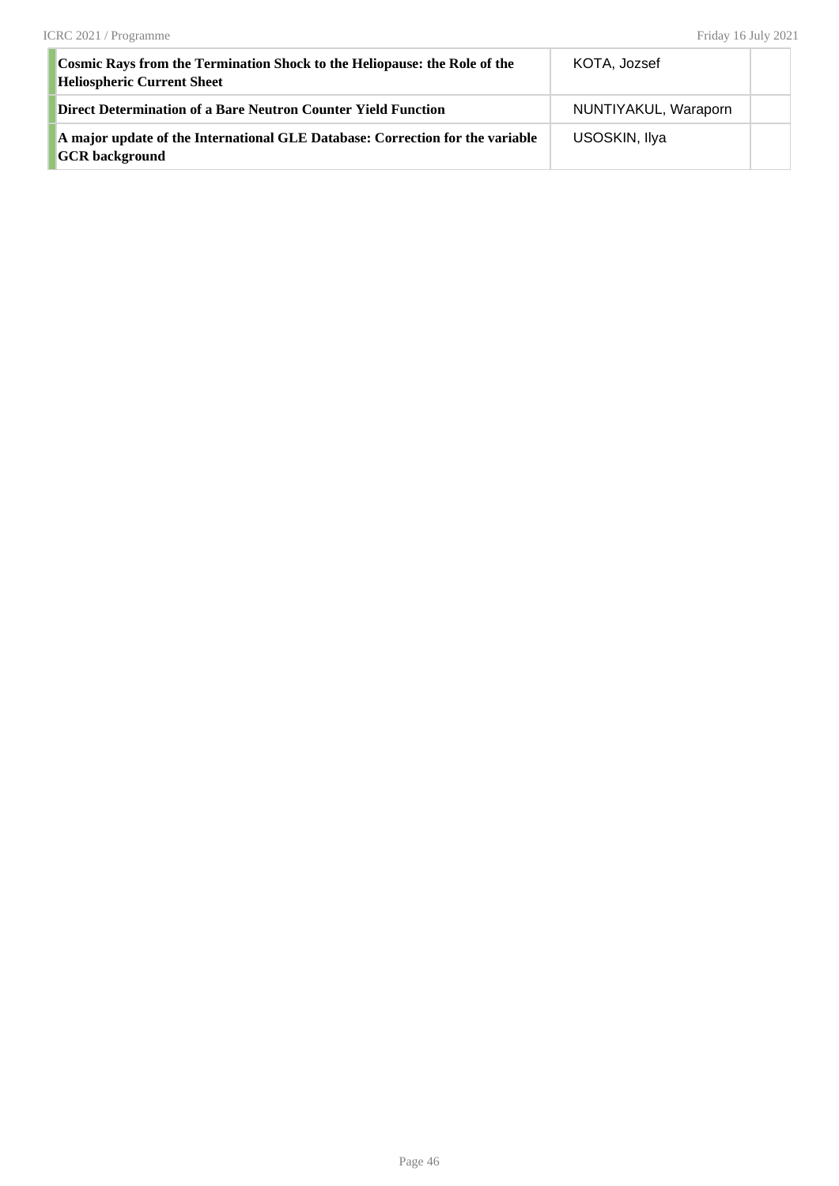| | | |
|---|---|---|
| **Cosmic Rays from the Termination Shock to the Heliopause: the Role of the Heliospheric Current Sheet** | KOTA, Jozsef | |
| **Direct Determination of a Bare Neutron Counter Yield Function** | NUNTIYAKUL, Waraporn | |
| **A major update of the International GLE Database: Correction for the variable GCR background** | USOSKIN, Ilya | |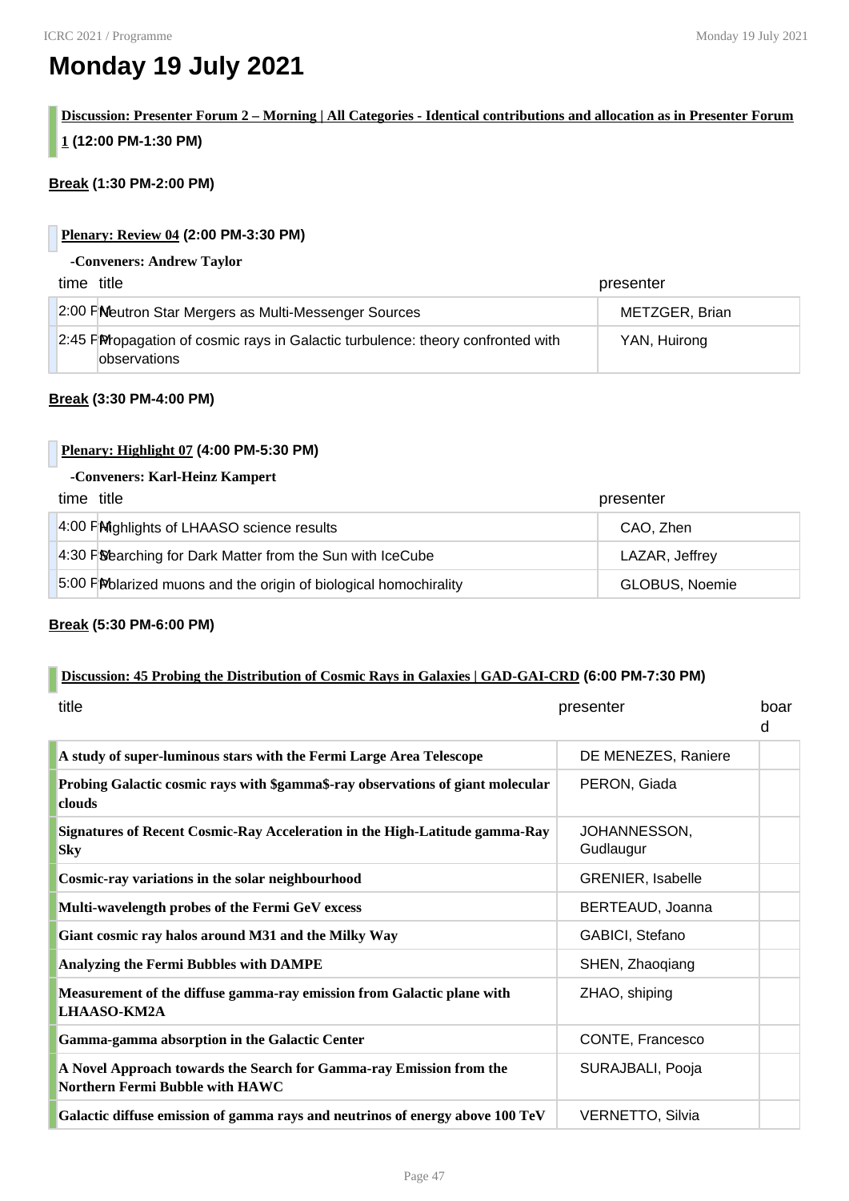# Monday 19 July 2021

**Discussion: Presenter Forum 2 – Morning | All Categories - Identical contributions and allocation as in Presenter Forum 1 (12:00 PM-1:30 PM)**

**Break (1:30 PM-2:00 PM)**

**Plenary: Review 04 (2:00 PM-3:30 PM)**

**-Conveners: Andrew Taylor**

| time | title | presenter |
|---|---|---|
| 2:00 PM | Neutron Star Mergers as Multi-Messenger Sources | METZGER, Brian |
| 2:45 PM | Propagation of cosmic rays in Galactic turbulence: theory confronted with observations | YAN, Huirong |

**Break (3:30 PM-4:00 PM)**

**Plenary: Highlight 07 (4:00 PM-5:30 PM)**

**-Conveners: Karl-Heinz Kampert**

| time | title | presenter |
|---|---|---|
| 4:00 PM | Highlights of LHAASO science results | CAO, Zhen |
| 4:30 PM | Searching for Dark Matter from the Sun with IceCube | LAZAR, Jeffrey |
| 5:00 PM | Polarized muons and the origin of biological homochirality | GLOBUS, Noemie |

**Break (5:30 PM-6:00 PM)**

**Discussion: 45 Probing the Distribution of Cosmic Rays in Galaxies | GAD-GAI-CRD (6:00 PM-7:30 PM)**

| title | presenter | board |
|---|---|---|
| **A study of super-luminous stars with the Fermi Large Area Telescope** | DE MENEZES, Raniere | |
| **Probing Galactic cosmic rays with $gamma$-ray observations of giant molecular clouds** | PERON, Giada | |
| **Signatures of Recent Cosmic-Ray Acceleration in the High-Latitude gamma-Ray Sky** | JOHANNESSON, Gudlaugur | |
| **Cosmic-ray variations in the solar neighbourhood** | GRENIER, Isabelle | |
| **Multi-wavelength probes of the Fermi GeV excess** | BERTEAUD, Joanna | |
| **Giant cosmic ray halos around M31 and the Milky Way** | GABICI, Stefano | |
| **Analyzing the Fermi Bubbles with DAMPE** | SHEN, Zhaoqiang | |
| **Measurement of the diffuse gamma-ray emission from Galactic plane with LHAASO-KM2A** | ZHAO, shiping | |
| **Gamma-gamma absorption in the Galactic Center** | CONTE, Francesco | |
| **A Novel Approach towards the Search for Gamma-ray Emission from the Northern Fermi Bubble with HAWC** | SURAJBALI, Pooja | |
| **Galactic diffuse emission of gamma rays and neutrinos of energy above 100 TeV** | VERNETTO, Silvia | |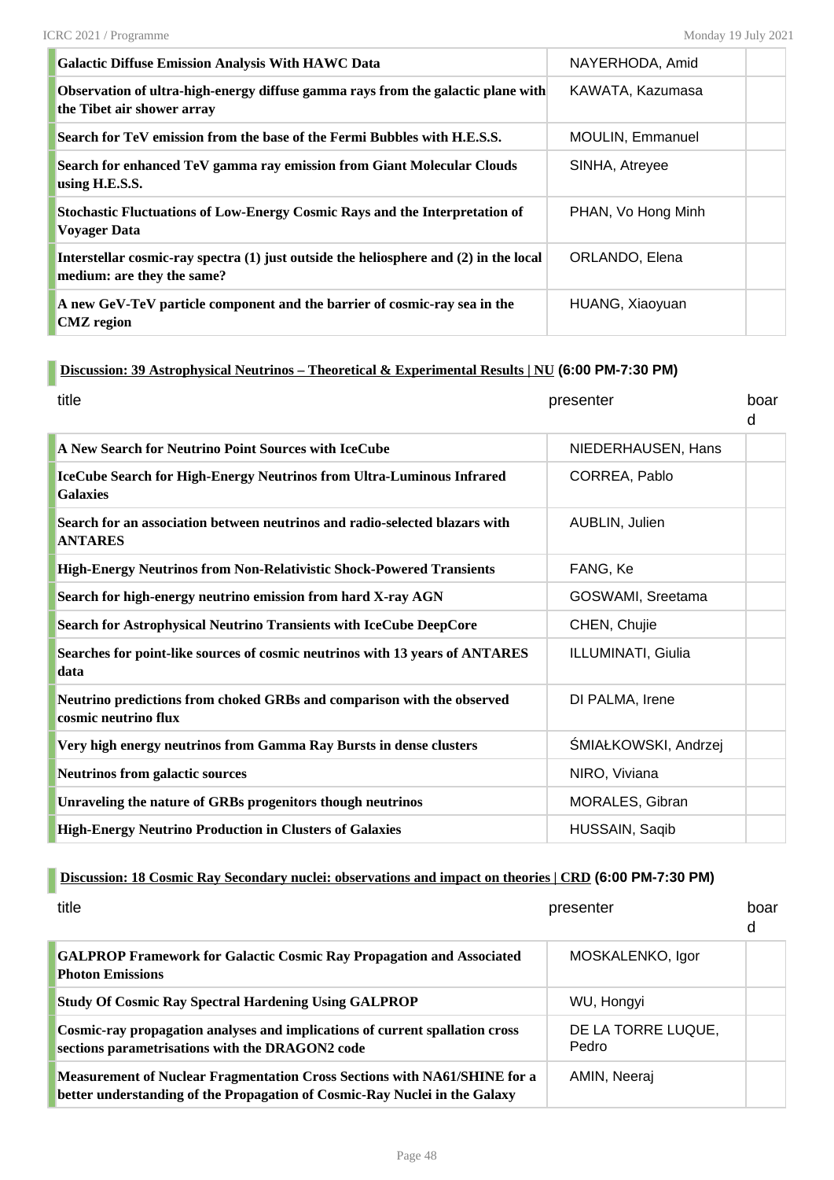| | | |
|---|---|---|
| **Galactic Diffuse Emission Analysis With HAWC Data** | NAYERHODA, Amid | |
| **Observation of ultra-high-energy diffuse gamma rays from the galactic plane with the Tibet air shower array** | KAWATA, Kazumasa | |
| **Search for TeV emission from the base of the Fermi Bubbles with H.E.S.S.** | MOULIN, Emmanuel | |
| **Search for enhanced TeV gamma ray emission from Giant Molecular Clouds using H.E.S.S.** | SINHA, Atreyee | |
| **Stochastic Fluctuations of Low-Energy Cosmic Rays and the Interpretation of Voyager Data** | PHAN, Vo Hong Minh | |
| **Interstellar cosmic-ray spectra (1) just outside the heliosphere and (2) in the local medium: are they the same?** | ORLANDO, Elena | |
| **A new GeV-TeV particle component and the barrier of cosmic-ray sea in the CMZ region** | HUANG, Xiaoyuan | |

## Discussion: 39 Astrophysical Neutrinos – Theoretical & Experimental Results | NU (6:00 PM-7:30 PM)

| title | presenter | board |
|---|---|---|
| **A New Search for Neutrino Point Sources with IceCube** | NIEDERHAUSEN, Hans | |
| **IceCube Search for High-Energy Neutrinos from Ultra-Luminous Infrared Galaxies** | CORREA, Pablo | |
| **Search for an association between neutrinos and radio-selected blazars with ANTARES** | AUBLIN, Julien | |
| **High-Energy Neutrinos from Non-Relativistic Shock-Powered Transients** | FANG, Ke | |
| **Search for high-energy neutrino emission from hard X-ray AGN** | GOSWAMI, Sreetama | |
| **Search for Astrophysical Neutrino Transients with IceCube DeepCore** | CHEN, Chujie | |
| **Searches for point-like sources of cosmic neutrinos with 13 years of ANTARES data** | ILLUMINATI, Giulia | |
| **Neutrino predictions from choked GRBs and comparison with the observed cosmic neutrino flux** | DI PALMA, Irene | |
| **Very high energy neutrinos from Gamma Ray Bursts in dense clusters** | ŚMIAŁKOWSKI, Andrzej | |
| **Neutrinos from galactic sources** | NIRO, Viviana | |
| **Unraveling the nature of GRBs progenitors though neutrinos** | MORALES, Gibran | |
| **High-Energy Neutrino Production in Clusters of Galaxies** | HUSSAIN, Saqib | |

## Discussion: 18 Cosmic Ray Secondary nuclei: observations and impact on theories | CRD (6:00 PM-7:30 PM)

| title | presenter | board |
|---|---|---|
| **GALPROP Framework for Galactic Cosmic Ray Propagation and Associated Photon Emissions** | MOSKALENKO, Igor | |
| **Study Of Cosmic Ray Spectral Hardening Using GALPROP** | WU, Hongyi | |
| **Cosmic-ray propagation analyses and implications of current spallation cross sections parametrisations with the DRAGON2 code** | DE LA TORRE LUQUE, Pedro | |
| **Measurement of Nuclear Fragmentation Cross Sections with NA61/SHINE for a better understanding of the Propagation of Cosmic-Ray Nuclei in the Galaxy** | AMIN, Neeraj | |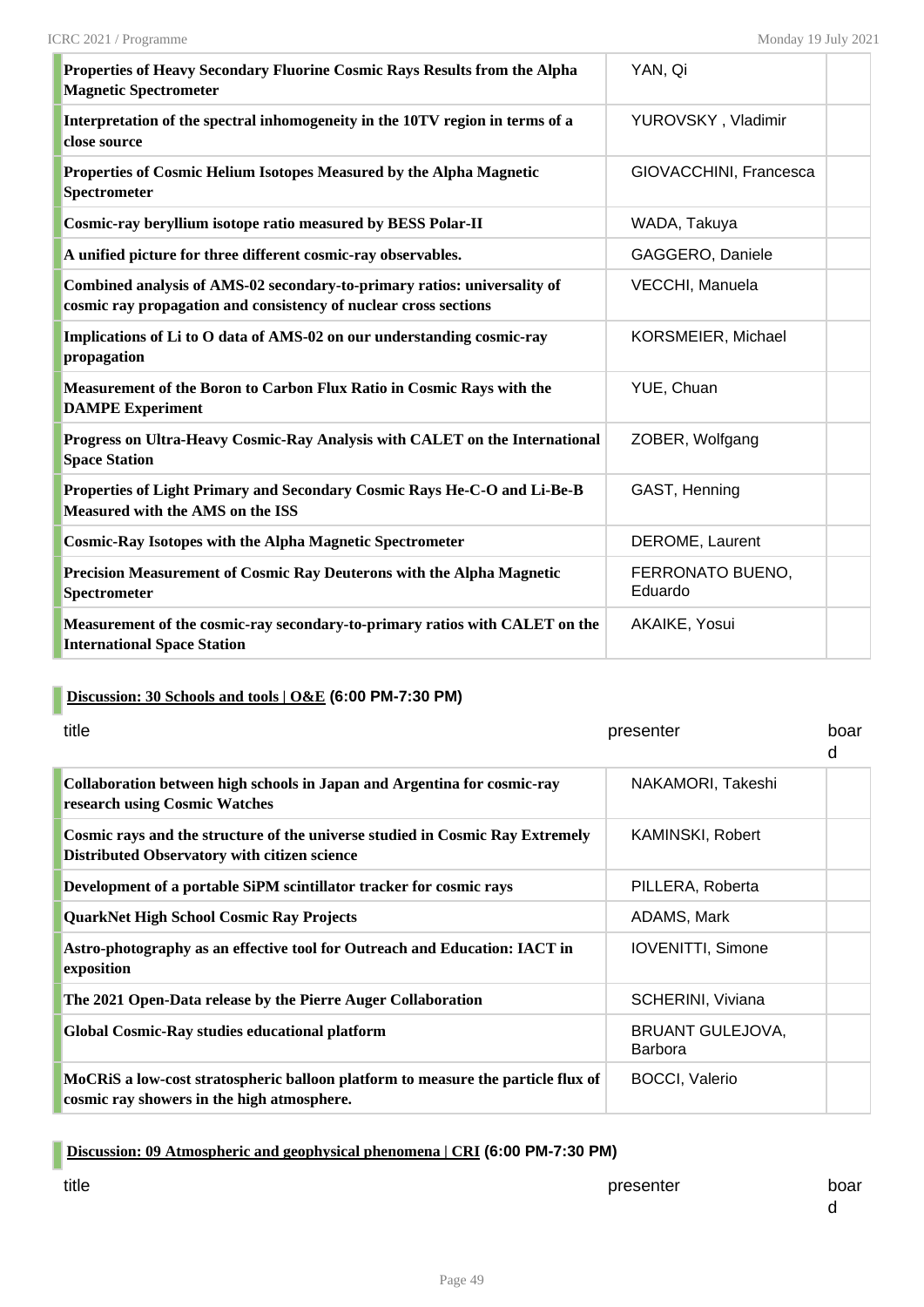| title | presenter | board |
|---|---|---|
| **Properties of Heavy Secondary Fluorine Cosmic Rays Results from the Alpha Magnetic Spectrometer** | YAN, Qi | |
| **Interpretation of the spectral inhomogeneity in the 10TV region in terms of a close source** | YUROVSKY , Vladimir | |
| **Properties of Cosmic Helium Isotopes Measured by the Alpha Magnetic Spectrometer** | GIOVACCHINI, Francesca | |
| **Cosmic-ray beryllium isotope ratio measured by BESS Polar-II** | WADA, Takuya | |
| **A unified picture for three different cosmic-ray observables.** | GAGGERO, Daniele | |
| **Combined analysis of AMS-02 secondary-to-primary ratios: universality of cosmic ray propagation and consistency of nuclear cross sections** | VECCHI, Manuela | |
| **Implications of Li to O data of AMS-02 on our understanding cosmic-ray propagation** | KORSMEIER, Michael | |
| **Measurement of the Boron to Carbon Flux Ratio in Cosmic Rays with the DAMPE Experiment** | YUE, Chuan | |
| **Progress on Ultra-Heavy Cosmic-Ray Analysis with CALET on the International Space Station** | ZOBER, Wolfgang | |
| **Properties of Light Primary and Secondary Cosmic Rays He-C-O and Li-Be-B Measured with the AMS on the ISS** | GAST, Henning | |
| **Cosmic-Ray Isotopes with the Alpha Magnetic Spectrometer** | DEROME, Laurent | |
| **Precision Measurement of Cosmic Ray Deuterons with the Alpha Magnetic Spectrometer** | FERRONATO BUENO, Eduardo | |
| **Measurement of the cosmic-ray secondary-to-primary ratios with CALET on the International Space Station** | AKAIKE, Yosui | |

## Discussion: 30 Schools and tools | O&E (6:00 PM-7:30 PM)

| title | presenter | board |
|---|---|---|
| **Collaboration between high schools in Japan and Argentina for cosmic-ray research using Cosmic Watches** | NAKAMORI, Takeshi | |
| **Cosmic rays and the structure of the universe studied in Cosmic Ray Extremely Distributed Observatory with citizen science** | KAMINSKI, Robert | |
| **Development of a portable SiPM scintillator tracker for cosmic rays** | PILLERA, Roberta | |
| **QuarkNet High School Cosmic Ray Projects** | ADAMS, Mark | |
| **Astro-photography as an effective tool for Outreach and Education: IACT in exposition** | IOVENITTI, Simone | |
| **The 2021 Open-Data release by the Pierre Auger Collaboration** | SCHERINI, Viviana | |
| **Global Cosmic-Ray studies educational platform** | BRUANT GULEJOVA, Barbora | |
| **MoCRiS a low-cost stratospheric balloon platform to measure the particle flux of cosmic ray showers in the high atmosphere.** | BOCCI, Valerio | |

## Discussion: 09 Atmospheric and geophysical phenomena | CRI (6:00 PM-7:30 PM)

| title | presenter | board |
|---|---|---|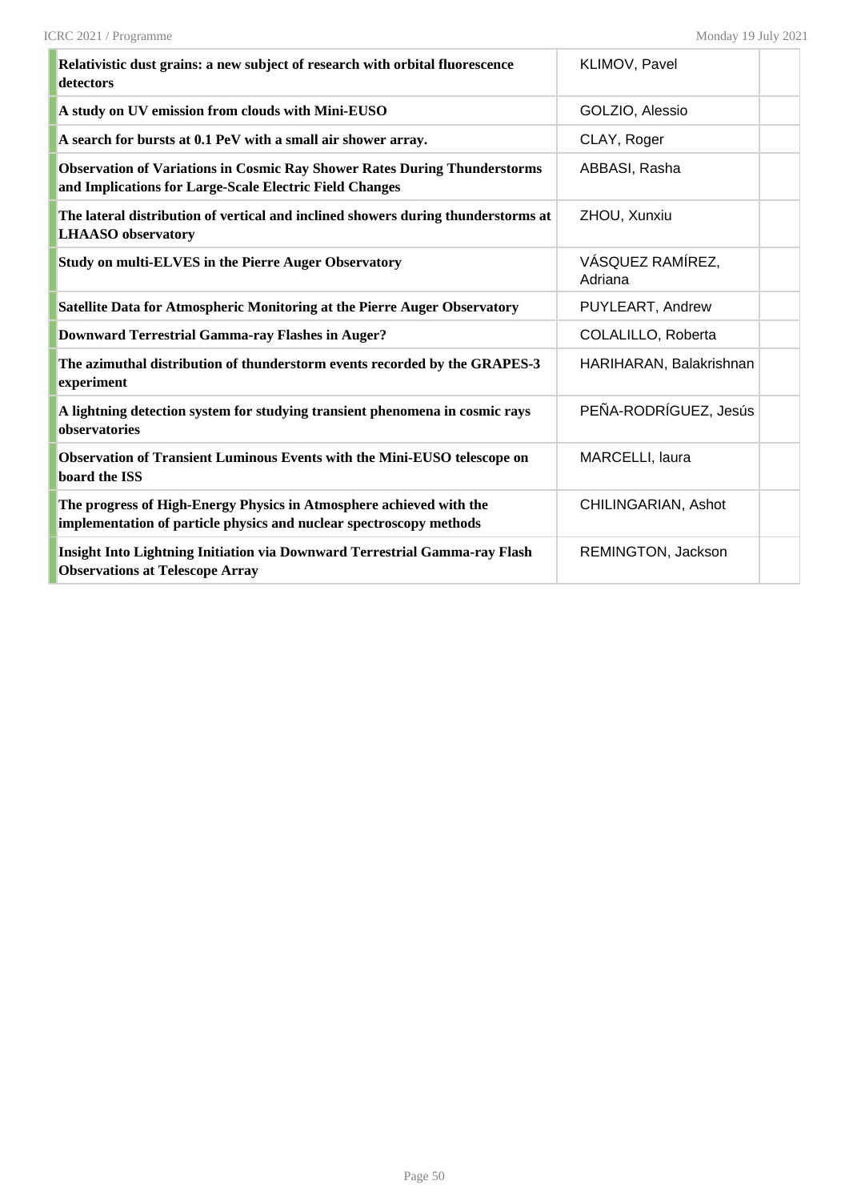| | | |
|---|---|---|
| **Relativistic dust grains: a new subject of research with orbital fluorescence detectors** | KLIMOV, Pavel | |
| **A study on UV emission from clouds with Mini-EUSO** | GOLZIO, Alessio | |
| **A search for bursts at 0.1 PeV with a small air shower array.** | CLAY, Roger | |
| **Observation of Variations in Cosmic Ray Shower Rates During Thunderstorms and Implications for Large-Scale Electric Field Changes** | ABBASI, Rasha | |
| **The lateral distribution of vertical and inclined showers during thunderstorms at LHAASO observatory** | ZHOU, Xunxiu | |
| **Study on multi-ELVES in the Pierre Auger Observatory** | VÁSQUEZ RAMÍREZ, Adriana | |
| **Satellite Data for Atmospheric Monitoring at the Pierre Auger Observatory** | PUYLEART, Andrew | |
| **Downward Terrestrial Gamma-ray Flashes in Auger?** | COLALILLO, Roberta | |
| **The azimuthal distribution of thunderstorm events recorded by the GRAPES-3 experiment** | HARIHARAN, Balakrishnan | |
| **A lightning detection system for studying transient phenomena in cosmic rays observatories** | PEÑA-RODRÍGUEZ, Jesús | |
| **Observation of Transient Luminous Events with the Mini-EUSO telescope on board the ISS** | MARCELLI, laura | |
| **The progress of High-Energy Physics in Atmosphere achieved with the implementation of particle physics and nuclear spectroscopy methods** | CHILINGARIAN, Ashot | |
| **Insight Into Lightning Initiation via Downward Terrestrial Gamma-ray Flash Observations at Telescope Array** | REMINGTON, Jackson | |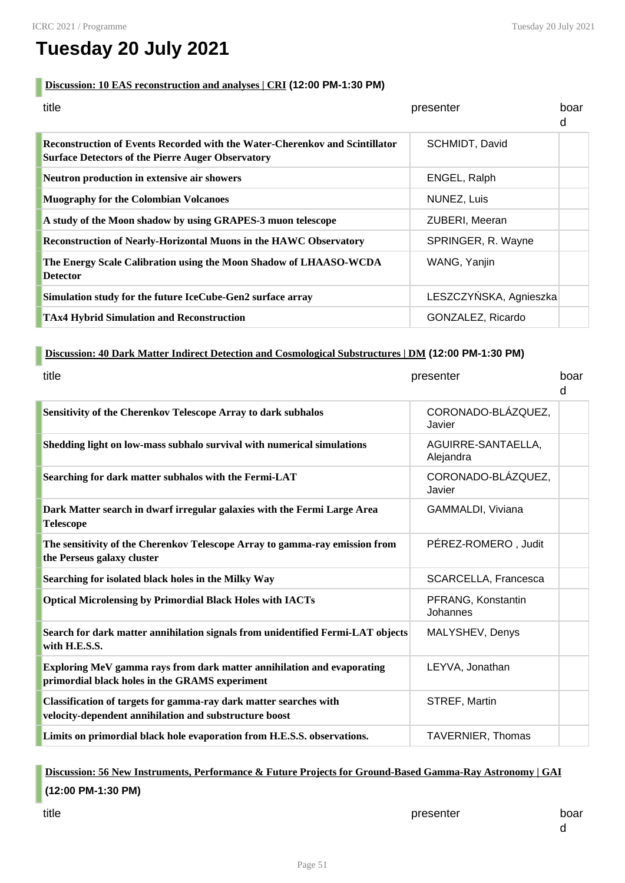# Tuesday 20 July 2021

**Discussion: 10 EAS reconstruction and analyses | CRI (12:00 PM-1:30 PM)**

| title | presenter | board |
|---|---|---|
| **Reconstruction of Events Recorded with the Water-Cherenkov and Scintillator Surface Detectors of the Pierre Auger Observatory** | SCHMIDT, David | |
| **Neutron production in extensive air showers** | ENGEL, Ralph | |
| **Muography for the Colombian Volcanoes** | NUNEZ, Luis | |
| **A study of the Moon shadow by using GRAPES-3 muon telescope** | ZUBERI, Meeran | |
| **Reconstruction of Nearly-Horizontal Muons in the HAWC Observatory** | SPRINGER, R. Wayne | |
| **The Energy Scale Calibration using the Moon Shadow of LHAASO-WCDA Detector** | WANG, Yanjin | |
| **Simulation study for the future IceCube-Gen2 surface array** | LESZCZYŃSKA, Agnieszka | |
| **TAx4 Hybrid Simulation and Reconstruction** | GONZALEZ, Ricardo | |

**Discussion: 40 Dark Matter Indirect Detection and Cosmological Substructures | DM (12:00 PM-1:30 PM)**

| title | presenter | board |
|---|---|---|
| **Sensitivity of the Cherenkov Telescope Array to dark subhalos** | CORONADO-BLÁZQUEZ, Javier | |
| **Shedding light on low-mass subhalo survival with numerical simulations** | AGUIRRE-SANTAELLA, Alejandra | |
| **Searching for dark matter subhalos with the Fermi-LAT** | CORONADO-BLÁZQUEZ, Javier | |
| **Dark Matter search in dwarf irregular galaxies with the Fermi Large Area Telescope** | GAMMALDI, Viviana | |
| **The sensitivity of the Cherenkov Telescope Array to gamma-ray emission from the Perseus galaxy cluster** | PÉREZ-ROMERO , Judit | |
| **Searching for isolated black holes in the Milky Way** | SCARCELLA, Francesca | |
| **Optical Microlensing by Primordial Black Holes with IACTs** | PFRANG, Konstantin Johannes | |
| **Search for dark matter annihilation signals from unidentified Fermi-LAT objects with H.E.S.S.** | MALYSHEV, Denys | |
| **Exploring MeV gamma rays from dark matter annihilation and evaporating primordial black holes in the GRAMS experiment** | LEYVA, Jonathan | |
| **Classification of targets for gamma-ray dark matter searches with velocity-dependent annihilation and substructure boost** | STREF, Martin | |
| **Limits on primordial black hole evaporation from H.E.S.S. observations.** | TAVERNIER, Thomas | |

**Discussion: 56 New Instruments, Performance & Future Projects for Ground-Based Gamma-Ray Astronomy | GAI (12:00 PM-1:30 PM)**

| title | presenter | board |
|---|---|---|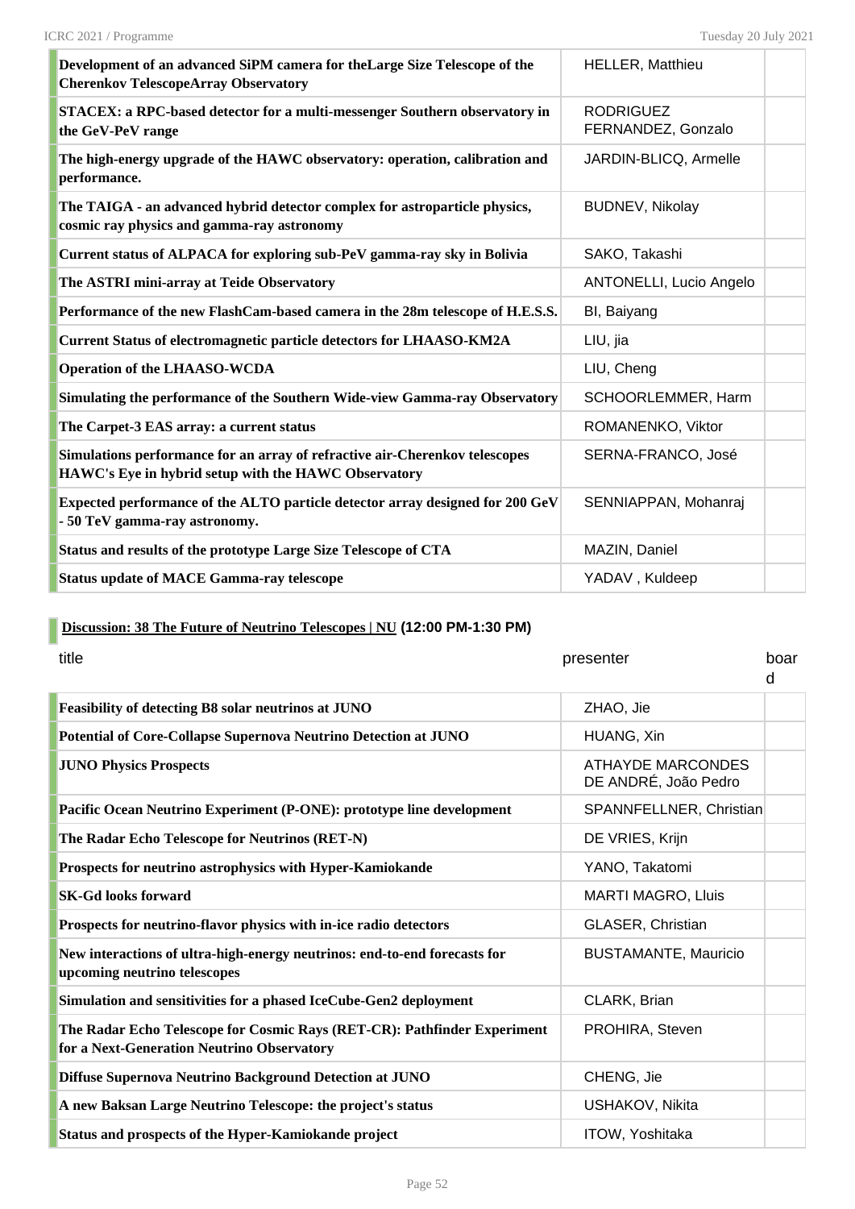| | | |
|---|---|---|
| **Development of an advanced SiPM camera for theLarge Size Telescope of the Cherenkov TelescopeArray Observatory** | HELLER, Matthieu | |
| **STACEX: a RPC-based detector for a multi-messenger Southern observatory in the GeV-PeV range** | RODRIGUEZ FERNANDEZ, Gonzalo | |
| **The high-energy upgrade of the HAWC observatory: operation, calibration and performance.** | JARDIN-BLICQ, Armelle | |
| **The TAIGA - an advanced hybrid detector complex for astroparticle physics, cosmic ray physics and gamma-ray astronomy** | BUDNEV, Nikolay | |
| **Current status of ALPACA for exploring sub-PeV gamma-ray sky in Bolivia** | SAKO, Takashi | |
| **The ASTRI mini-array at Teide Observatory** | ANTONELLI, Lucio Angelo | |
| **Performance of the new FlashCam-based camera in the 28m telescope of H.E.S.S.** | BI, Baiyang | |
| **Current Status of electromagnetic particle detectors for LHAASO-KM2A** | LIU, jia | |
| **Operation of the LHAASO-WCDA** | LIU, Cheng | |
| **Simulating the performance of the Southern Wide-view Gamma-ray Observatory** | SCHOORLEMMER, Harm | |
| **The Carpet-3 EAS array: a current status** | ROMANENKO, Viktor | |
| **Simulations performance for an array of refractive air-Cherenkov telescopes HAWC's Eye in hybrid setup with the HAWC Observatory** | SERNA-FRANCO, José | |
| **Expected performance of the ALTO particle detector array designed for 200 GeV - 50 TeV gamma-ray astronomy.** | SENNIAPPAN, Mohanraj | |
| **Status and results of the prototype Large Size Telescope of CTA** | MAZIN, Daniel | |
| **Status update of MACE Gamma-ray telescope** | YADAV , Kuldeep | |

### Discussion: 38 The Future of Neutrino Telescopes | NU (12:00 PM-1:30 PM)

| title | presenter | board |
|---|---|---|
| **Feasibility of detecting B8 solar neutrinos at JUNO** | ZHAO, Jie | |
| **Potential of Core-Collapse Supernova Neutrino Detection at JUNO** | HUANG, Xin | |
| **JUNO Physics Prospects** | ATHAYDE MARCONDES DE ANDRÉ, João Pedro | |
| **Pacific Ocean Neutrino Experiment (P-ONE): prototype line development** | SPANNFELLNER, Christian | |
| **The Radar Echo Telescope for Neutrinos (RET-N)** | DE VRIES, Krijn | |
| **Prospects for neutrino astrophysics with Hyper-Kamiokande** | YANO, Takatomi | |
| **SK-Gd looks forward** | MARTI MAGRO, Lluis | |
| **Prospects for neutrino-flavor physics with in-ice radio detectors** | GLASER, Christian | |
| **New interactions of ultra-high-energy neutrinos: end-to-end forecasts for upcoming neutrino telescopes** | BUSTAMANTE, Mauricio | |
| **Simulation and sensitivities for a phased IceCube-Gen2 deployment** | CLARK, Brian | |
| **The Radar Echo Telescope for Cosmic Rays (RET-CR): Pathfinder Experiment for a Next-Generation Neutrino Observatory** | PROHIRA, Steven | |
| **Diffuse Supernova Neutrino Background Detection at JUNO** | CHENG, Jie | |
| **A new Baksan Large Neutrino Telescope: the project's status** | USHAKOV, Nikita | |
| **Status and prospects of the Hyper-Kamiokande project** | ITOW, Yoshitaka | |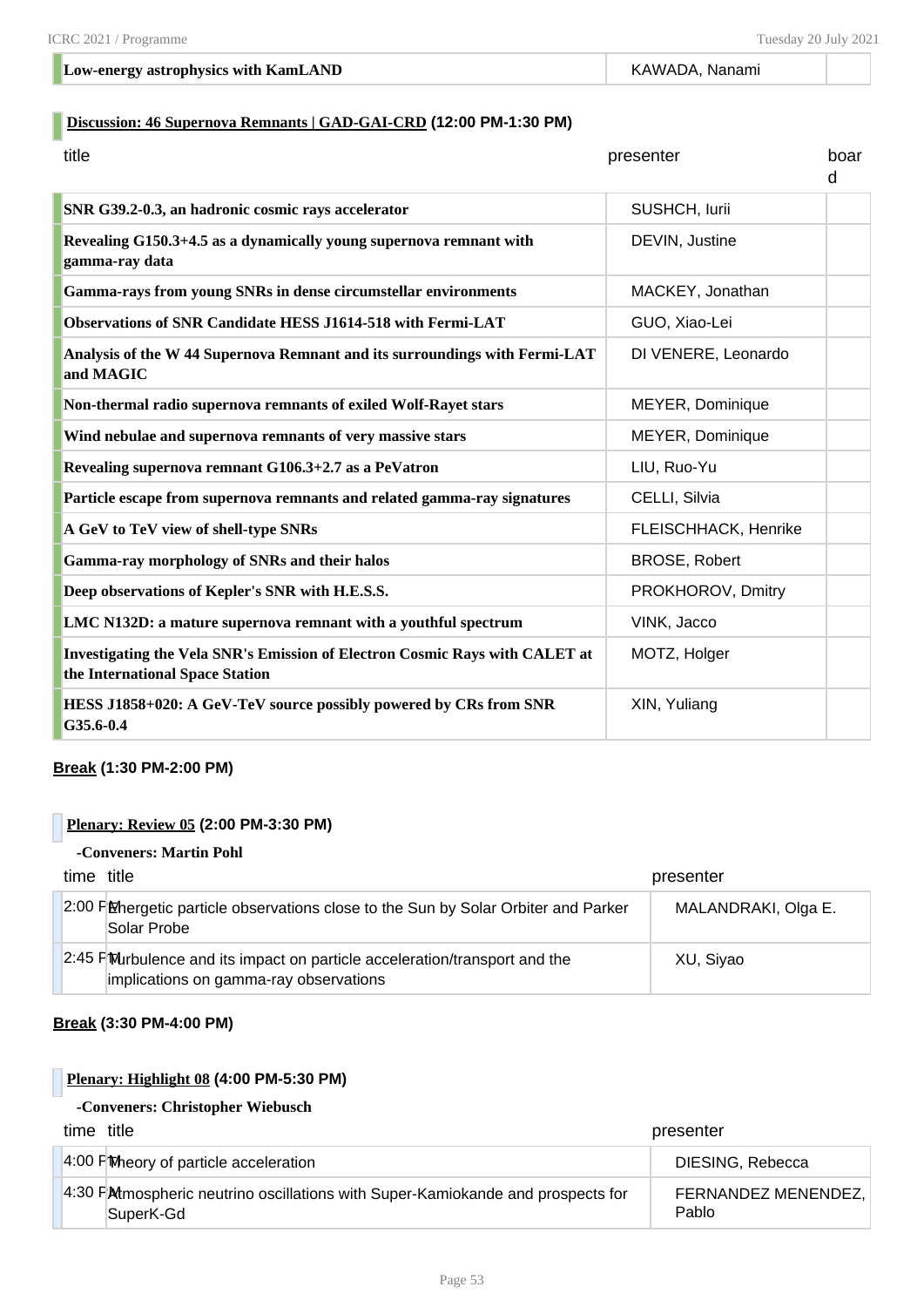| | | |
|---|---|---|
| Low-energy astrophysics with KamLAND | KAWADA, Nanami | |

## Discussion: 46 Supernova Remnants | GAD-GAI-CRD (12:00 PM-1:30 PM)

| title | presenter | board |
|---|---|---|
| SNR G39.2-0.3, an hadronic cosmic rays accelerator | SUSHCH, Iurii | |
| Revealing G150.3+4.5 as a dynamically young supernova remnant with gamma-ray data | DEVIN, Justine | |
| Gamma-rays from young SNRs in dense circumstellar environments | MACKEY, Jonathan | |
| Observations of SNR Candidate HESS J1614-518 with Fermi-LAT | GUO, Xiao-Lei | |
| Analysis of the W 44 Supernova Remnant and its surroundings with Fermi-LAT and MAGIC | DI VENERE, Leonardo | |
| Non-thermal radio supernova remnants of exiled Wolf-Rayet stars | MEYER, Dominique | |
| Wind nebulae and supernova remnants of very massive stars | MEYER, Dominique | |
| Revealing supernova remnant G106.3+2.7 as a PeVatron | LIU, Ruo-Yu | |
| Particle escape from supernova remnants and related gamma-ray signatures | CELLI, Silvia | |
| A GeV to TeV view of shell-type SNRs | FLEISCHHACK, Henrike | |
| Gamma-ray morphology of SNRs and their halos | BROSE, Robert | |
| Deep observations of Kepler's SNR with H.E.S.S. | PROKHOROV, Dmitry | |
| LMC N132D: a mature supernova remnant with a youthful spectrum | VINK, Jacco | |
| Investigating the Vela SNR's Emission of Electron Cosmic Rays with CALET at the International Space Station | MOTZ, Holger | |
| HESS J1858+020: A GeV-TeV source possibly powered by CRs from SNR G35.6-0.4 | XIN, Yuliang | |

**Break** (1:30 PM-2:00 PM)

## Plenary: Review 05 (2:00 PM-3:30 PM)

-Conveners: Martin Pohl

| time | title | presenter |
|---|---|---|
| 2:00 PM | Energetic particle observations close to the Sun by Solar Orbiter and Parker Solar Probe | MALANDRAKI, Olga E. |
| 2:45 PM | Turbulence and its impact on particle acceleration/transport and the implications on gamma-ray observations | XU, Siyao |

**Break** (3:30 PM-4:00 PM)

## Plenary: Highlight 08 (4:00 PM-5:30 PM)

-Conveners: Christopher Wiebusch

| time | title | presenter |
|---|---|---|
| 4:00 PM | Theory of particle acceleration | DIESING, Rebecca |
| 4:30 PM | Atmospheric neutrino oscillations with Super-Kamiokande and prospects for SuperK-Gd | FERNANDEZ MENENDEZ, Pablo |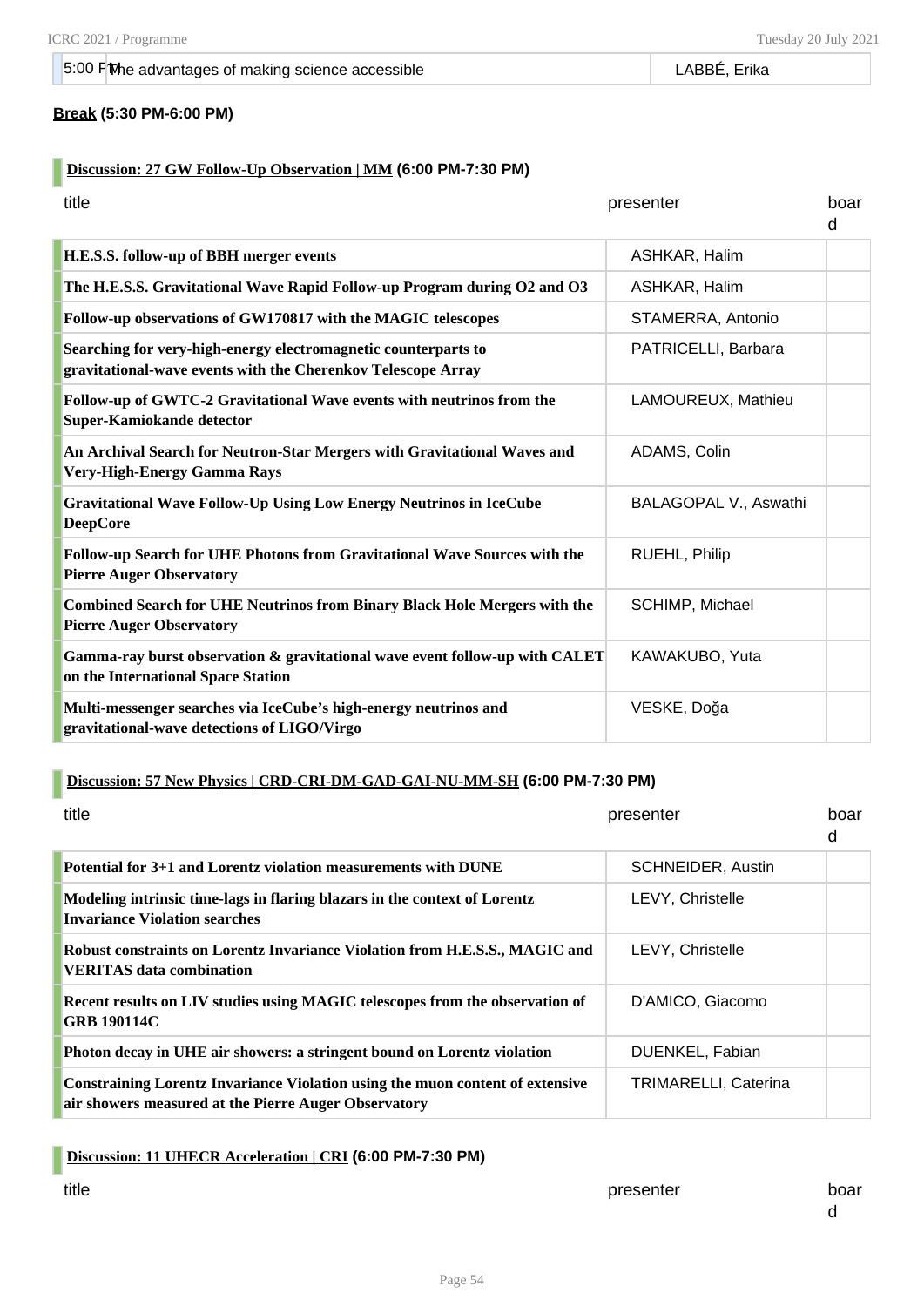| 5:00 PM | The advantages of making science accessible | LABBÉ, Erika |
|---|---|---|

**Break (5:30 PM-6:00 PM)**

### Discussion: 27 GW Follow-Up Observation | MM (6:00 PM-7:30 PM)

| title | presenter | board |
|---|---|---|
| **H.E.S.S. follow-up of BBH merger events** | ASHKAR, Halim | |
| **The H.E.S.S. Gravitational Wave Rapid Follow-up Program during O2 and O3** | ASHKAR, Halim | |
| **Follow-up observations of GW170817 with the MAGIC telescopes** | STAMERRA, Antonio | |
| **Searching for very-high-energy electromagnetic counterparts to gravitational-wave events with the Cherenkov Telescope Array** | PATRICELLI, Barbara | |
| **Follow-up of GWTC-2 Gravitational Wave events with neutrinos from the Super-Kamiokande detector** | LAMOUREUX, Mathieu | |
| **An Archival Search for Neutron-Star Mergers with Gravitational Waves and Very-High-Energy Gamma Rays** | ADAMS, Colin | |
| **Gravitational Wave Follow-Up Using Low Energy Neutrinos in IceCube DeepCore** | BALAGOPAL V., Aswathi | |
| **Follow-up Search for UHE Photons from Gravitational Wave Sources with the Pierre Auger Observatory** | RUEHL, Philip | |
| **Combined Search for UHE Neutrinos from Binary Black Hole Mergers with the Pierre Auger Observatory** | SCHIMP, Michael | |
| **Gamma-ray burst observation & gravitational wave event follow-up with CALET on the International Space Station** | KAWAKUBO, Yuta | |
| **Multi-messenger searches via IceCube's high-energy neutrinos and gravitational-wave detections of LIGO/Virgo** | VESKE, Doğa | |

### Discussion: 57 New Physics | CRD-CRI-DM-GAD-GAI-NU-MM-SH (6:00 PM-7:30 PM)

| title | presenter | board |
|---|---|---|
| **Potential for 3+1 and Lorentz violation measurements with DUNE** | SCHNEIDER, Austin | |
| **Modeling intrinsic time-lags in flaring blazars in the context of Lorentz Invariance Violation searches** | LEVY, Christelle | |
| **Robust constraints on Lorentz Invariance Violation from H.E.S.S., MAGIC and VERITAS data combination** | LEVY, Christelle | |
| **Recent results on LIV studies using MAGIC telescopes from the observation of GRB 190114C** | D'AMICO, Giacomo | |
| **Photon decay in UHE air showers: a stringent bound on Lorentz violation** | DUENKEL, Fabian | |
| **Constraining Lorentz Invariance Violation using the muon content of extensive air showers measured at the Pierre Auger Observatory** | TRIMARELLI, Caterina | |

### Discussion: 11 UHECR Acceleration | CRI (6:00 PM-7:30 PM)

| title | presenter | board |
|---|---|---|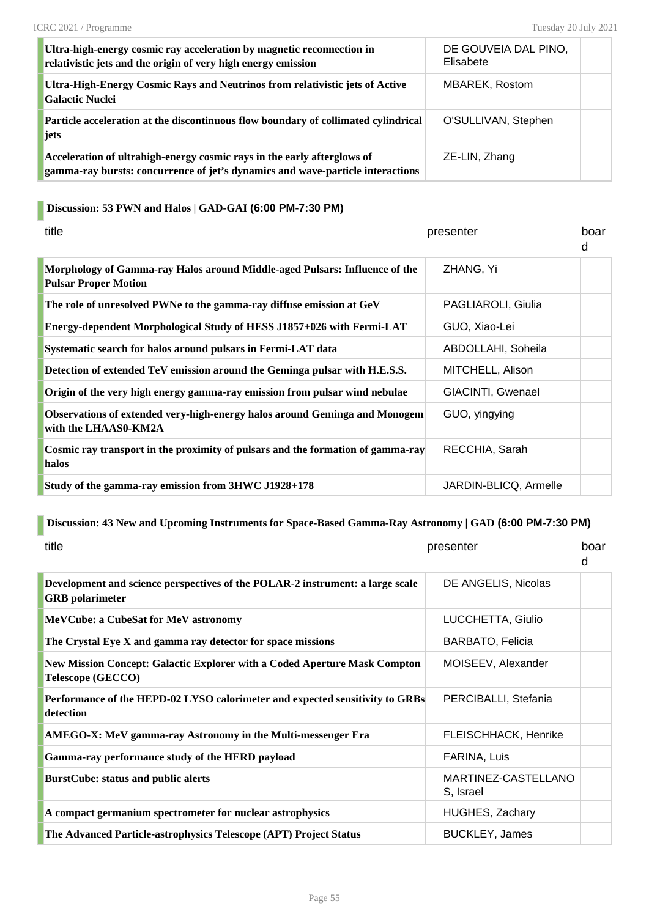| | | |
|---|---|---|
| **Ultra-high-energy cosmic ray acceleration by magnetic reconnection in relativistic jets and the origin of very high energy emission** | DE GOUVEIA DAL PINO, Elisabete | |
| **Ultra-High-Energy Cosmic Rays and Neutrinos from relativistic jets of Active Galactic Nuclei** | MBAREK, Rostom | |
| **Particle acceleration at the discontinuous flow boundary of collimated cylindrical jets** | O'SULLIVAN, Stephen | |
| **Acceleration of ultrahigh-energy cosmic rays in the early afterglows of gamma-ray bursts: concurrence of jet's dynamics and wave-particle interactions** | ZE-LIN, Zhang | |

## Discussion: 53 PWN and Halos | GAD-GAI (6:00 PM-7:30 PM)

| title | presenter | board |
|---|---|---|
| **Morphology of Gamma-ray Halos around Middle-aged Pulsars: Influence of the Pulsar Proper Motion** | ZHANG, Yi | |
| **The role of unresolved PWNe to the gamma-ray diffuse emission at GeV** | PAGLIAROLI, Giulia | |
| **Energy-dependent Morphological Study of HESS J1857+026 with Fermi-LAT** | GUO, Xiao-Lei | |
| **Systematic search for halos around pulsars in Fermi-LAT data** | ABDOLLAHI, Soheila | |
| **Detection of extended TeV emission around the Geminga pulsar with H.E.S.S.** | MITCHELL, Alison | |
| **Origin of the very high energy gamma-ray emission from pulsar wind nebulae** | GIACINTI, Gwenael | |
| **Observations of extended very-high-energy halos around Geminga and Monogem with the LHAAS0-KM2A** | GUO, yingying | |
| **Cosmic ray transport in the proximity of pulsars and the formation of gamma-ray halos** | RECCHIA, Sarah | |
| **Study of the gamma-ray emission from 3HWC J1928+178** | JARDIN-BLICQ, Armelle | |

## Discussion: 43 New and Upcoming Instruments for Space-Based Gamma-Ray Astronomy | GAD (6:00 PM-7:30 PM)

| title | presenter | board |
|---|---|---|
| **Development and science perspectives of the POLAR-2 instrument: a large scale GRB polarimeter** | DE ANGELIS, Nicolas | |
| **MeVCube: a CubeSat for MeV astronomy** | LUCCHETTA, Giulio | |
| **The Crystal Eye X and gamma ray detector for space missions** | BARBATO, Felicia | |
| **New Mission Concept: Galactic Explorer with a Coded Aperture Mask Compton Telescope (GECCO)** | MOISEEV, Alexander | |
| **Performance of the HEPD-02 LYSO calorimeter and expected sensitivity to GRBs detection** | PERCIBALLI, Stefania | |
| **AMEGO-X: MeV gamma-ray Astronomy in the Multi-messenger Era** | FLEISCHHACK, Henrike | |
| **Gamma-ray performance study of the HERD payload** | FARINA, Luis | |
| **BurstCube: status and public alerts** | MARTINEZ-CASTELLANOS, Israel | |
| **A compact germanium spectrometer for nuclear astrophysics** | HUGHES, Zachary | |
| **The Advanced Particle-astrophysics Telescope (APT) Project Status** | BUCKLEY, James | |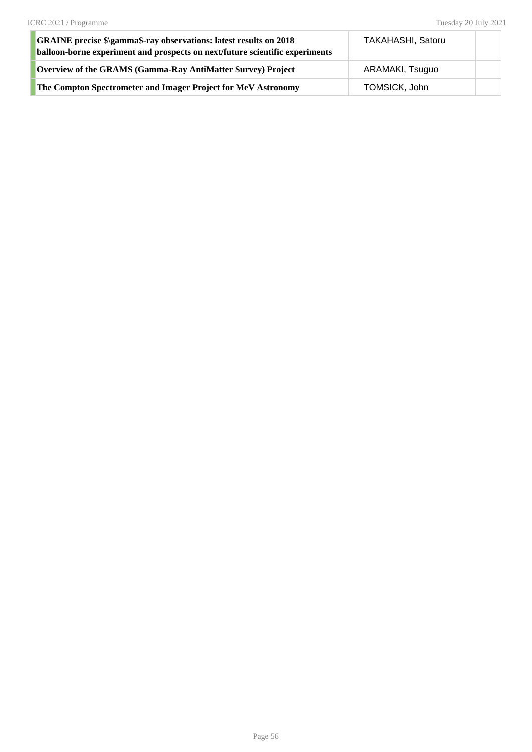| | | |
|---|---|---|
| **GRAINE precise $\gamma$-ray observations: latest results on 2018 balloon-borne experiment and prospects on next/future scientific experiments** | TAKAHASHI, Satoru | |
| **Overview of the GRAMS (Gamma-Ray AntiMatter Survey) Project** | ARAMAKI, Tsuguo | |
| **The Compton Spectrometer and Imager Project for MeV Astronomy** | TOMSICK, John | |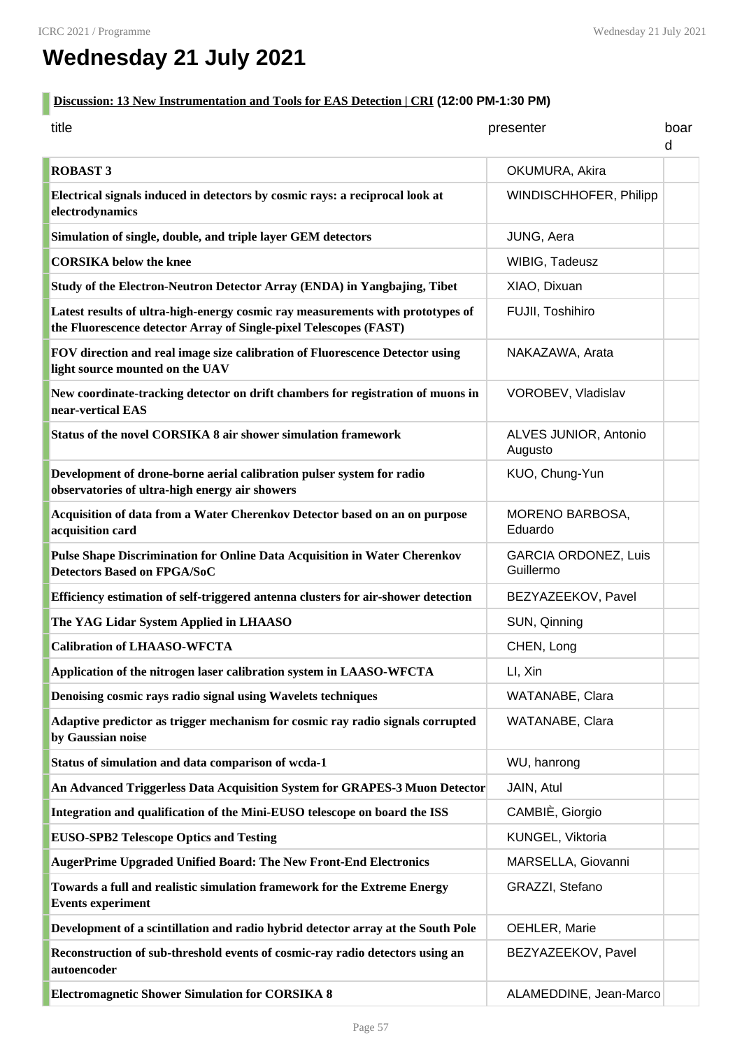# Wednesday 21 July 2021

**Discussion: 13 New Instrumentation and Tools for EAS Detection | CRI (12:00 PM-1:30 PM)**

| title | presenter | board |
|---|---|---|
| **ROBAST 3** | OKUMURA, Akira | |
| **Electrical signals induced in detectors by cosmic rays: a reciprocal look at electrodynamics** | WINDISCHHOFER, Philipp | |
| **Simulation of single, double, and triple layer GEM detectors** | JUNG, Aera | |
| **CORSIKA below the knee** | WIBIG, Tadeusz | |
| **Study of the Electron-Neutron Detector Array (ENDA) in Yangbajing, Tibet** | XIAO, Dixuan | |
| **Latest results of ultra-high-energy cosmic ray measurements with prototypes of the Fluorescence detector Array of Single-pixel Telescopes (FAST)** | FUJII, Toshihiro | |
| **FOV direction and real image size calibration of Fluorescence Detector using light source mounted on the UAV** | NAKAZAWA, Arata | |
| **New coordinate-tracking detector on drift chambers for registration of muons in near-vertical EAS** | VOROBEV, Vladislav | |
| **Status of the novel CORSIKA 8 air shower simulation framework** | ALVES JUNIOR, Antonio Augusto | |
| **Development of drone-borne aerial calibration pulser system for radio observatories of ultra-high energy air showers** | KUO, Chung-Yun | |
| **Acquisition of data from a Water Cherenkov Detector based on an on purpose acquisition card** | MORENO BARBOSA, Eduardo | |
| **Pulse Shape Discrimination for Online Data Acquisition in Water Cherenkov Detectors Based on FPGA/SoC** | GARCIA ORDONEZ, Luis Guillermo | |
| **Efficiency estimation of self-triggered antenna clusters for air-shower detection** | BEZYAZEEKOV, Pavel | |
| **The YAG Lidar System Applied in LHAASO** | SUN, Qinning | |
| **Calibration of LHAASO-WFCTA** | CHEN, Long | |
| **Application of the nitrogen laser calibration system in LAASO-WFCTA** | LI, Xin | |
| **Denoising cosmic rays radio signal using Wavelets techniques** | WATANABE, Clara | |
| **Adaptive predictor as trigger mechanism for cosmic ray radio signals corrupted by Gaussian noise** | WATANABE, Clara | |
| **Status of simulation and data comparison of wcda-1** | WU, hanrong | |
| **An Advanced Triggerless Data Acquisition System for GRAPES-3 Muon Detector** | JAIN, Atul | |
| **Integration and qualification of the Mini-EUSO telescope on board the ISS** | CAMBIÈ, Giorgio | |
| **EUSO-SPB2 Telescope Optics and Testing** | KUNGEL, Viktoria | |
| **AugerPrime Upgraded Unified Board: The New Front-End Electronics** | MARSELLA, Giovanni | |
| **Towards a full and realistic simulation framework for the Extreme Energy Events experiment** | GRAZZI, Stefano | |
| **Development of a scintillation and radio hybrid detector array at the South Pole** | OEHLER, Marie | |
| **Reconstruction of sub-threshold events of cosmic-ray radio detectors using an autoencoder** | BEZYAZEEKOV, Pavel | |
| **Electromagnetic Shower Simulation for CORSIKA 8** | ALAMEDDINE, Jean-Marco | |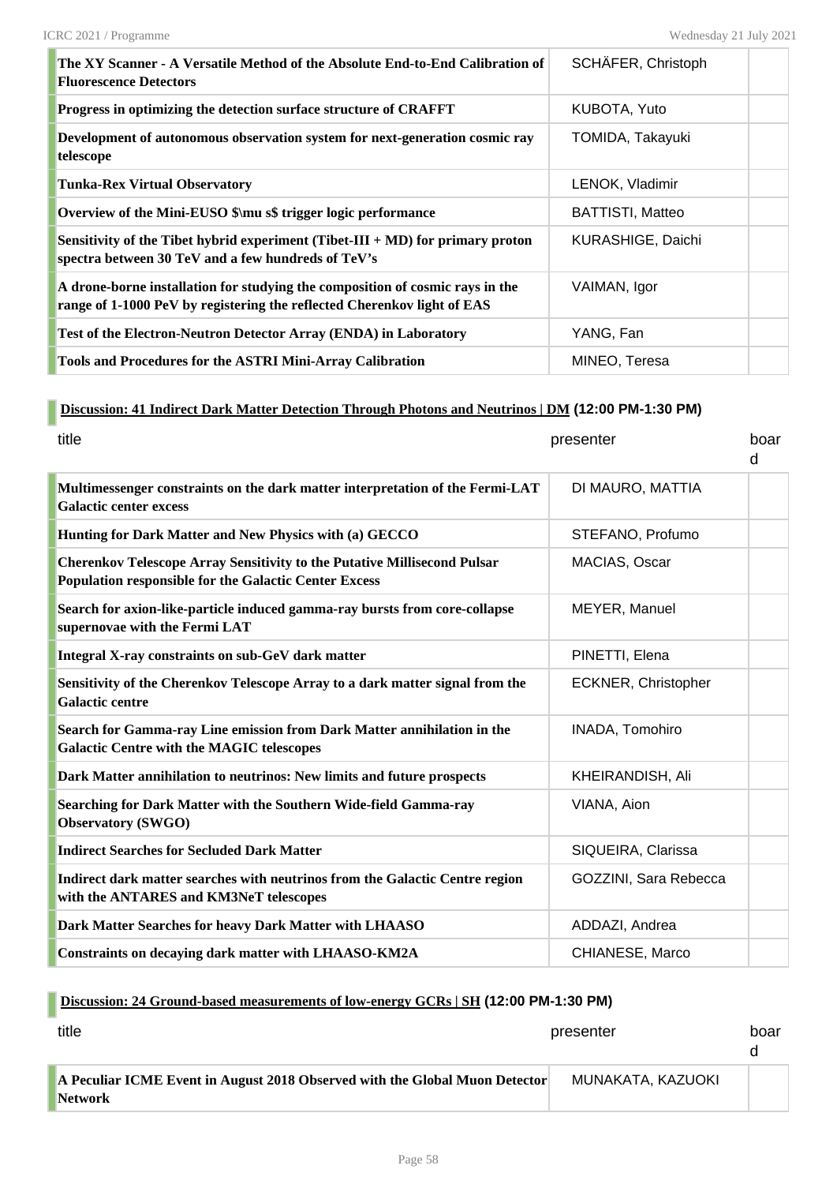| | | |
|---|---|---|
| **The XY Scanner - A Versatile Method of the Absolute End-to-End Calibration of Fluorescence Detectors** | SCHÄFER, Christoph | |
| **Progress in optimizing the detection surface structure of CRAFFT** | KUBOTA, Yuto | |
| **Development of autonomous observation system for next-generation cosmic ray telescope** | TOMIDA, Takayuki | |
| **Tunka-Rex Virtual Observatory** | LENOK, Vladimir | |
| **Overview of the Mini-EUSO $\mu s$ trigger logic performance** | BATTISTI, Matteo | |
| **Sensitivity of the Tibet hybrid experiment (Tibet-III + MD) for primary proton spectra between 30 TeV and a few hundreds of TeV's** | KURASHIGE, Daichi | |
| **A drone-borne installation for studying the composition of cosmic rays in the range of 1-1000 PeV by registering the reflected Cherenkov light of EAS** | VAIMAN, Igor | |
| **Test of the Electron-Neutron Detector Array (ENDA) in Laboratory** | YANG, Fan | |
| **Tools and Procedures for the ASTRI Mini-Array Calibration** | MINEO, Teresa | |

## Discussion: 41 Indirect Dark Matter Detection Through Photons and Neutrinos | DM (12:00 PM-1:30 PM)

| title | presenter | board |
|---|---|---|
| **Multimessenger constraints on the dark matter interpretation of the Fermi-LAT Galactic center excess** | DI MAURO, MATTIA | |
| **Hunting for Dark Matter and New Physics with (a) GECCO** | STEFANO, Profumo | |
| **Cherenkov Telescope Array Sensitivity to the Putative Millisecond Pulsar Population responsible for the Galactic Center Excess** | MACIAS, Oscar | |
| **Search for axion-like-particle induced gamma-ray bursts from core-collapse supernovae with the Fermi LAT** | MEYER, Manuel | |
| **Integral X-ray constraints on sub-GeV dark matter** | PINETTI, Elena | |
| **Sensitivity of the Cherenkov Telescope Array to a dark matter signal from the Galactic centre** | ECKNER, Christopher | |
| **Search for Gamma-ray Line emission from Dark Matter annihilation in the Galactic Centre with the MAGIC telescopes** | INADA, Tomohiro | |
| **Dark Matter annihilation to neutrinos: New limits and future prospects** | KHEIRANDISH, Ali | |
| **Searching for Dark Matter with the Southern Wide-field Gamma-ray Observatory (SWGO)** | VIANA, Aion | |
| **Indirect Searches for Secluded Dark Matter** | SIQUEIRA, Clarissa | |
| **Indirect dark matter searches with neutrinos from the Galactic Centre region with the ANTARES and KM3NeT telescopes** | GOZZINI, Sara Rebecca | |
| **Dark Matter Searches for heavy Dark Matter with LHAASO** | ADDAZI, Andrea | |
| **Constraints on decaying dark matter with LHAASO-KM2A** | CHIANESE, Marco | |

## Discussion: 24 Ground-based measurements of low-energy GCRs | SH (12:00 PM-1:30 PM)

| title | presenter | board |
|---|---|---|
| **A Peculiar ICME Event in August 2018 Observed with the Global Muon Detector Network** | MUNAKATA, KAZUOKI | |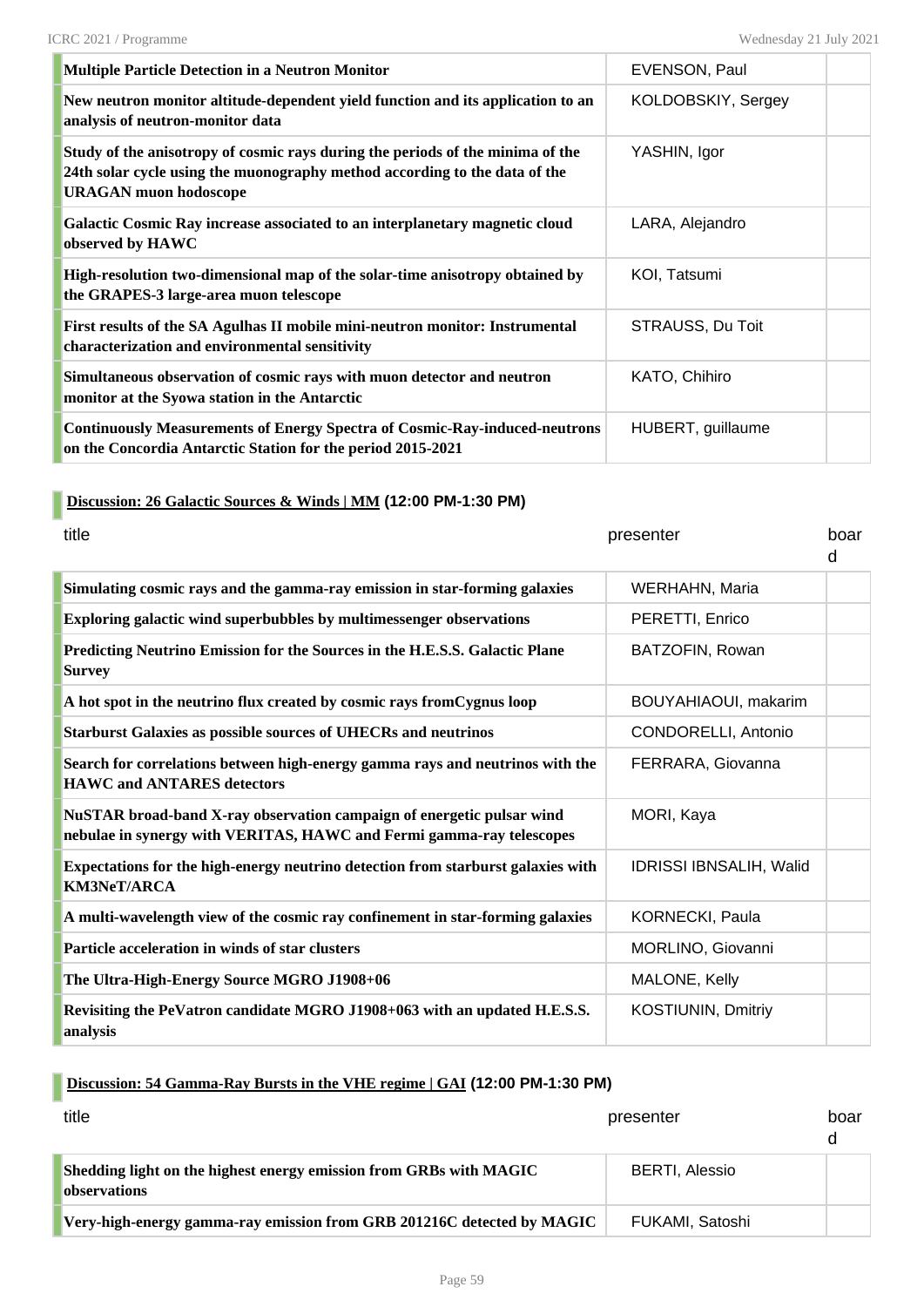| | | |
|---|---|---|
| **Multiple Particle Detection in a Neutron Monitor** | EVENSON, Paul | |
| **New neutron monitor altitude-dependent yield function and its application to an analysis of neutron-monitor data** | KOLDOBSKIY, Sergey | |
| **Study of the anisotropy of cosmic rays during the periods of the minima of the 24th solar cycle using the muonography method according to the data of the URAGAN muon hodoscope** | YASHIN, Igor | |
| **Galactic Cosmic Ray increase associated to an interplanetary magnetic cloud observed by HAWC** | LARA, Alejandro | |
| **High-resolution two-dimensional map of the solar-time anisotropy obtained by the GRAPES-3 large-area muon telescope** | KOI, Tatsumi | |
| **First results of the SA Agulhas II mobile mini-neutron monitor: Instrumental characterization and environmental sensitivity** | STRAUSS, Du Toit | |
| **Simultaneous observation of cosmic rays with muon detector and neutron monitor at the Syowa station in the Antarctic** | KATO, Chihiro | |
| **Continuously Measurements of Energy Spectra of Cosmic-Ray-induced-neutrons on the Concordia Antarctic Station for the period 2015-2021** | HUBERT, guillaume | |

### Discussion: 26 Galactic Sources & Winds | MM (12:00 PM-1:30 PM)

| title | presenter | board |
|---|---|---|
| **Simulating cosmic rays and the gamma-ray emission in star-forming galaxies** | WERHAHN, Maria | |
| **Exploring galactic wind superbubbles by multimessenger observations** | PERETTI, Enrico | |
| **Predicting Neutrino Emission for the Sources in the H.E.S.S. Galactic Plane Survey** | BATZOFIN, Rowan | |
| **A hot spot in the neutrino flux created by cosmic rays fromCygnus loop** | BOUYAHIAOUI, makarim | |
| **Starburst Galaxies as possible sources of UHECRs and neutrinos** | CONDORELLI, Antonio | |
| **Search for correlations between high-energy gamma rays and neutrinos with the HAWC and ANTARES detectors** | FERRARA, Giovanna | |
| **NuSTAR broad-band X-ray observation campaign of energetic pulsar wind nebulae in synergy with VERITAS, HAWC and Fermi gamma-ray telescopes** | MORI, Kaya | |
| **Expectations for the high-energy neutrino detection from starburst galaxies with KM3NeT/ARCA** | IDRISSI IBNSALIH, Walid | |
| **A multi-wavelength view of the cosmic ray confinement in star-forming galaxies** | KORNECKI, Paula | |
| **Particle acceleration in winds of star clusters** | MORLINO, Giovanni | |
| **The Ultra-High-Energy Source MGRO J1908+06** | MALONE, Kelly | |
| **Revisiting the PeVatron candidate MGRO J1908+063 with an updated H.E.S.S. analysis** | KOSTIUNIN, Dmitriy | |

### Discussion: 54 Gamma-Ray Bursts in the VHE regime | GAI (12:00 PM-1:30 PM)

| title | presenter | board |
|---|---|---|
| **Shedding light on the highest energy emission from GRBs with MAGIC observations** | BERTI, Alessio | |
| **Very-high-energy gamma-ray emission from GRB 201216C detected by MAGIC** | FUKAMI, Satoshi | |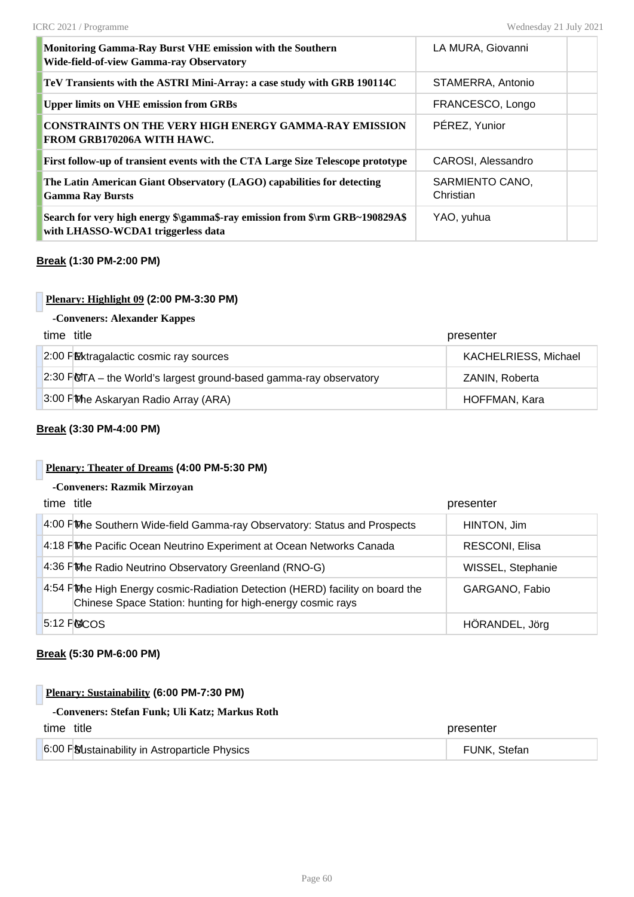| | | |
|---|---|---|
| **Monitoring Gamma-Ray Burst VHE emission with the Southern Wide-field-of-view Gamma-ray Observatory** | LA MURA, Giovanni | |
| **TeV Transients with the ASTRI Mini-Array: a case study with GRB 190114C** | STAMERRA, Antonio | |
| **Upper limits on VHE emission from GRBs** | FRANCESCO, Longo | |
| **CONSTRAINTS ON THE VERY HIGH ENERGY GAMMA-RAY EMISSION FROM GRB170206A WITH HAWC.** | PÉREZ, Yunior | |
| **First follow-up of transient events with the CTA Large Size Telescope prototype** | CAROSI, Alessandro | |
| **The Latin American Giant Observatory (LAGO) capabilities for detecting Gamma Ray Bursts** | SARMIENTO CANO, Christian | |
| **Search for very high energy $\gamma$-ray emission from $\rm GRB~190829A$ with LHASSO-WCDA1 triggerless data** | YAO, yuhua | |

**Break (1:30 PM-2:00 PM)**

**Plenary: Highlight 09 (2:00 PM-3:30 PM)**

**-Conveners: Alexander Kappes**

| time | title | presenter |
|---|---|---|
| 2:00 PM | Extragalactic cosmic ray sources | KACHELRIESS, Michael |
| 2:30 PM | CTA – the World's largest ground-based gamma-ray observatory | ZANIN, Roberta |
| 3:00 PM | The Askaryan Radio Array (ARA) | HOFFMAN, Kara |

**Break (3:30 PM-4:00 PM)**

**Plenary: Theater of Dreams (4:00 PM-5:30 PM)**

**-Conveners: Razmik Mirzoyan**

| time | title | presenter |
|---|---|---|
| 4:00 PM | The Southern Wide-field Gamma-ray Observatory: Status and Prospects | HINTON, Jim |
| 4:18 PM | The Pacific Ocean Neutrino Experiment at Ocean Networks Canada | RESCONI, Elisa |
| 4:36 PM | The Radio Neutrino Observatory Greenland (RNO-G) | WISSEL, Stephanie |
| 4:54 PM | The High Energy cosmic-Radiation Detection (HERD) facility on board the Chinese Space Station: hunting for high-energy cosmic rays | GARGANO, Fabio |
| 5:12 PM | GCOS | HÖRANDEL, Jörg |

**Break (5:30 PM-6:00 PM)**

**Plenary: Sustainability (6:00 PM-7:30 PM)**

**-Conveners: Stefan Funk; Uli Katz; Markus Roth**

| time | title | presenter |
|---|---|---|
| 6:00 PM | Sustainability in Astroparticle Physics | FUNK, Stefan |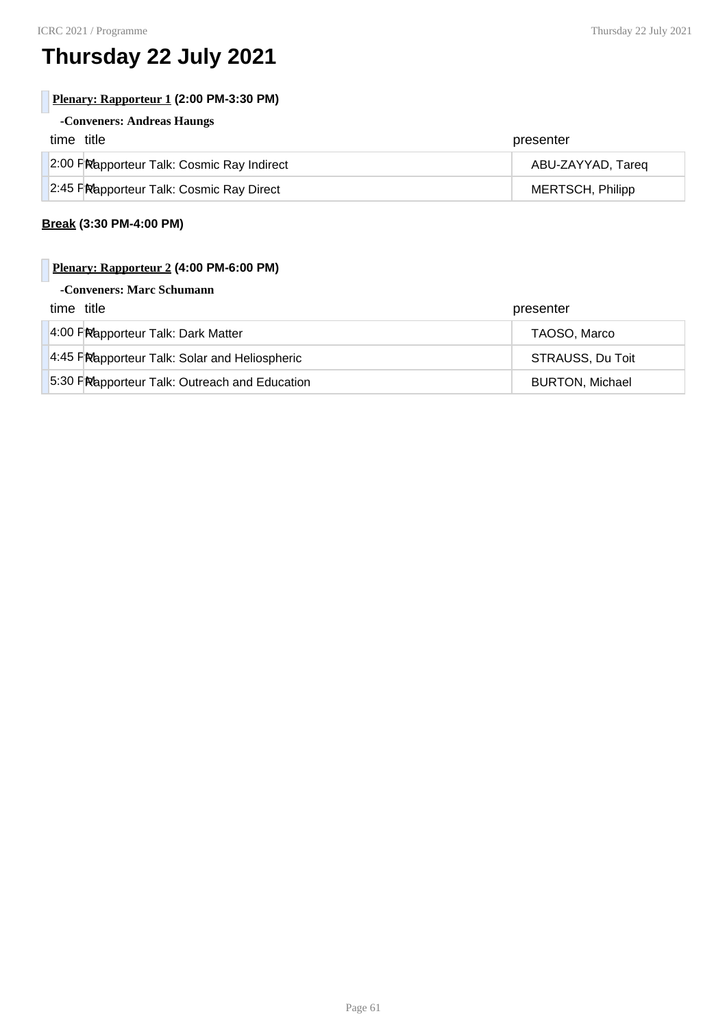# Thursday 22 July 2021

**Plenary: Rapporteur 1 (2:00 PM-3:30 PM)**

**-Conveners: Andreas Haungs**

| time | title | presenter |
|---|---|---|
| 2:00 PM | Rapporteur Talk: Cosmic Ray Indirect | ABU-ZAYYAD, Tareq |
| 2:45 PM | Rapporteur Talk: Cosmic Ray Direct | MERTSCH, Philipp |

**Break (3:30 PM-4:00 PM)**

**Plenary: Rapporteur 2 (4:00 PM-6:00 PM)**

**-Conveners: Marc Schumann**

| time | title | presenter |
|---|---|---|
| 4:00 PM | Rapporteur Talk: Dark Matter | TAOSO, Marco |
| 4:45 PM | Rapporteur Talk: Solar and Heliospheric | STRAUSS, Du Toit |
| 5:30 PM | Rapporteur Talk: Outreach and Education | BURTON, Michael |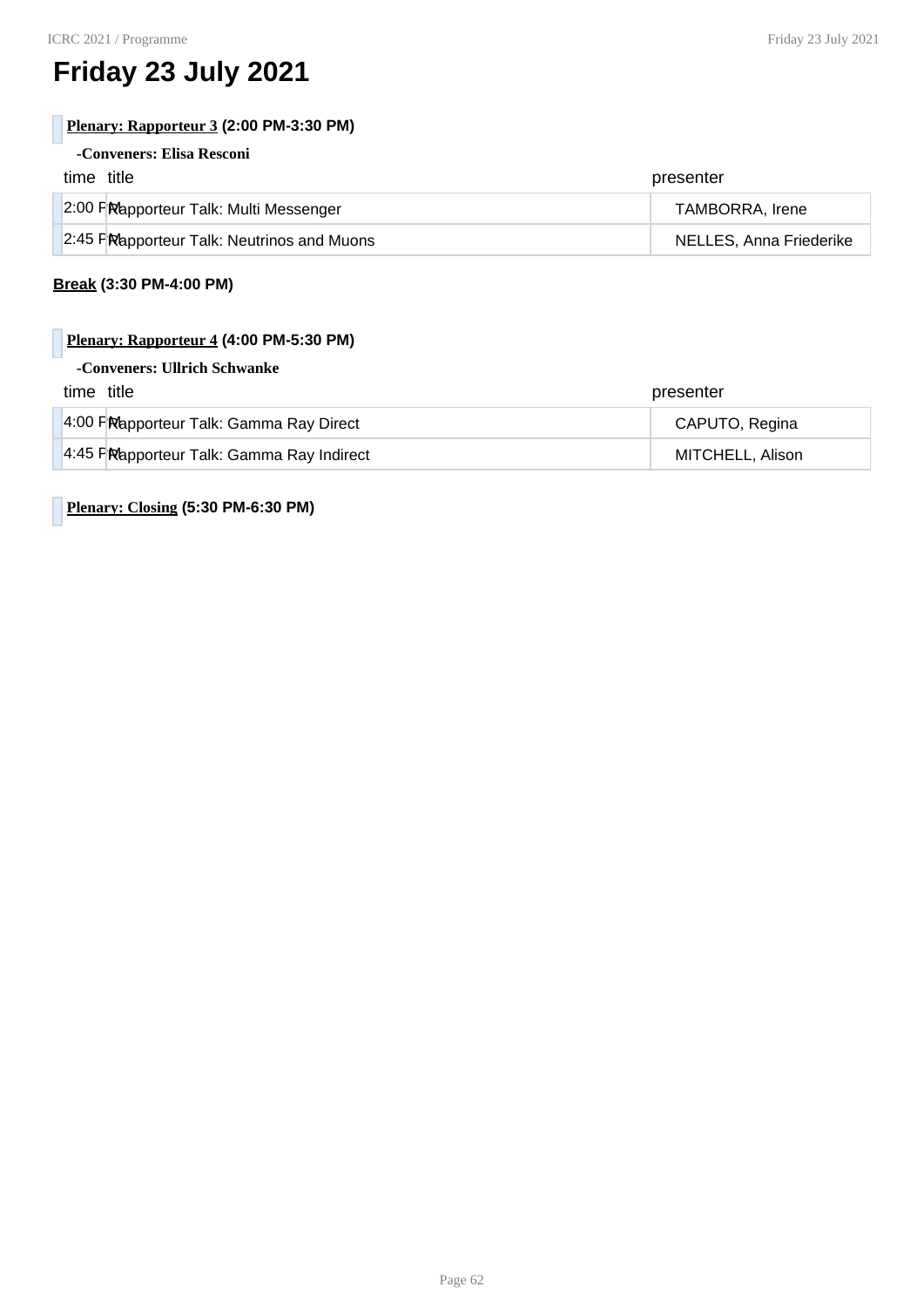# Friday 23 July 2021

**Plenary: Rapporteur 3 (2:00 PM-3:30 PM)**

**-Conveners: Elisa Resconi**

| time | title | presenter |
|---|---|---|
| 2:00 PM | Rapporteur Talk: Multi Messenger | TAMBORRA, Irene |
| 2:45 PM | Rapporteur Talk: Neutrinos and Muons | NELLES, Anna Friederike |

**Break (3:30 PM-4:00 PM)**

**Plenary: Rapporteur 4 (4:00 PM-5:30 PM)**

**-Conveners: Ullrich Schwanke**

| time | title | presenter |
|---|---|---|
| 4:00 PM | Rapporteur Talk: Gamma Ray Direct | CAPUTO, Regina |
| 4:45 PM | Rapporteur Talk: Gamma Ray Indirect | MITCHELL, Alison |

**Plenary: Closing (5:30 PM-6:30 PM)**